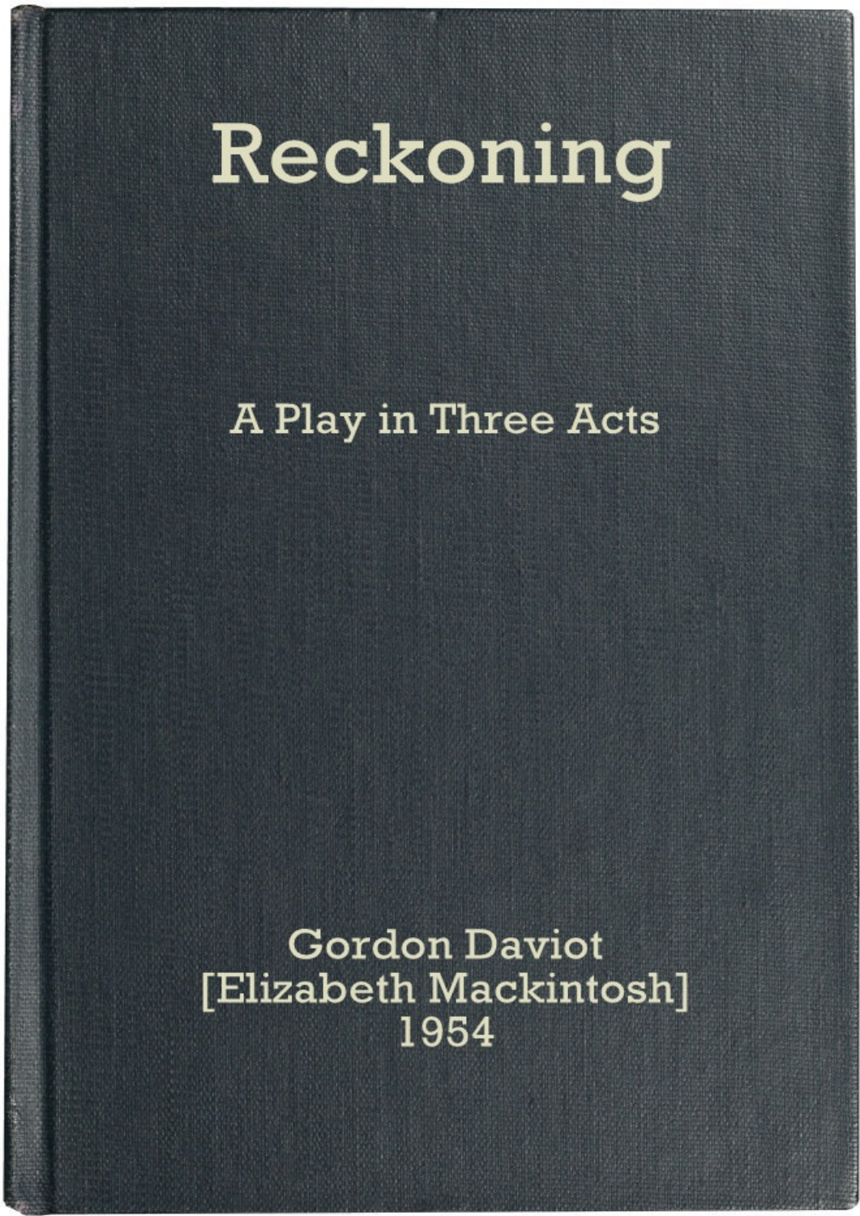# Reckoning

A Play in Three Acts

Gordon Daviot
[Elizabeth Mackintosh]
1954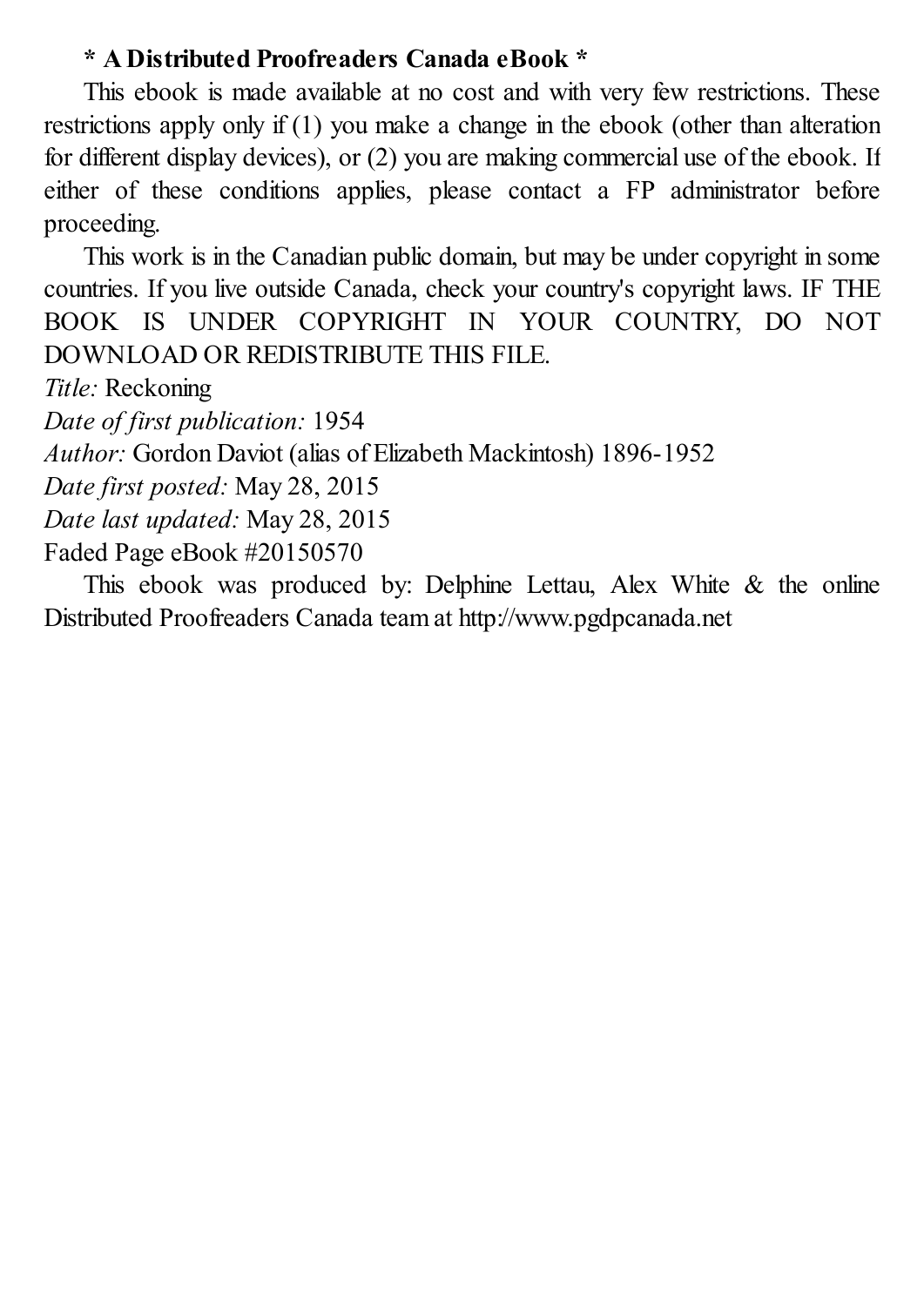**\* A Distributed Proofreaders Canada eBook \***

This ebook is made available at no cost and with very few restrictions. These restrictions apply only if (1) you make a change in the ebook (other than alteration for different display devices), or (2) you are making commercial use of the ebook. If either of these conditions applies, please contact a FP administrator before proceeding.

This work is in the Canadian public domain, but may be under copyright in some countries. If you live outside Canada, check your country's copyright laws. IF THE BOOK IS UNDER COPYRIGHT IN YOUR COUNTRY, DO NOT DOWNLOAD OR REDISTRIBUTE THIS FILE.

*Title:* Reckoning  
*Date of first publication:* 1954  
*Author:* Gordon Daviot (alias of Elizabeth Mackintosh) 1896-1952  
*Date first posted:* May 28, 2015  
*Date last updated:* May 28, 2015  
Faded Page eBook #20150570

This ebook was produced by: Delphine Lettau, Alex White & the online Distributed Proofreaders Canada team at http://www.pgdpcanada.net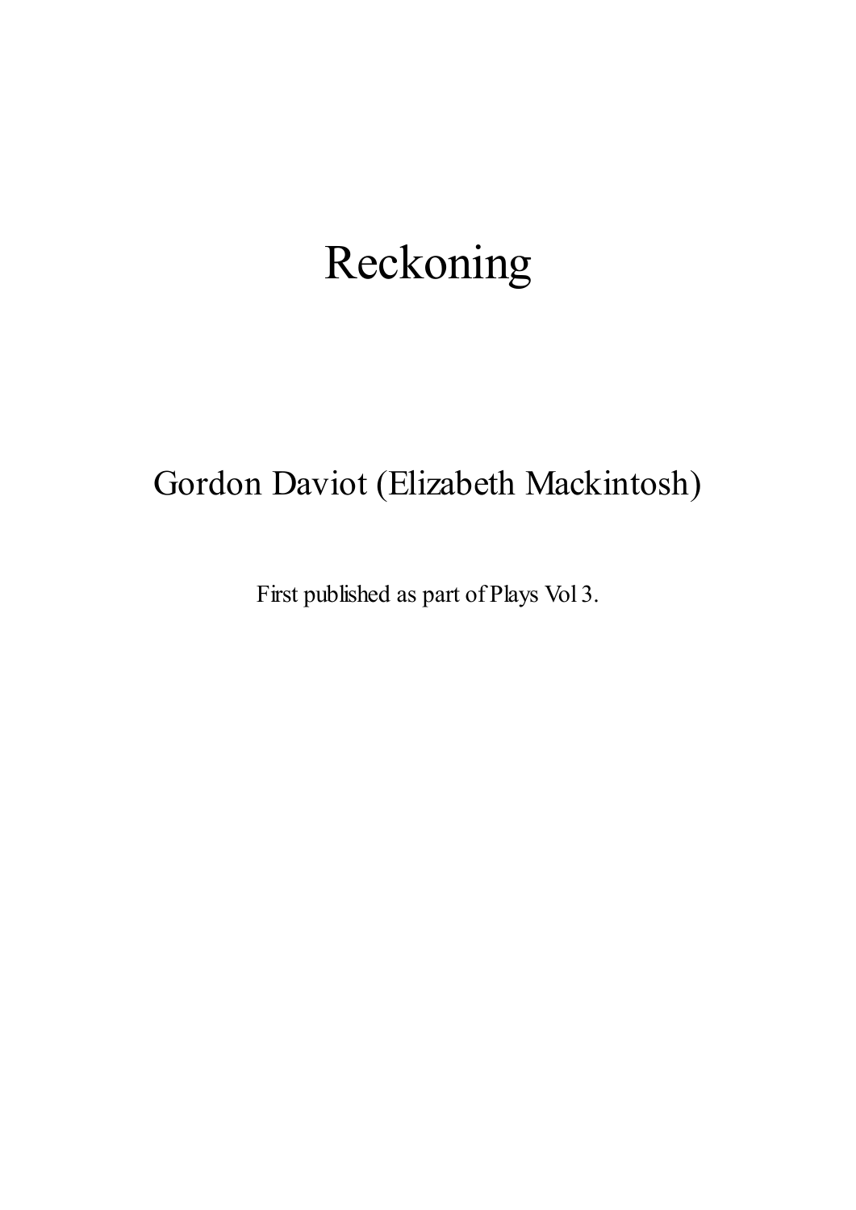# Reckoning

Gordon Daviot (Elizabeth Mackintosh)

First published as part of Plays Vol 3.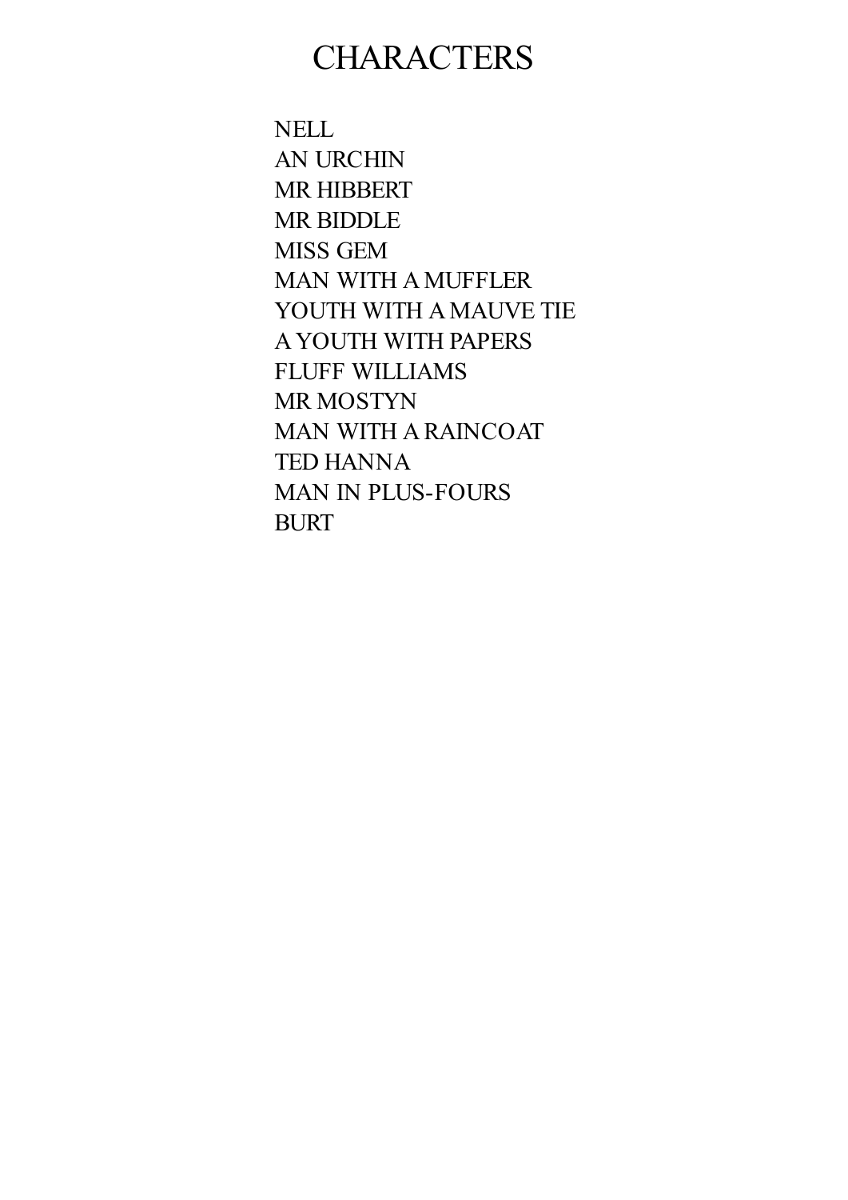# CHARACTERS

NELL
AN URCHIN
MR HIBBERT
MR BIDDLE
MISS GEM
MAN WITH A MUFFLER
YOUTH WITH A MAUVE TIE
A YOUTH WITH PAPERS
FLUFF WILLIAMS
MR MOSTYN
MAN WITH A RAINCOAT
TED HANNA
MAN IN PLUS-FOURS
BURT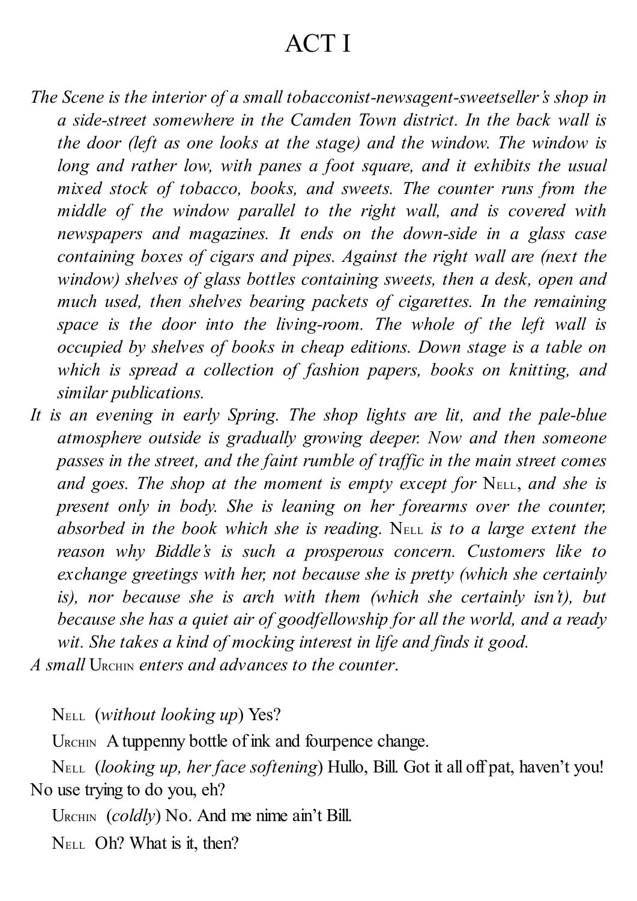# ACT I

*The Scene is the interior of a small tobacconist-newsagent-sweetseller's shop in a side-street somewhere in the Camden Town district. In the back wall is the door (left as one looks at the stage) and the window. The window is long and rather low, with panes a foot square, and it exhibits the usual mixed stock of tobacco, books, and sweets. The counter runs from the middle of the window parallel to the right wall, and is covered with newspapers and magazines. It ends on the down-side in a glass case containing boxes of cigars and pipes. Against the right wall are (next the window) shelves of glass bottles containing sweets, then a desk, open and much used, then shelves bearing packets of cigarettes. In the remaining space is the door into the living-room. The whole of the left wall is occupied by shelves of books in cheap editions. Down stage is a table on which is spread a collection of fashion papers, books on knitting, and similar publications.*

*It is an evening in early Spring. The shop lights are lit, and the pale-blue atmosphere outside is gradually growing deeper. Now and then someone passes in the street, and the faint rumble of traffic in the main street comes and goes. The shop at the moment is empty except for* Nell, *and she is present only in body. She is leaning on her forearms over the counter, absorbed in the book which she is reading.* Nell *is to a large extent the reason why Biddle's is such a prosperous concern. Customers like to exchange greetings with her, not because she is pretty (which she certainly is), nor because she is arch with them (which she certainly isn't), but because she has a quiet air of goodfellowship for all the world, and a ready wit. She takes a kind of mocking interest in life and finds it good.*

*A small* Urchin *enters and advances to the counter.*

Nell (*without looking up*) Yes?

Urchin A tuppenny bottle of ink and fourpence change.

Nell (*looking up, her face softening*) Hullo, Bill. Got it all off pat, haven't you! No use trying to do you, eh?

Urchin (*coldly*) No. And me nime ain't Bill.

Nell Oh? What is it, then?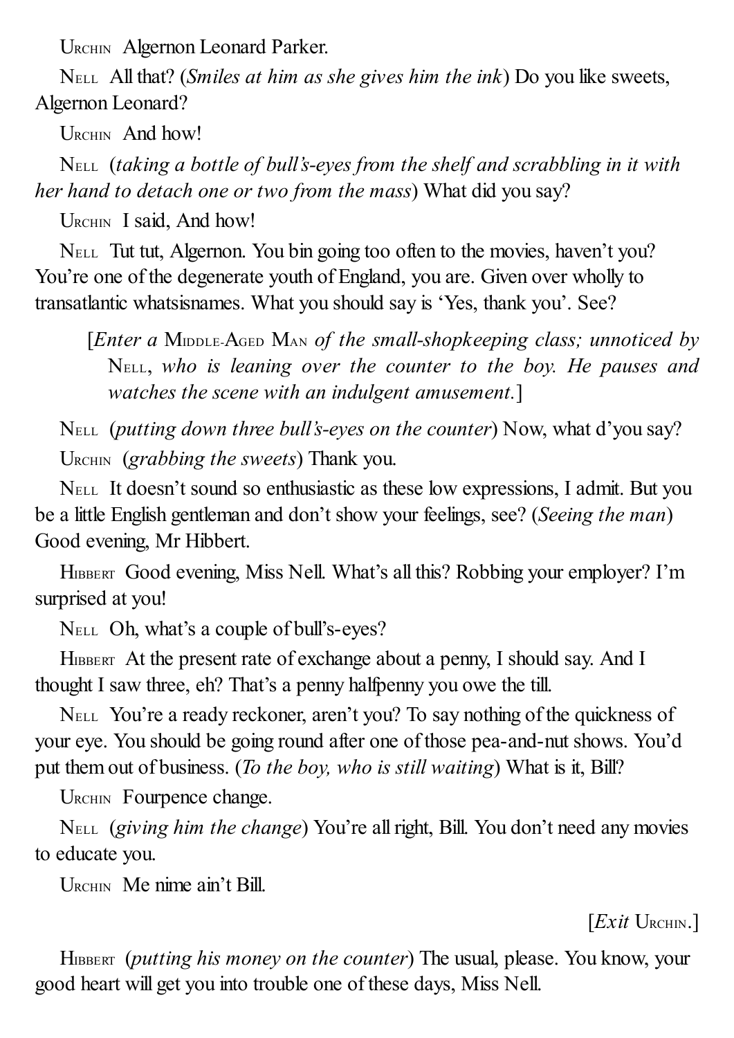URCHIN Algernon Leonard Parker.

NELL All that? (*Smiles at him as she gives him the ink*) Do you like sweets, Algernon Leonard?

URCHIN And how!

NELL (*taking a bottle of bull's-eyes from the shelf and scrabbling in it with her hand to detach one or two from the mass*) What did you say?

URCHIN I said, And how!

NELL Tut tut, Algernon. You bin going too often to the movies, haven't you? You're one of the degenerate youth of England, you are. Given over wholly to transatlantic whatsisnames. What you should say is 'Yes, thank you'. See?

[*Enter a* MIDDLE-AGED MAN *of the small-shopkeeping class; unnoticed by* NELL, *who is leaning over the counter to the boy. He pauses and watches the scene with an indulgent amusement.*]

NELL (*putting down three bull's-eyes on the counter*) Now, what d'you say?

URCHIN (*grabbing the sweets*) Thank you.

NELL It doesn't sound so enthusiastic as these low expressions, I admit. But you be a little English gentleman and don't show your feelings, see? (*Seeing the man*) Good evening, Mr Hibbert.

HIBBERT Good evening, Miss Nell. What's all this? Robbing your employer? I'm surprised at you!

NELL Oh, what's a couple of bull's-eyes?

HIBBERT At the present rate of exchange about a penny, I should say. And I thought I saw three, eh? That's a penny halfpenny you owe the till.

NELL You're a ready reckoner, aren't you? To say nothing of the quickness of your eye. You should be going round after one of those pea-and-nut shows. You'd put them out of business. (*To the boy, who is still waiting*) What is it, Bill?

URCHIN Fourpence change.

NELL (*giving him the change*) You're all right, Bill. You don't need any movies to educate you.

URCHIN Me nime ain't Bill.

[*Exit* URCHIN.]

HIBBERT (*putting his money on the counter*) The usual, please. You know, your good heart will get you into trouble one of these days, Miss Nell.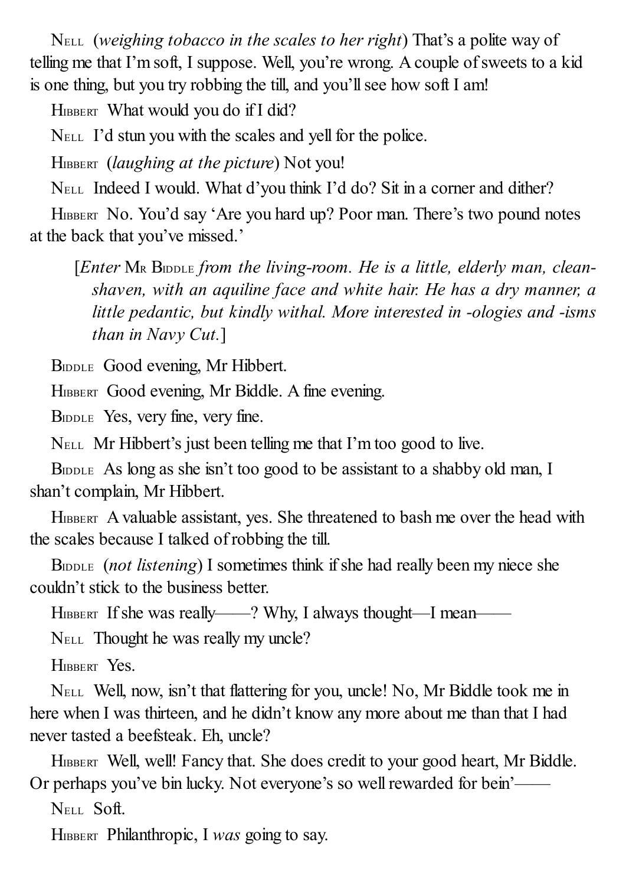NELL (*weighing tobacco in the scales to her right*) That's a polite way of telling me that I'm soft, I suppose. Well, you're wrong. A couple of sweets to a kid is one thing, but you try robbing the till, and you'll see how soft I am!

HIBBERT What would you do if I did?

NELL I'd stun you with the scales and yell for the police.

HIBBERT (*laughing at the picture*) Not you!

NELL Indeed I would. What d'you think I'd do? Sit in a corner and dither?

HIBBERT No. You'd say 'Are you hard up? Poor man. There's two pound notes at the back that you've missed.'

> [*Enter* MR BIDDLE *from the living-room. He is a little, elderly man, clean-shaven, with an aquiline face and white hair. He has a dry manner, a little pedantic, but kindly withal. More interested in -ologies and -isms than in Navy Cut.*]

BIDDLE Good evening, Mr Hibbert.

HIBBERT Good evening, Mr Biddle. A fine evening.

BIDDLE Yes, very fine, very fine.

NELL Mr Hibbert's just been telling me that I'm too good to live.

BIDDLE As long as she isn't too good to be assistant to a shabby old man, I shan't complain, Mr Hibbert.

HIBBERT A valuable assistant, yes. She threatened to bash me over the head with the scales because I talked of robbing the till.

BIDDLE (*not listening*) I sometimes think if she had really been my niece she couldn't stick to the business better.

HIBBERT If she was really——? Why, I always thought—I mean——

NELL Thought he was really my uncle?

HIBBERT Yes.

NELL Well, now, isn't that flattering for you, uncle! No, Mr Biddle took me in here when I was thirteen, and he didn't know any more about me than that I had never tasted a beefsteak. Eh, uncle?

HIBBERT Well, well! Fancy that. She does credit to your good heart, Mr Biddle. Or perhaps you've bin lucky. Not everyone's so well rewarded for bein'——

NELL Soft.

HIBBERT Philanthropic, I *was* going to say.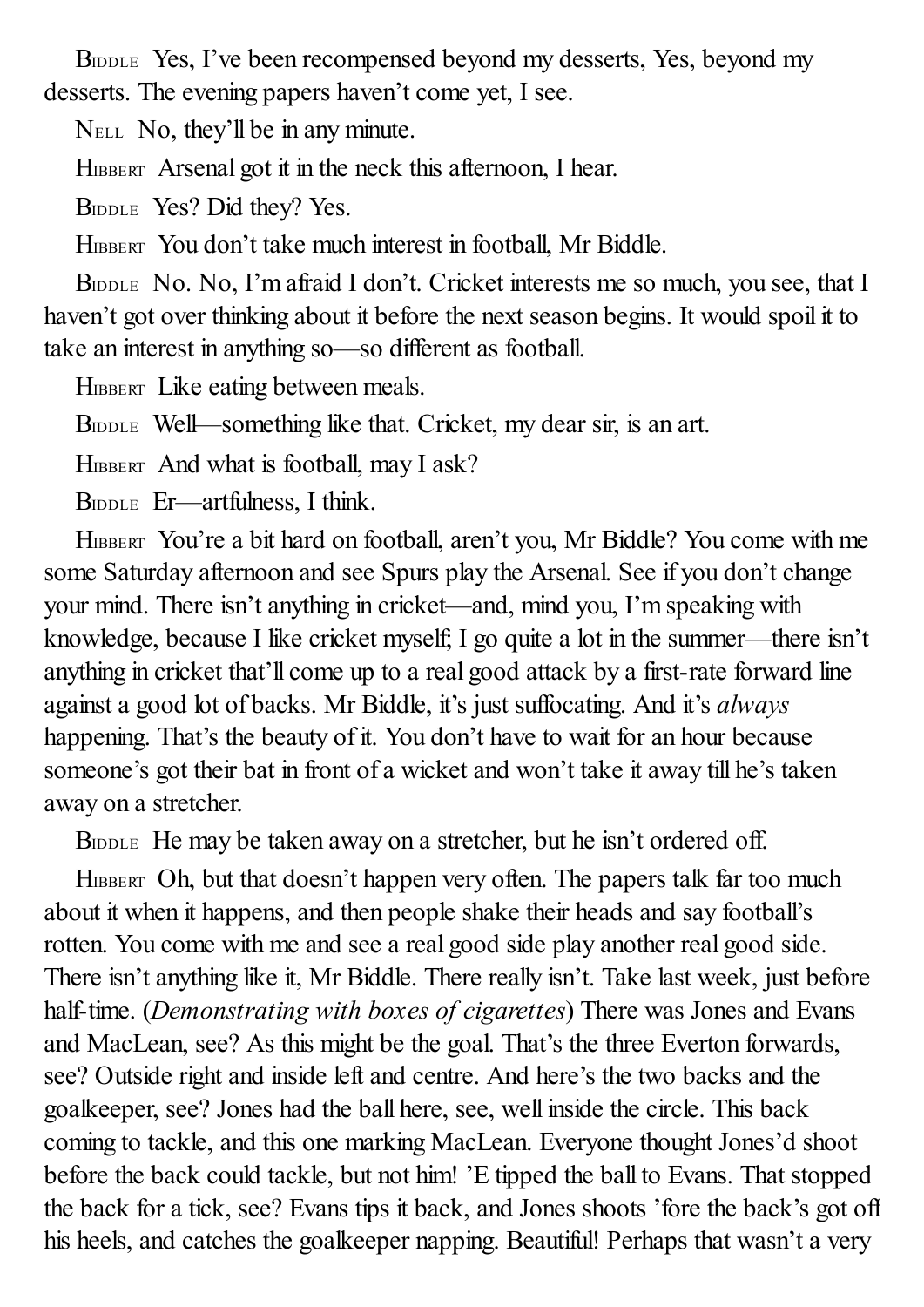BIDDLE Yes, I've been recompensed beyond my desserts, Yes, beyond my desserts. The evening papers haven't come yet, I see.

NELL No, they'll be in any minute.

HIBBERT Arsenal got it in the neck this afternoon, I hear.

BIDDLE Yes? Did they? Yes.

HIBBERT You don't take much interest in football, Mr Biddle.

BIDDLE No. No, I'm afraid I don't. Cricket interests me so much, you see, that I haven't got over thinking about it before the next season begins. It would spoil it to take an interest in anything so—so different as football.

HIBBERT Like eating between meals.

BIDDLE Well—something like that. Cricket, my dear sir, is an art.

HIBBERT And what is football, may I ask?

BIDDLE Er—artfulness, I think.

HIBBERT You're a bit hard on football, aren't you, Mr Biddle? You come with me some Saturday afternoon and see Spurs play the Arsenal. See if you don't change your mind. There isn't anything in cricket—and, mind you, I'm speaking with knowledge, because I like cricket myself; I go quite a lot in the summer—there isn't anything in cricket that'll come up to a real good attack by a first-rate forward line against a good lot of backs. Mr Biddle, it's just suffocating. And it's *always* happening. That's the beauty of it. You don't have to wait for an hour because someone's got their bat in front of a wicket and won't take it away till he's taken away on a stretcher.

BIDDLE He may be taken away on a stretcher, but he isn't ordered off.

HIBBERT Oh, but that doesn't happen very often. The papers talk far too much about it when it happens, and then people shake their heads and say football's rotten. You come with me and see a real good side play another real good side. There isn't anything like it, Mr Biddle. There really isn't. Take last week, just before half-time. (*Demonstrating with boxes of cigarettes*) There was Jones and Evans and MacLean, see? As this might be the goal. That's the three Everton forwards, see? Outside right and inside left and centre. And here's the two backs and the goalkeeper, see? Jones had the ball here, see, well inside the circle. This back coming to tackle, and this one marking MacLean. Everyone thought Jones'd shoot before the back could tackle, but not him! 'E tipped the ball to Evans. That stopped the back for a tick, see? Evans tips it back, and Jones shoots 'fore the back's got off his heels, and catches the goalkeeper napping. Beautiful! Perhaps that wasn't a very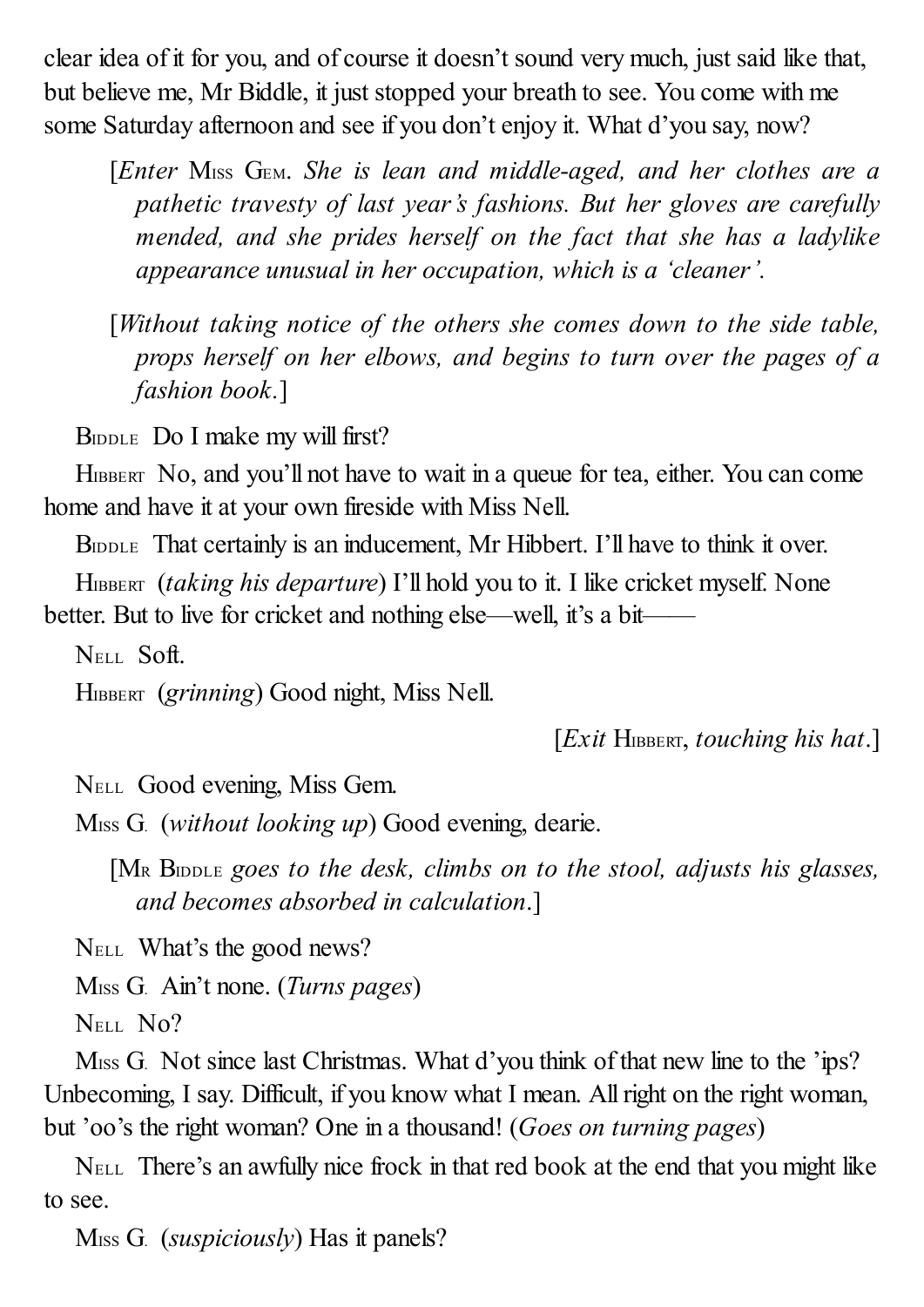clear idea of it for you, and of course it doesn't sound very much, just said like that, but believe me, Mr Biddle, it just stopped your breath to see. You come with me some Saturday afternoon and see if you don't enjoy it. What d'you say, now?

[*Enter* Miss Gem. *She is lean and middle-aged, and her clothes are a pathetic travesty of last year's fashions. But her gloves are carefully mended, and she prides herself on the fact that she has a ladylike appearance unusual in her occupation, which is a 'cleaner'.*

[*Without taking notice of the others she comes down to the side table, props herself on her elbows, and begins to turn over the pages of a fashion book.*]

Biddle Do I make my will first?

Hibbert No, and you'll not have to wait in a queue for tea, either. You can come home and have it at your own fireside with Miss Nell.

Biddle That certainly is an inducement, Mr Hibbert. I'll have to think it over.

Hibbert (*taking his departure*) I'll hold you to it. I like cricket myself. None better. But to live for cricket and nothing else—well, it's a bit——

Nell Soft.

Hibbert (*grinning*) Good night, Miss Nell.

[*Exit* Hibbert, *touching his hat*.]

Nell Good evening, Miss Gem.

Miss G. (*without looking up*) Good evening, dearie.

[Mr Biddle *goes to the desk, climbs on to the stool, adjusts his glasses, and becomes absorbed in calculation*.]

Nell What's the good news?

Miss G. Ain't none. (*Turns pages*)

Nell No?

Miss G. Not since last Christmas. What d'you think of that new line to the 'ips? Unbecoming, I say. Difficult, if you know what I mean. All right on the right woman, but 'oo's the right woman? One in a thousand! (*Goes on turning pages*)

Nell There's an awfully nice frock in that red book at the end that you might like to see.

Miss G. (*suspiciously*) Has it panels?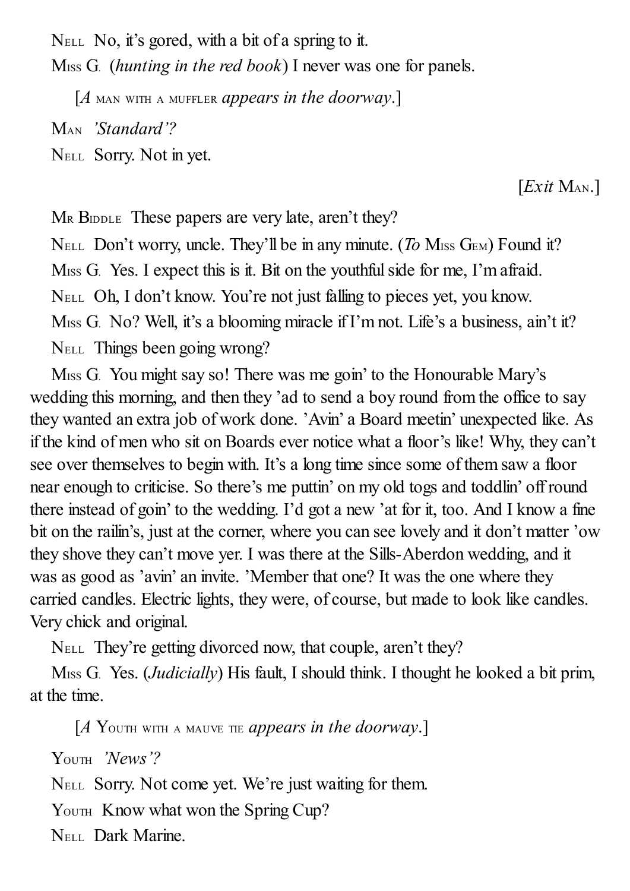NELL No, it's gored, with a bit of a spring to it.

MISS G. (*hunting in the red book*) I never was one for panels.

[*A* MAN WITH A MUFFLER *appears in the doorway*.]

MAN *'Standard'?*

NELL Sorry. Not in yet.

[*Exit* MAN.]

MR BIDDLE These papers are very late, aren't they?

NELL Don't worry, uncle. They'll be in any minute. (*To* MISS GEM) Found it?

MISS G. Yes. I expect this is it. Bit on the youthful side for me, I'm afraid.

NELL Oh, I don't know. You're not just falling to pieces yet, you know.

MISS G. No? Well, it's a blooming miracle if I'm not. Life's a business, ain't it?

NELL Things been going wrong?

MISS G. You might say so! There was me goin' to the Honourable Mary's wedding this morning, and then they 'ad to send a boy round from the office to say they wanted an extra job of work done. 'Avin' a Board meetin' unexpected like. As if the kind of men who sit on Boards ever notice what a floor's like! Why, they can't see over themselves to begin with. It's a long time since some of them saw a floor near enough to criticise. So there's me puttin' on my old togs and toddlin' off round there instead of goin' to the wedding. I'd got a new 'at for it, too. And I know a fine bit on the railin's, just at the corner, where you can see lovely and it don't matter 'ow they shove they can't move yer. I was there at the Sills-Aberdon wedding, and it was as good as 'avin' an invite. 'Member that one? It was the one where they carried candles. Electric lights, they were, of course, but made to look like candles. Very chick and original.

NELL They're getting divorced now, that couple, aren't they?

MISS G. Yes. (*Judicially*) His fault, I should think. I thought he looked a bit prim, at the time.

[*A* YOUTH WITH A MAUVE TIE *appears in the doorway*.]

YOUTH *'News'?*

NELL Sorry. Not come yet. We're just waiting for them.

YOUTH Know what won the Spring Cup?

NELL Dark Marine.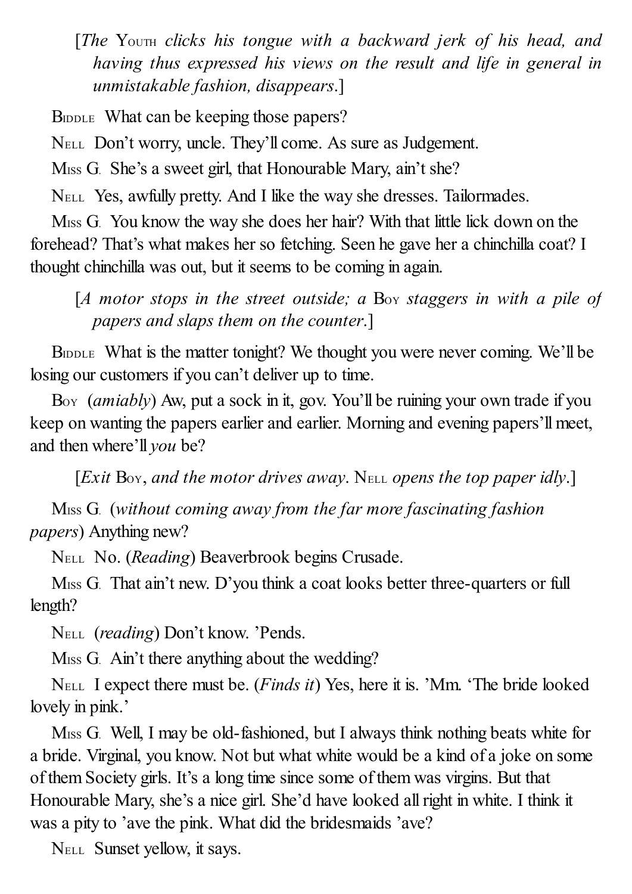[*The* Youth *clicks his tongue with a backward jerk of his head, and having thus expressed his views on the result and life in general in unmistakable fashion, disappears*.]

Biddle What can be keeping those papers?

Nell Don't worry, uncle. They'll come. As sure as Judgement.

Miss G. She's a sweet girl, that Honourable Mary, ain't she?

Nell Yes, awfully pretty. And I like the way she dresses. Tailormades.

Miss G. You know the way she does her hair? With that little lick down on the forehead? That's what makes her so fetching. Seen he gave her a chinchilla coat? I thought chinchilla was out, but it seems to be coming in again.

[*A motor stops in the street outside; a* Boy *staggers in with a pile of papers and slaps them on the counter*.]

Biddle What is the matter tonight? We thought you were never coming. We'll be losing our customers if you can't deliver up to time.

Boy (*amiably*) Aw, put a sock in it, gov. You'll be ruining your own trade if you keep on wanting the papers earlier and earlier. Morning and evening papers'll meet, and then where'll *you* be?

[*Exit* Boy, *and the motor drives away*. Nell *opens the top paper idly*.]

Miss G. (*without coming away from the far more fascinating fashion papers*) Anything new?

Nell No. (*Reading*) Beaverbrook begins Crusade.

Miss G. That ain't new. D'you think a coat looks better three-quarters or full length?

Nell (*reading*) Don't know. 'Pends.

Miss G. Ain't there anything about the wedding?

Nell I expect there must be. (*Finds it*) Yes, here it is. 'Mm. 'The bride looked lovely in pink.'

Miss G. Well, I may be old-fashioned, but I always think nothing beats white for a bride. Virginal, you know. Not but what white would be a kind of a joke on some of them Society girls. It's a long time since some of them was virgins. But that Honourable Mary, she's a nice girl. She'd have looked all right in white. I think it was a pity to 'ave the pink. What did the bridesmaids 'ave?

Nell Sunset yellow, it says.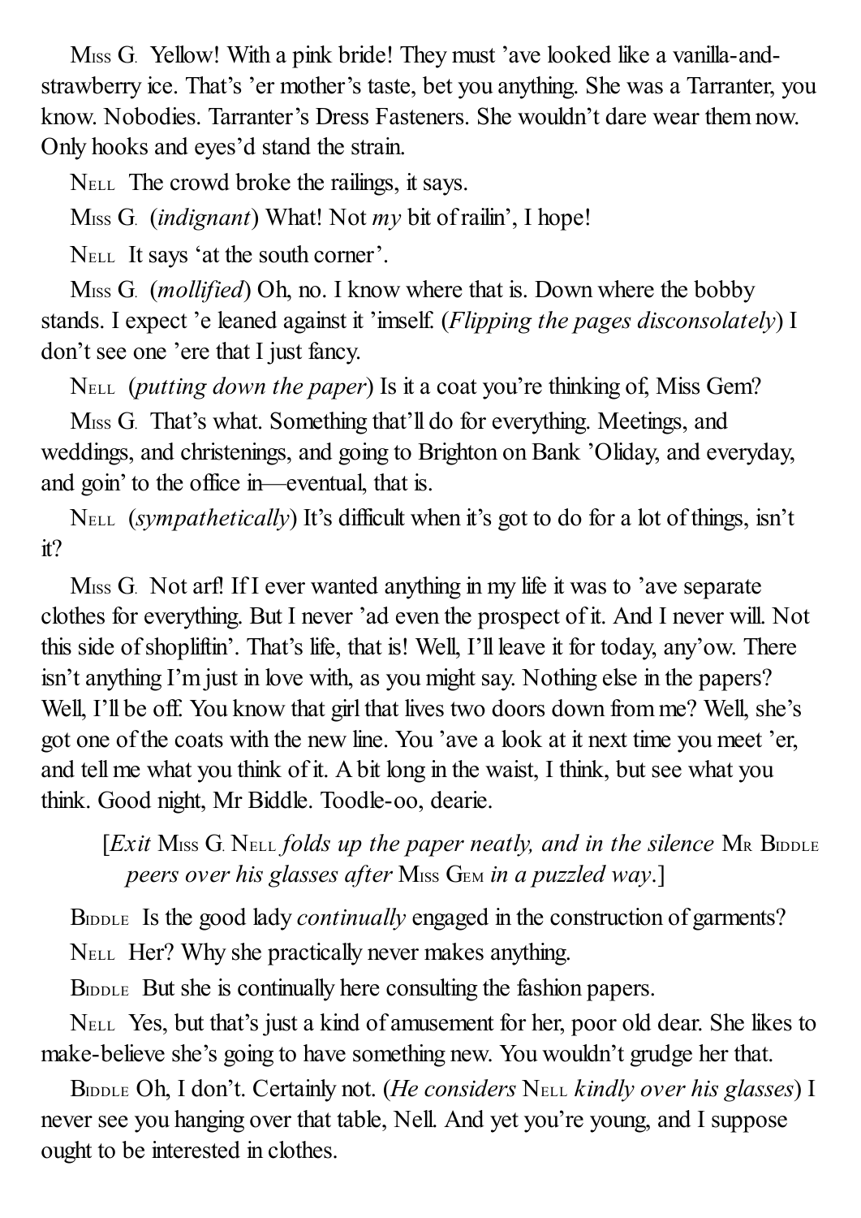Miss G. Yellow! With a pink bride! They must 'ave looked like a vanilla-and-strawberry ice. That's 'er mother's taste, bet you anything. She was a Tarranter, you know. Nobodies. Tarranter's Dress Fasteners. She wouldn't dare wear them now. Only hooks and eyes'd stand the strain.

Nell The crowd broke the railings, it says.

Miss G. (*indignant*) What! Not *my* bit of railin', I hope!

Nell It says 'at the south corner'.

Miss G. (*mollified*) Oh, no. I know where that is. Down where the bobby stands. I expect 'e leaned against it 'imself. (*Flipping the pages disconsolately*) I don't see one 'ere that I just fancy.

Nell (*putting down the paper*) Is it a coat you're thinking of, Miss Gem?

Miss G. That's what. Something that'll do for everything. Meetings, and weddings, and christenings, and going to Brighton on Bank 'Oliday, and everyday, and goin' to the office in—eventual, that is.

Nell (*sympathetically*) It's difficult when it's got to do for a lot of things, isn't it?

Miss G. Not arf! If I ever wanted anything in my life it was to 'ave separate clothes for everything. But I never 'ad even the prospect of it. And I never will. Not this side of shopliftin'. That's life, that is! Well, I'll leave it for today, any'ow. There isn't anything I'm just in love with, as you might say. Nothing else in the papers? Well, I'll be off. You know that girl that lives two doors down from me? Well, she's got one of the coats with the new line. You 'ave a look at it next time you meet 'er, and tell me what you think of it. A bit long in the waist, I think, but see what you think. Good night, Mr Biddle. Toodle-oo, dearie.

[*Exit* Miss G. Nell *folds up the paper neatly, and in the silence* Mr Biddle *peers over his glasses after* Miss Gem *in a puzzled way*.]

Biddle Is the good lady *continually* engaged in the construction of garments?

Nell Her? Why she practically never makes anything.

Biddle But she is continually here consulting the fashion papers.

Nell Yes, but that's just a kind of amusement for her, poor old dear. She likes to make-believe she's going to have something new. You wouldn't grudge her that.

Biddle Oh, I don't. Certainly not. (*He considers* Nell *kindly over his glasses*) I never see you hanging over that table, Nell. And yet you're young, and I suppose ought to be interested in clothes.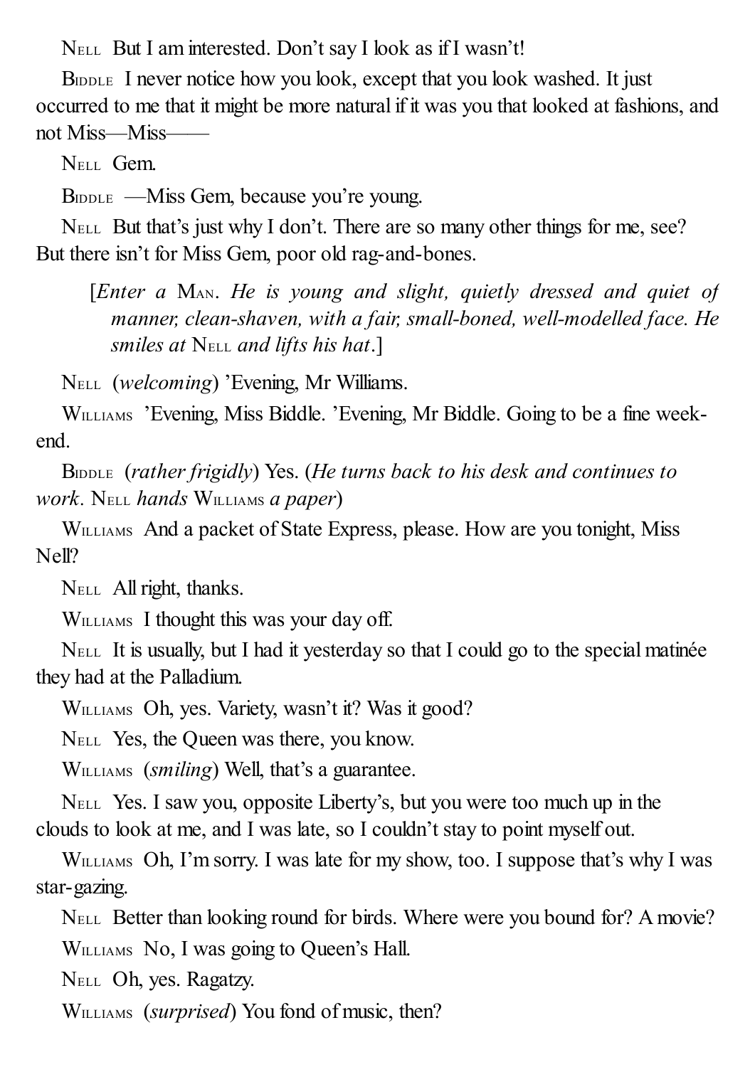NELL But I am interested. Don't say I look as if I wasn't!

BIDDLE I never notice how you look, except that you look washed. It just occurred to me that it might be more natural if it was you that looked at fashions, and not Miss—Miss——

NELL Gem.

BIDDLE —Miss Gem, because you're young.

NELL But that's just why I don't. There are so many other things for me, see? But there isn't for Miss Gem, poor old rag-and-bones.

[*Enter a* MAN. *He is young and slight, quietly dressed and quiet of manner, clean-shaven, with a fair, small-boned, well-modelled face. He smiles at* NELL *and lifts his hat*.]

NELL (*welcoming*) 'Evening, Mr Williams.

WILLIAMS 'Evening, Miss Biddle. 'Evening, Mr Biddle. Going to be a fine week-end.

BIDDLE (*rather frigidly*) Yes. (*He turns back to his desk and continues to work*. NELL *hands* WILLIAMS *a paper*)

WILLIAMS And a packet of State Express, please. How are you tonight, Miss Nell?

NELL All right, thanks.

WILLIAMS I thought this was your day off.

NELL It is usually, but I had it yesterday so that I could go to the special matinée they had at the Palladium.

WILLIAMS Oh, yes. Variety, wasn't it? Was it good?

NELL Yes, the Queen was there, you know.

WILLIAMS (*smiling*) Well, that's a guarantee.

NELL Yes. I saw you, opposite Liberty's, but you were too much up in the clouds to look at me, and I was late, so I couldn't stay to point myself out.

WILLIAMS Oh, I'm sorry. I was late for my show, too. I suppose that's why I was star-gazing.

NELL Better than looking round for birds. Where were you bound for? A movie?

WILLIAMS No, I was going to Queen's Hall.

NELL Oh, yes. Ragatzy.

WILLIAMS (*surprised*) You fond of music, then?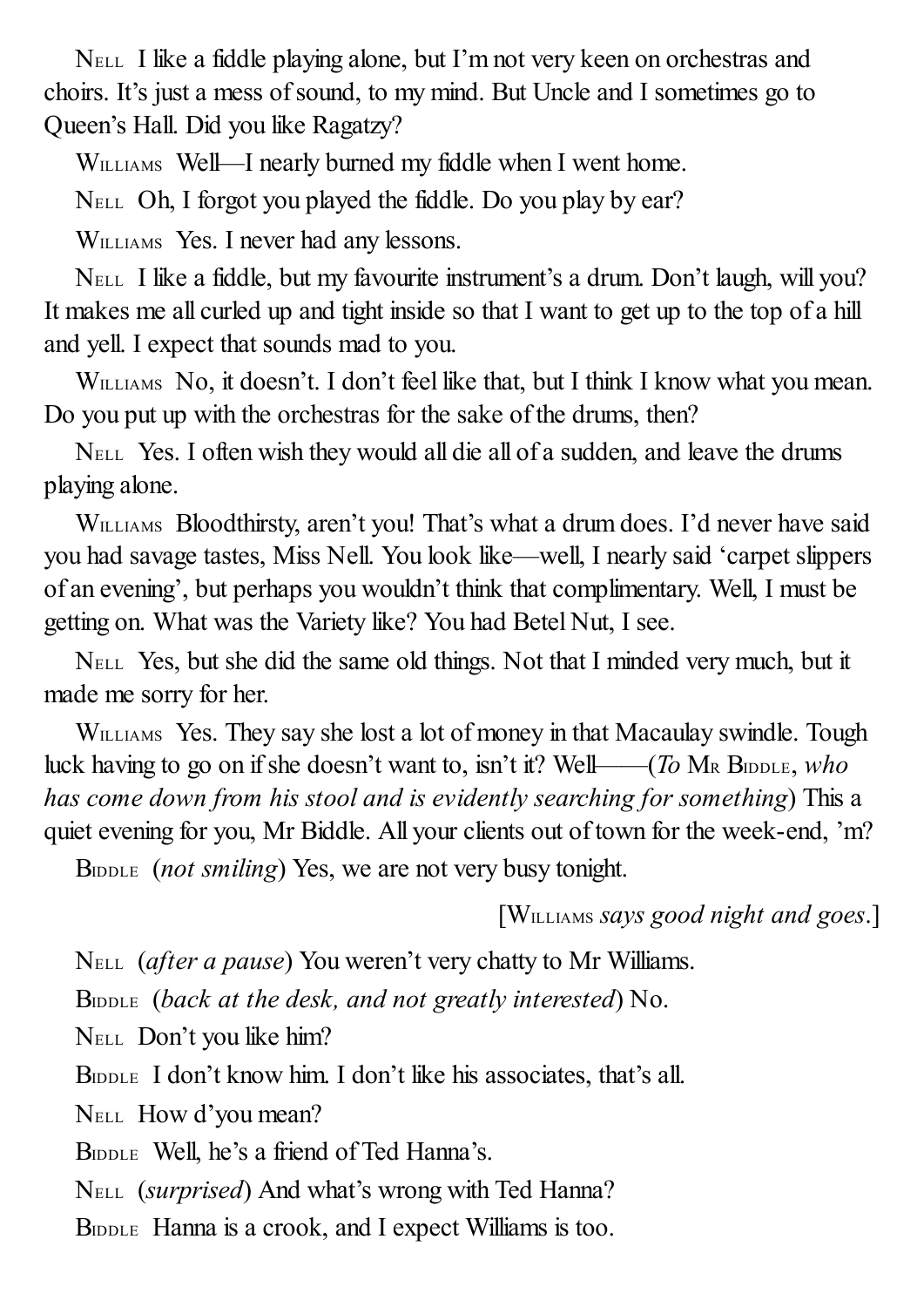NELL I like a fiddle playing alone, but I'm not very keen on orchestras and choirs. It's just a mess of sound, to my mind. But Uncle and I sometimes go to Queen's Hall. Did you like Ragatzy?

WILLIAMS Well—I nearly burned my fiddle when I went home.

NELL Oh, I forgot you played the fiddle. Do you play by ear?

WILLIAMS Yes. I never had any lessons.

NELL I like a fiddle, but my favourite instrument's a drum. Don't laugh, will you? It makes me all curled up and tight inside so that I want to get up to the top of a hill and yell. I expect that sounds mad to you.

WILLIAMS No, it doesn't. I don't feel like that, but I think I know what you mean. Do you put up with the orchestras for the sake of the drums, then?

NELL Yes. I often wish they would all die all of a sudden, and leave the drums playing alone.

WILLIAMS Bloodthirsty, aren't you! That's what a drum does. I'd never have said you had savage tastes, Miss Nell. You look like—well, I nearly said 'carpet slippers of an evening', but perhaps you wouldn't think that complimentary. Well, I must be getting on. What was the Variety like? You had Betel Nut, I see.

NELL Yes, but she did the same old things. Not that I minded very much, but it made me sorry for her.

WILLIAMS Yes. They say she lost a lot of money in that Macaulay swindle. Tough luck having to go on if she doesn't want to, isn't it? Well——(*To* MR BIDDLE, *who has come down from his stool and is evidently searching for something*) This a quiet evening for you, Mr Biddle. All your clients out of town for the week-end, 'm?

BIDDLE (*not smiling*) Yes, we are not very busy tonight.

[WILLIAMS *says good night and goes*.]

NELL (*after a pause*) You weren't very chatty to Mr Williams.

BIDDLE (*back at the desk, and not greatly interested*) No.

NELL Don't you like him?

BIDDLE I don't know him. I don't like his associates, that's all.

NELL How d'you mean?

BIDDLE Well, he's a friend of Ted Hanna's.

NELL (*surprised*) And what's wrong with Ted Hanna?

BIDDLE Hanna is a crook, and I expect Williams is too.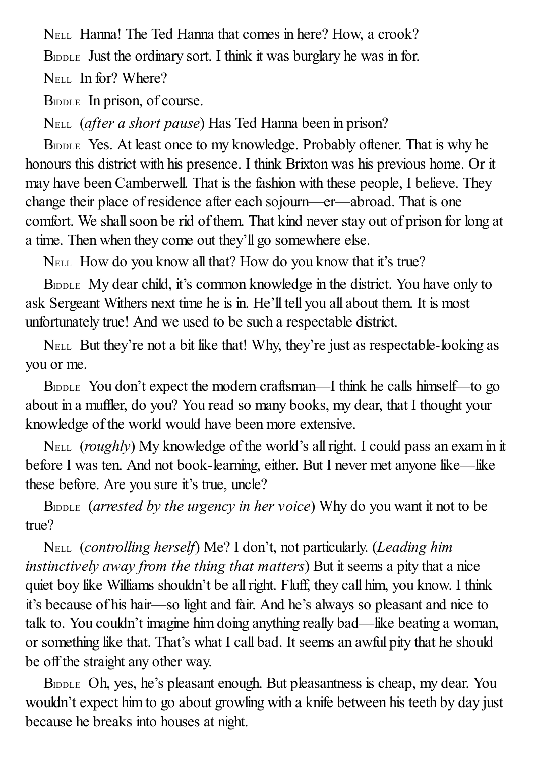Nell  Hanna! The Ted Hanna that comes in here? How, a crook?

Biddle  Just the ordinary sort. I think it was burglary he was in for.

Nell  In for? Where?

Biddle  In prison, of course.

Nell  (*after a short pause*) Has Ted Hanna been in prison?

Biddle  Yes. At least once to my knowledge. Probably oftener. That is why he honours this district with his presence. I think Brixton was his previous home. Or it may have been Camberwell. That is the fashion with these people, I believe. They change their place of residence after each sojourn—er—abroad. That is one comfort. We shall soon be rid of them. That kind never stay out of prison for long at a time. Then when they come out they'll go somewhere else.

Nell  How do you know all that? How do you know that it's true?

Biddle  My dear child, it's common knowledge in the district. You have only to ask Sergeant Withers next time he is in. He'll tell you all about them. It is most unfortunately true! And we used to be such a respectable district.

Nell  But they're not a bit like that! Why, they're just as respectable-looking as you or me.

Biddle  You don't expect the modern craftsman—I think he calls himself—to go about in a muffler, do you? You read so many books, my dear, that I thought your knowledge of the world would have been more extensive.

Nell  (*roughly*) My knowledge of the world's all right. I could pass an exam in it before I was ten. And not book-learning, either. But I never met anyone like—like these before. Are you sure it's true, uncle?

Biddle  (*arrested by the urgency in her voice*) Why do you want it not to be true?

Nell  (*controlling herself*) Me? I don't, not particularly. (*Leading him instinctively away from the thing that matters*) But it seems a pity that a nice quiet boy like Williams shouldn't be all right. Fluff, they call him, you know. I think it's because of his hair—so light and fair. And he's always so pleasant and nice to talk to. You couldn't imagine him doing anything really bad—like beating a woman, or something like that. That's what I call bad. It seems an awful pity that he should be off the straight any other way.

Biddle  Oh, yes, he's pleasant enough. But pleasantness is cheap, my dear. You wouldn't expect him to go about growling with a knife between his teeth by day just because he breaks into houses at night.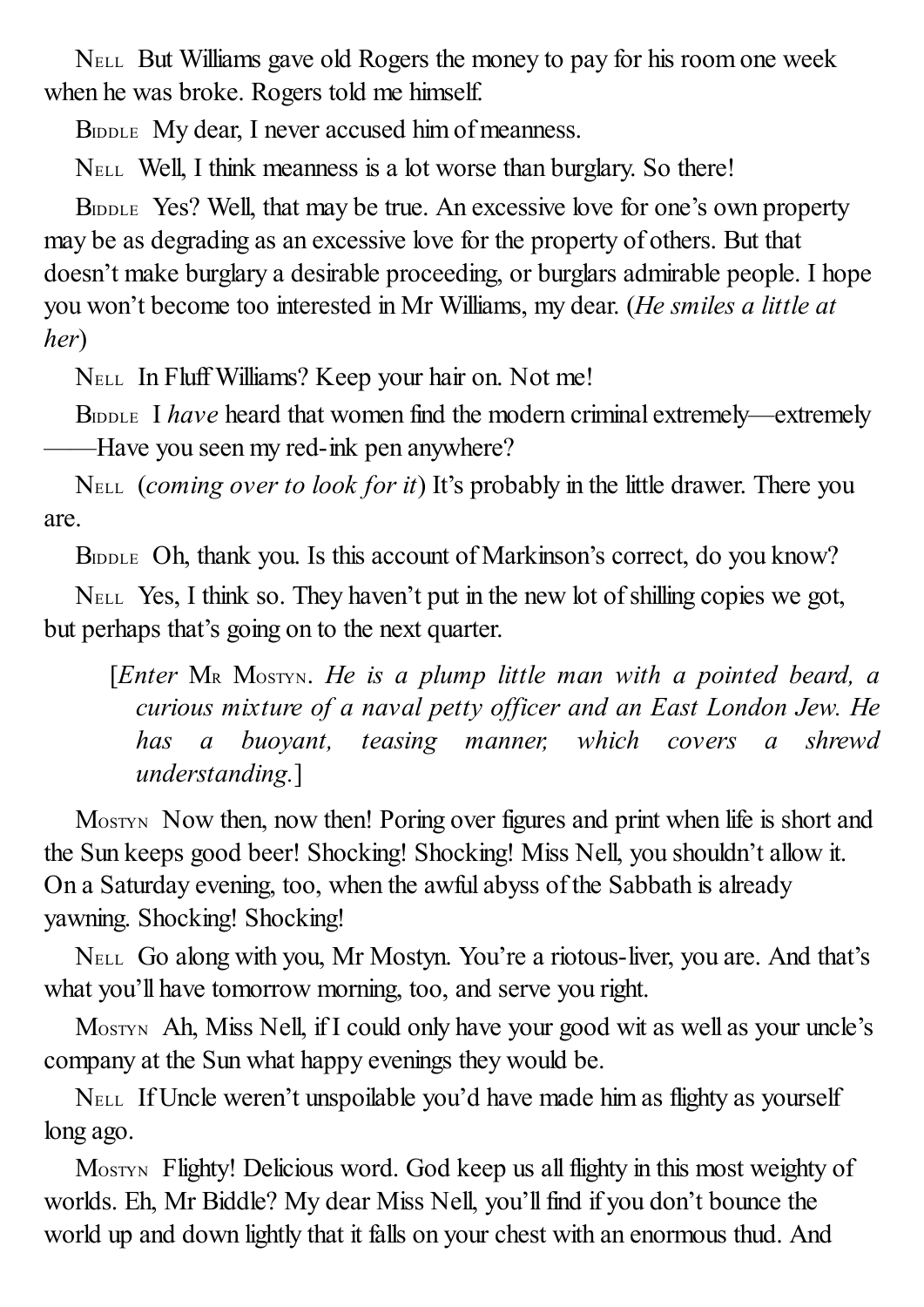NELL But Williams gave old Rogers the money to pay for his room one week when he was broke. Rogers told me himself.

BIDDLE My dear, I never accused him of meanness.

NELL Well, I think meanness is a lot worse than burglary. So there!

BIDDLE Yes? Well, that may be true. An excessive love for one's own property may be as degrading as an excessive love for the property of others. But that doesn't make burglary a desirable proceeding, or burglars admirable people. I hope you won't become too interested in Mr Williams, my dear. (*He smiles a little at her*)

NELL In Fluff Williams? Keep your hair on. Not me!

BIDDLE I *have* heard that women find the modern criminal extremely—extremely ——Have you seen my red-ink pen anywhere?

NELL (*coming over to look for it*) It's probably in the little drawer. There you are.

BIDDLE Oh, thank you. Is this account of Markinson's correct, do you know?

NELL Yes, I think so. They haven't put in the new lot of shilling copies we got, but perhaps that's going on to the next quarter.

> [*Enter* MR MOSTYN. *He is a plump little man with a pointed beard, a curious mixture of a naval petty officer and an East London Jew. He has a buoyant, teasing manner, which covers a shrewd understanding.*]

MOSTYN Now then, now then! Poring over figures and print when life is short and the Sun keeps good beer! Shocking! Shocking! Miss Nell, you shouldn't allow it. On a Saturday evening, too, when the awful abyss of the Sabbath is already yawning. Shocking! Shocking!

NELL Go along with you, Mr Mostyn. You're a riotous-liver, you are. And that's what you'll have tomorrow morning, too, and serve you right.

MOSTYN Ah, Miss Nell, if I could only have your good wit as well as your uncle's company at the Sun what happy evenings they would be.

NELL If Uncle weren't unspoilable you'd have made him as flighty as yourself long ago.

MOSTYN Flighty! Delicious word. God keep us all flighty in this most weighty of worlds. Eh, Mr Biddle? My dear Miss Nell, you'll find if you don't bounce the world up and down lightly that it falls on your chest with an enormous thud. And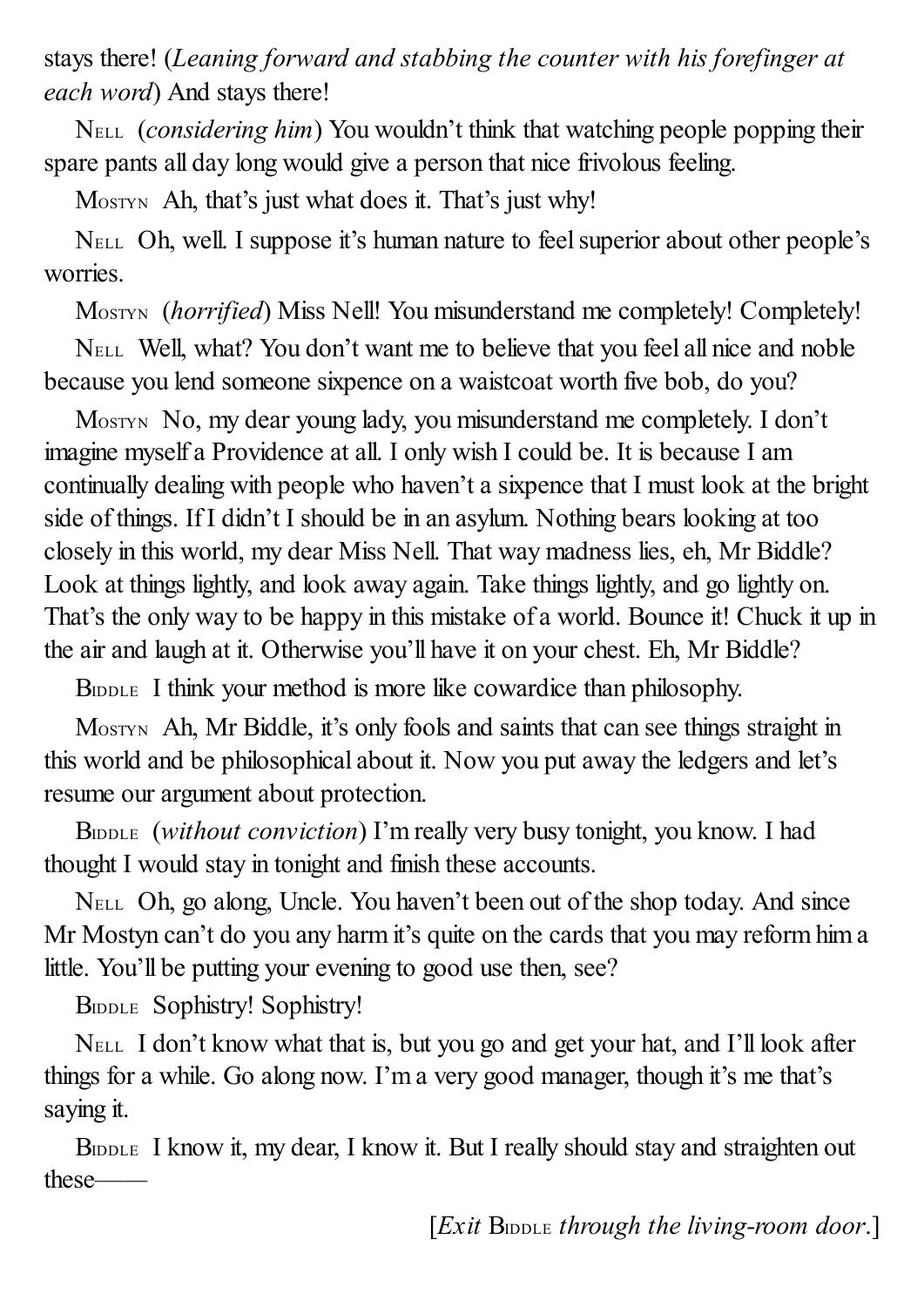stays there! (*Leaning forward and stabbing the counter with his forefinger at each word*) And stays there!

NELL (*considering him*) You wouldn't think that watching people popping their spare pants all day long would give a person that nice frivolous feeling.

MOSTYN Ah, that's just what does it. That's just why!

NELL Oh, well. I suppose it's human nature to feel superior about other people's worries.

MOSTYN (*horrified*) Miss Nell! You misunderstand me completely! Completely!

NELL Well, what? You don't want me to believe that you feel all nice and noble because you lend someone sixpence on a waistcoat worth five bob, do you?

MOSTYN No, my dear young lady, you misunderstand me completely. I don't imagine myself a Providence at all. I only wish I could be. It is because I am continually dealing with people who haven't a sixpence that I must look at the bright side of things. If I didn't I should be in an asylum. Nothing bears looking at too closely in this world, my dear Miss Nell. That way madness lies, eh, Mr Biddle? Look at things lightly, and look away again. Take things lightly, and go lightly on. That's the only way to be happy in this mistake of a world. Bounce it! Chuck it up in the air and laugh at it. Otherwise you'll have it on your chest. Eh, Mr Biddle?

BIDDLE I think your method is more like cowardice than philosophy.

MOSTYN Ah, Mr Biddle, it's only fools and saints that can see things straight in this world and be philosophical about it. Now you put away the ledgers and let's resume our argument about protection.

BIDDLE (*without conviction*) I'm really very busy tonight, you know. I had thought I would stay in tonight and finish these accounts.

NELL Oh, go along, Uncle. You haven't been out of the shop today. And since Mr Mostyn can't do you any harm it's quite on the cards that you may reform him a little. You'll be putting your evening to good use then, see?

BIDDLE Sophistry! Sophistry!

NELL I don't know what that is, but you go and get your hat, and I'll look after things for a while. Go along now. I'm a very good manager, though it's me that's saying it.

BIDDLE I know it, my dear, I know it. But I really should stay and straighten out these——

[*Exit* BIDDLE *through the living-room door*.]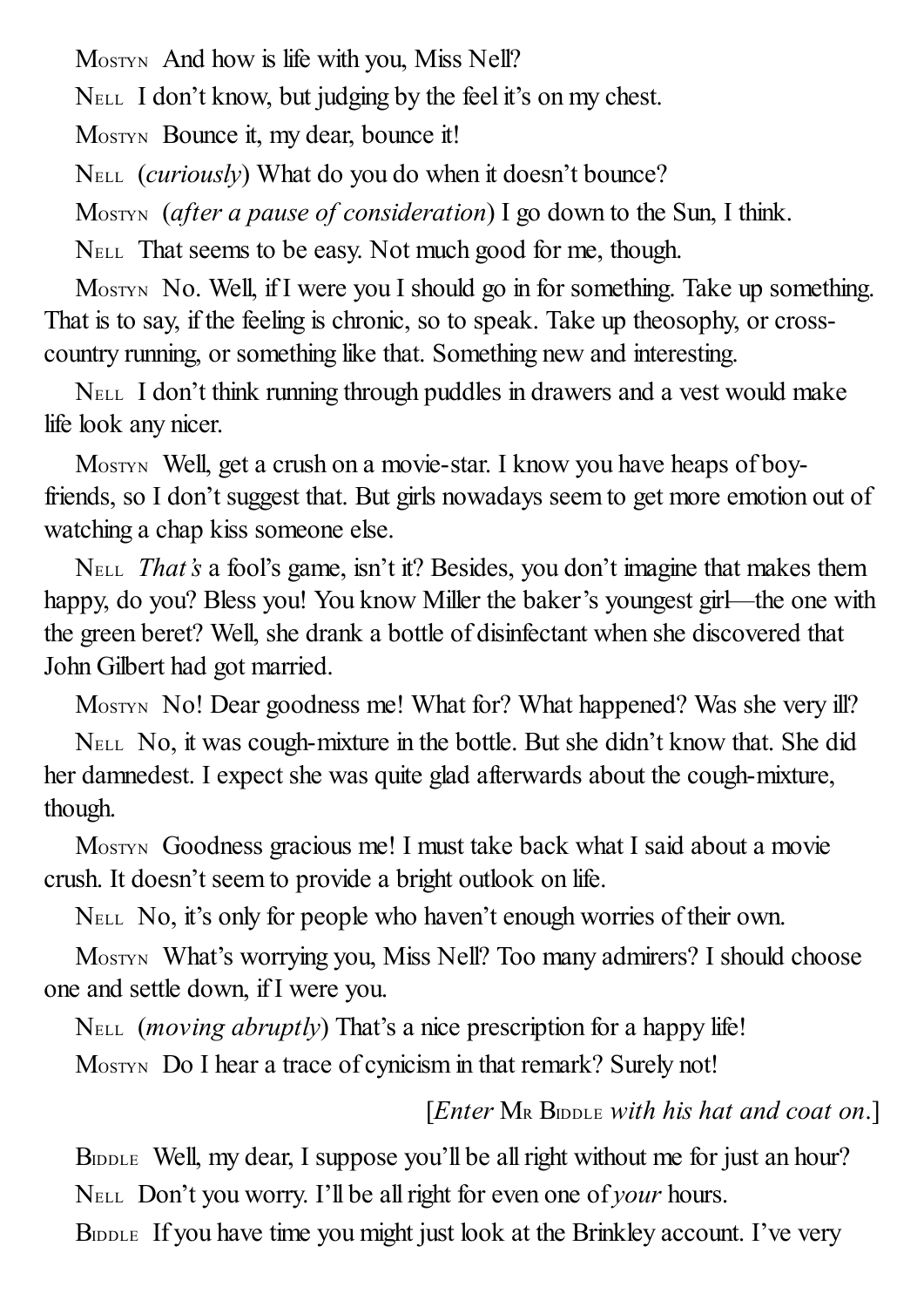MOSTYN And how is life with you, Miss Nell?

NELL I don't know, but judging by the feel it's on my chest.

MOSTYN Bounce it, my dear, bounce it!

NELL (*curiously*) What do you do when it doesn't bounce?

MOSTYN (*after a pause of consideration*) I go down to the Sun, I think.

NELL That seems to be easy. Not much good for me, though.

MOSTYN No. Well, if I were you I should go in for something. Take up something. That is to say, if the feeling is chronic, so to speak. Take up theosophy, or cross-country running, or something like that. Something new and interesting.

NELL I don't think running through puddles in drawers and a vest would make life look any nicer.

MOSTYN Well, get a crush on a movie-star. I know you have heaps of boy-friends, so I don't suggest that. But girls nowadays seem to get more emotion out of watching a chap kiss someone else.

NELL *That's* a fool's game, isn't it? Besides, you don't imagine that makes them happy, do you? Bless you! You know Miller the baker's youngest girl—the one with the green beret? Well, she drank a bottle of disinfectant when she discovered that John Gilbert had got married.

MOSTYN No! Dear goodness me! What for? What happened? Was she very ill?

NELL No, it was cough-mixture in the bottle. But she didn't know that. She did her damnedest. I expect she was quite glad afterwards about the cough-mixture, though.

MOSTYN Goodness gracious me! I must take back what I said about a movie crush. It doesn't seem to provide a bright outlook on life.

NELL No, it's only for people who haven't enough worries of their own.

MOSTYN What's worrying you, Miss Nell? Too many admirers? I should choose one and settle down, if I were you.

NELL (*moving abruptly*) That's a nice prescription for a happy life!

MOSTYN Do I hear a trace of cynicism in that remark? Surely not!

[*Enter* MR BIDDLE *with his hat and coat on.*]

BIDDLE Well, my dear, I suppose you'll be all right without me for just an hour?

NELL Don't you worry. I'll be all right for even one of *your* hours.

BIDDLE If you have time you might just look at the Brinkley account. I've very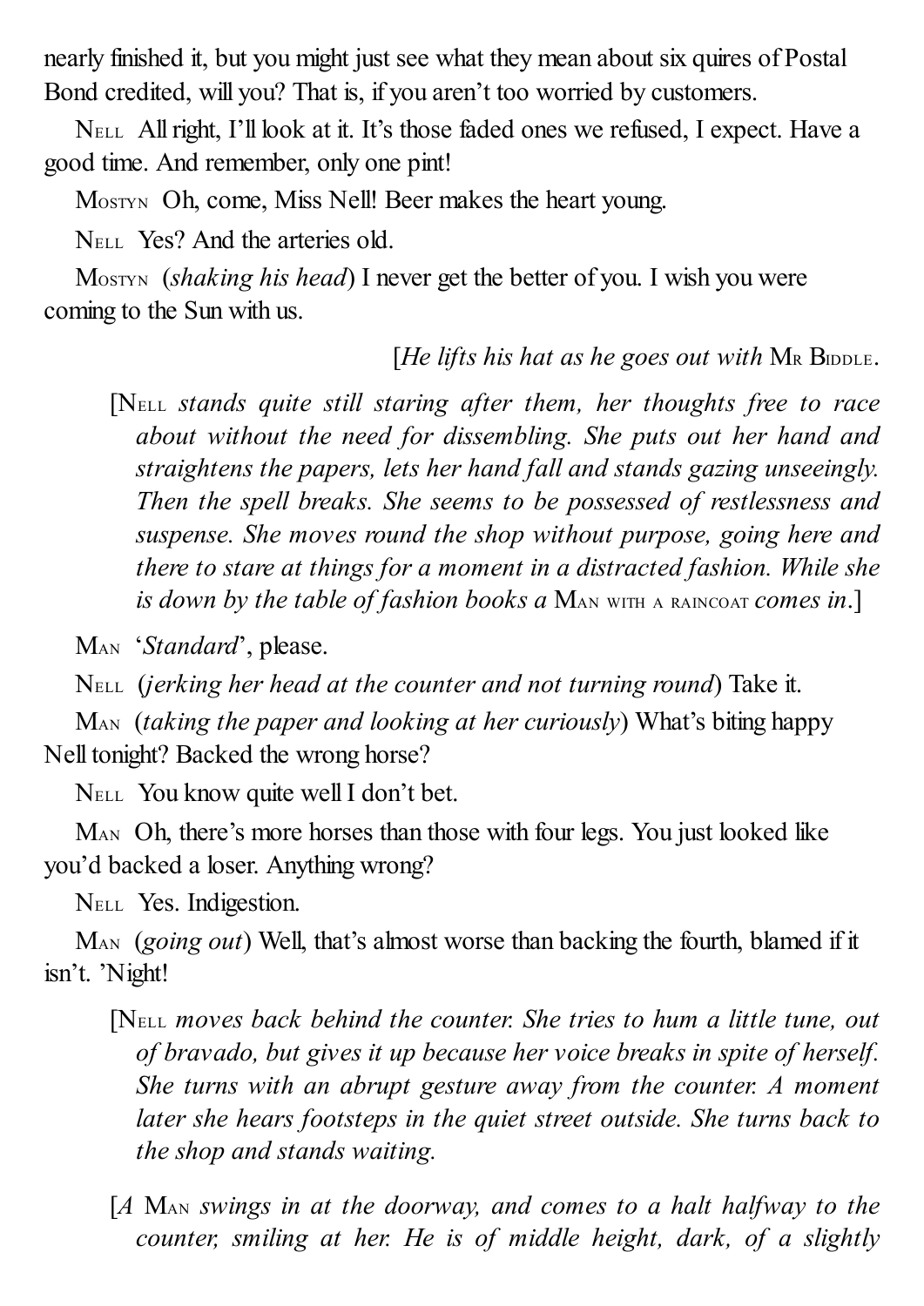nearly finished it, but you might just see what they mean about six quires of Postal Bond credited, will you? That is, if you aren't too worried by customers.

NELL All right, I'll look at it. It's those faded ones we refused, I expect. Have a good time. And remember, only one pint!

MOSTYN Oh, come, Miss Nell! Beer makes the heart young.

NELL Yes? And the arteries old.

MOSTYN (*shaking his head*) I never get the better of you. I wish you were coming to the Sun with us.

[*He lifts his hat as he goes out with* MR BIDDLE.

[NELL *stands quite still staring after them, her thoughts free to race about without the need for dissembling. She puts out her hand and straightens the papers, lets her hand fall and stands gazing unseeingly. Then the spell breaks. She seems to be possessed of restlessness and suspense. She moves round the shop without purpose, going here and there to stare at things for a moment in a distracted fashion. While she is down by the table of fashion books a* MAN WITH A RAINCOAT *comes in*.]

MAN '*Standard*', please.

NELL (*jerking her head at the counter and not turning round*) Take it.

MAN (*taking the paper and looking at her curiously*) What's biting happy Nell tonight? Backed the wrong horse?

NELL You know quite well I don't bet.

MAN Oh, there's more horses than those with four legs. You just looked like you'd backed a loser. Anything wrong?

NELL Yes. Indigestion.

MAN (*going out*) Well, that's almost worse than backing the fourth, blamed if it isn't. 'Night!

[NELL *moves back behind the counter. She tries to hum a little tune, out of bravado, but gives it up because her voice breaks in spite of herself. She turns with an abrupt gesture away from the counter. A moment later she hears footsteps in the quiet street outside. She turns back to the shop and stands waiting.*

[*A* MAN *swings in at the doorway, and comes to a halt halfway to the counter, smiling at her. He is of middle height, dark, of a slightly*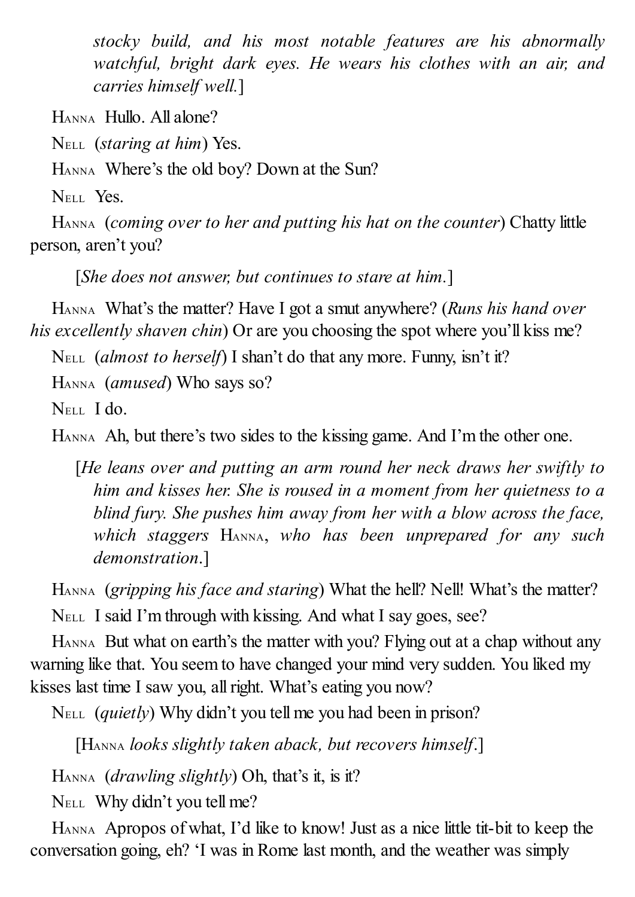*stocky build, and his most notable features are his abnormally watchful, bright dark eyes. He wears his clothes with an air, and carries himself well.*]

HANNA Hullo. All alone?

NELL (*staring at him*) Yes.

HANNA Where's the old boy? Down at the Sun?

NELL Yes.

HANNA (*coming over to her and putting his hat on the counter*) Chatty little person, aren't you?

[*She does not answer, but continues to stare at him.*]

HANNA What's the matter? Have I got a smut anywhere? (*Runs his hand over his excellently shaven chin*) Or are you choosing the spot where you'll kiss me?

NELL (*almost to herself*) I shan't do that any more. Funny, isn't it?

HANNA (*amused*) Who says so?

NELL I do.

HANNA Ah, but there's two sides to the kissing game. And I'm the other one.

[*He leans over and putting an arm round her neck draws her swiftly to him and kisses her. She is roused in a moment from her quietness to a blind fury. She pushes him away from her with a blow across the face, which staggers* HANNA, *who has been unprepared for any such demonstration*.]

HANNA (*gripping his face and staring*) What the hell? Nell! What's the matter?

NELL I said I'm through with kissing. And what I say goes, see?

HANNA But what on earth's the matter with you? Flying out at a chap without any warning like that. You seem to have changed your mind very sudden. You liked my kisses last time I saw you, all right. What's eating you now?

NELL (*quietly*) Why didn't you tell me you had been in prison?

[HANNA *looks slightly taken aback, but recovers himself*.]

HANNA (*drawling slightly*) Oh, that's it, is it?

NELL Why didn't you tell me?

HANNA Apropos of what, I'd like to know! Just as a nice little tit-bit to keep the conversation going, eh? 'I was in Rome last month, and the weather was simply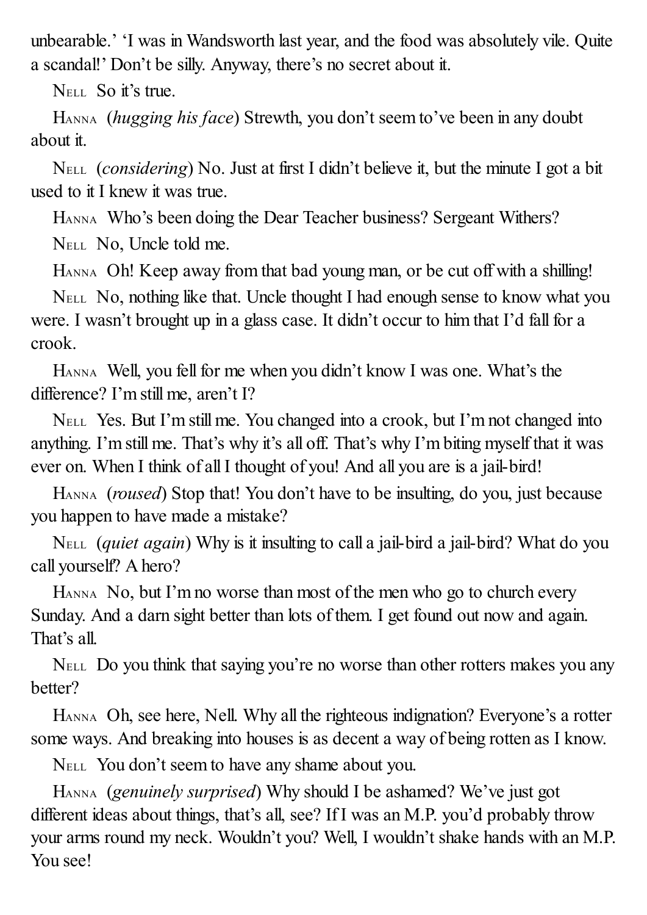unbearable.' 'I was in Wandsworth last year, and the food was absolutely vile. Quite a scandal!' Don't be silly. Anyway, there's no secret about it.

NELL So it's true.

HANNA (*hugging his face*) Strewth, you don't seem to've been in any doubt about it.

NELL (*considering*) No. Just at first I didn't believe it, but the minute I got a bit used to it I knew it was true.

HANNA Who's been doing the Dear Teacher business? Sergeant Withers?

NELL No, Uncle told me.

HANNA Oh! Keep away from that bad young man, or be cut off with a shilling!

NELL No, nothing like that. Uncle thought I had enough sense to know what you were. I wasn't brought up in a glass case. It didn't occur to him that I'd fall for a crook.

HANNA Well, you fell for me when you didn't know I was one. What's the difference? I'm still me, aren't I?

NELL Yes. But I'm still me. You changed into a crook, but I'm not changed into anything. I'm still me. That's why it's all off. That's why I'm biting myself that it was ever on. When I think of all I thought of you! And all you are is a jail-bird!

HANNA (*roused*) Stop that! You don't have to be insulting, do you, just because you happen to have made a mistake?

NELL (*quiet again*) Why is it insulting to call a jail-bird a jail-bird? What do you call yourself? A hero?

HANNA No, but I'm no worse than most of the men who go to church every Sunday. And a darn sight better than lots of them. I get found out now and again. That's all.

NELL Do you think that saying you're no worse than other rotters makes you any better?

HANNA Oh, see here, Nell. Why all the righteous indignation? Everyone's a rotter some ways. And breaking into houses is as decent a way of being rotten as I know.

NELL You don't seem to have any shame about you.

HANNA (*genuinely surprised*) Why should I be ashamed? We've just got different ideas about things, that's all, see? If I was an M.P. you'd probably throw your arms round my neck. Wouldn't you? Well, I wouldn't shake hands with an M.P. You see!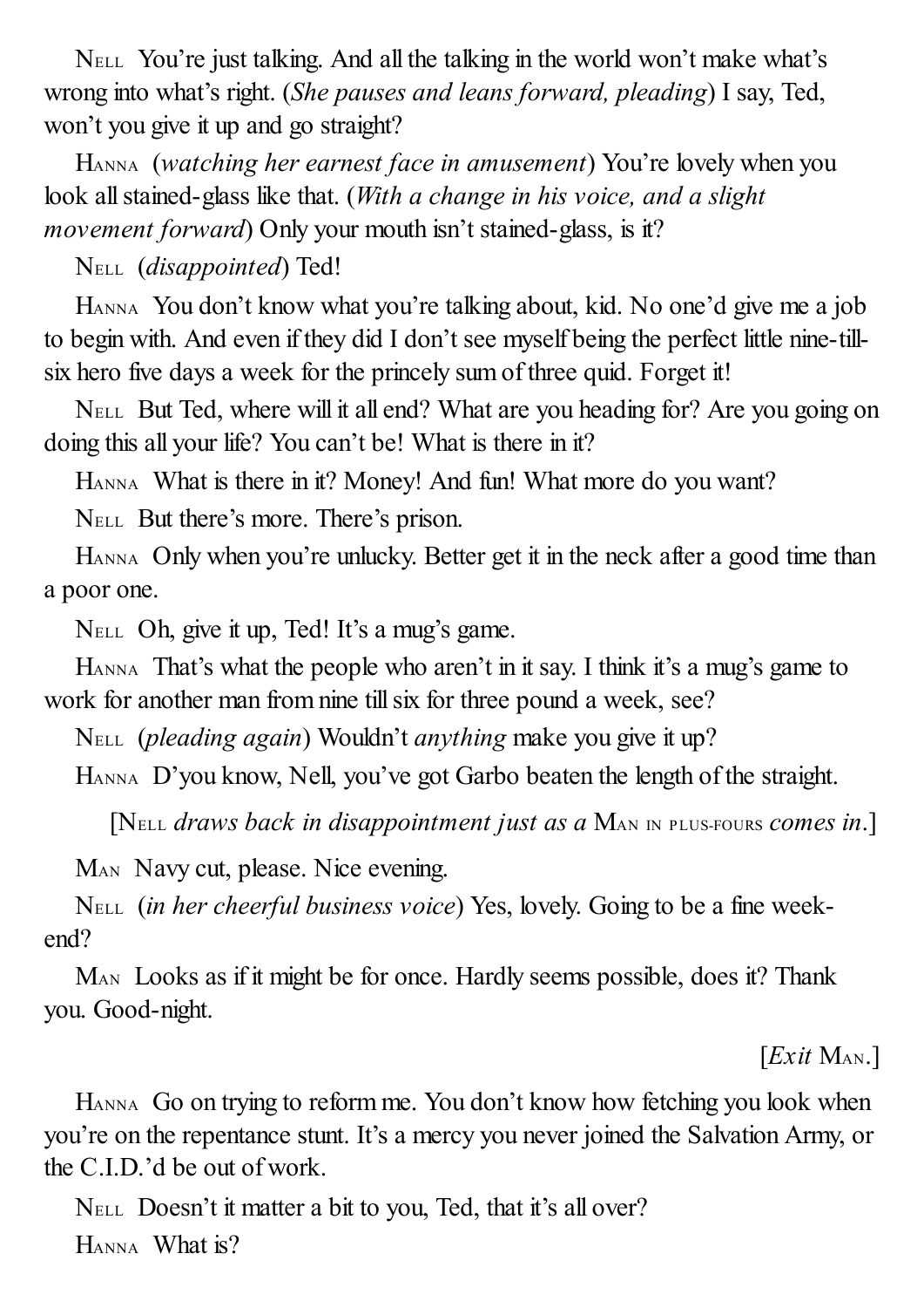NELL You're just talking. And all the talking in the world won't make what's wrong into what's right. (*She pauses and leans forward, pleading*) I say, Ted, won't you give it up and go straight?

HANNA (*watching her earnest face in amusement*) You're lovely when you look all stained-glass like that. (*With a change in his voice, and a slight movement forward*) Only your mouth isn't stained-glass, is it?

NELL (*disappointed*) Ted!

HANNA You don't know what you're talking about, kid. No one'd give me a job to begin with. And even if they did I don't see myself being the perfect little nine-till-six hero five days a week for the princely sum of three quid. Forget it!

NELL But Ted, where will it all end? What are you heading for? Are you going on doing this all your life? You can't be! What is there in it?

HANNA What is there in it? Money! And fun! What more do you want?

NELL But there's more. There's prison.

HANNA Only when you're unlucky. Better get it in the neck after a good time than a poor one.

NELL Oh, give it up, Ted! It's a mug's game.

HANNA That's what the people who aren't in it say. I think it's a mug's game to work for another man from nine till six for three pound a week, see?

NELL (*pleading again*) Wouldn't *anything* make you give it up?

HANNA D'you know, Nell, you've got Garbo beaten the length of the straight.

[NELL *draws back in disappointment just as a* MAN IN PLUS-FOURS *comes in*.]

MAN Navy cut, please. Nice evening.

NELL (*in her cheerful business voice*) Yes, lovely. Going to be a fine week-end?

MAN Looks as if it might be for once. Hardly seems possible, does it? Thank you. Good-night.

[*Exit* MAN.]

HANNA Go on trying to reform me. You don't know how fetching you look when you're on the repentance stunt. It's a mercy you never joined the Salvation Army, or the C.I.D.'d be out of work.

NELL Doesn't it matter a bit to you, Ted, that it's all over?

HANNA What is?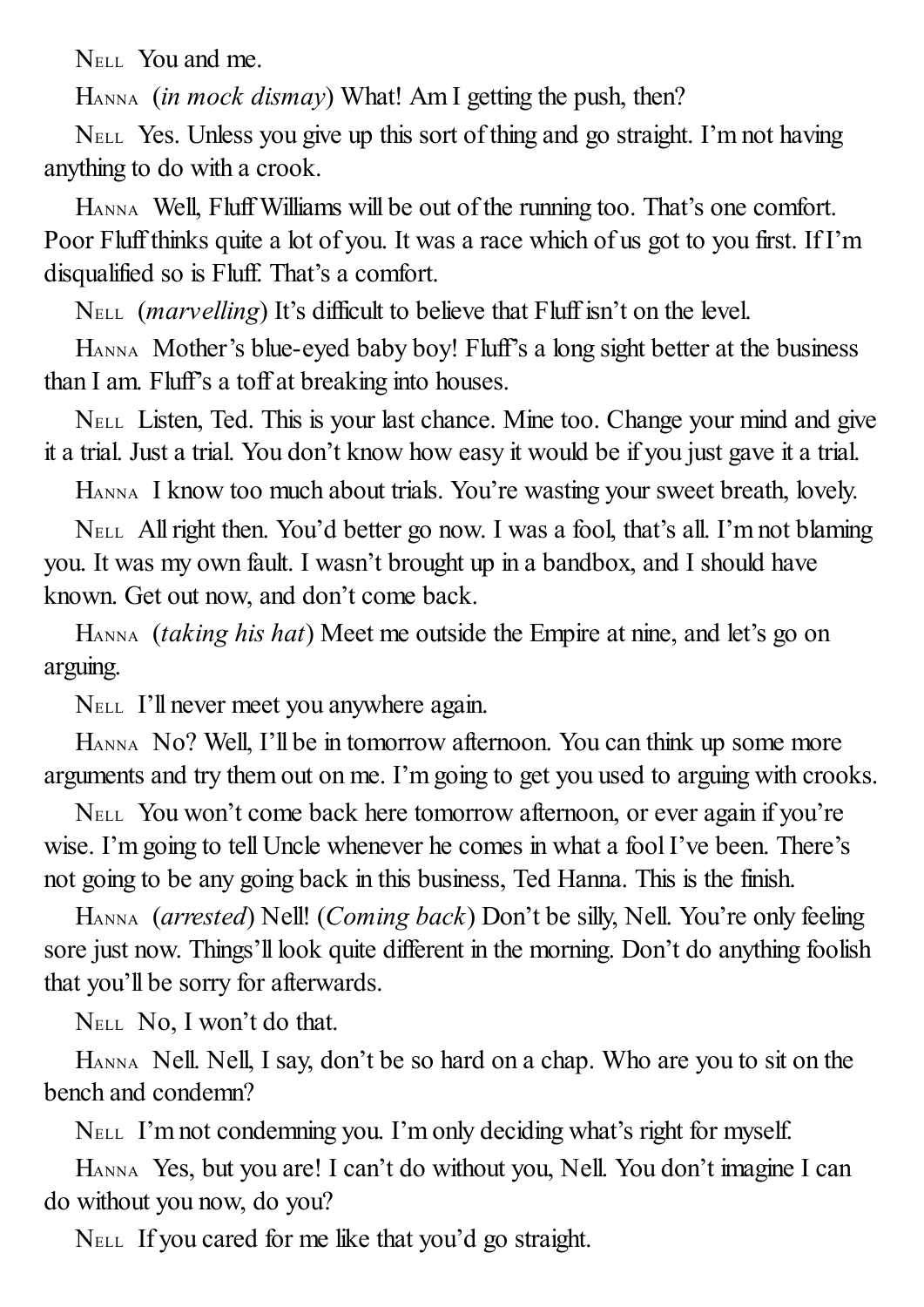Nell You and me.

Hanna (*in mock dismay*) What! Am I getting the push, then?

Nell Yes. Unless you give up this sort of thing and go straight. I'm not having anything to do with a crook.

Hanna Well, Fluff Williams will be out of the running too. That's one comfort. Poor Fluff thinks quite a lot of you. It was a race which of us got to you first. If I'm disqualified so is Fluff. That's a comfort.

Nell (*marvelling*) It's difficult to believe that Fluff isn't on the level.

Hanna Mother's blue-eyed baby boy! Fluff's a long sight better at the business than I am. Fluff's a toff at breaking into houses.

Nell Listen, Ted. This is your last chance. Mine too. Change your mind and give it a trial. Just a trial. You don't know how easy it would be if you just gave it a trial.

Hanna I know too much about trials. You're wasting your sweet breath, lovely.

Nell All right then. You'd better go now. I was a fool, that's all. I'm not blaming you. It was my own fault. I wasn't brought up in a bandbox, and I should have known. Get out now, and don't come back.

Hanna (*taking his hat*) Meet me outside the Empire at nine, and let's go on arguing.

Nell I'll never meet you anywhere again.

Hanna No? Well, I'll be in tomorrow afternoon. You can think up some more arguments and try them out on me. I'm going to get you used to arguing with crooks.

Nell You won't come back here tomorrow afternoon, or ever again if you're wise. I'm going to tell Uncle whenever he comes in what a fool I've been. There's not going to be any going back in this business, Ted Hanna. This is the finish.

Hanna (*arrested*) Nell! (*Coming back*) Don't be silly, Nell. You're only feeling sore just now. Things'll look quite different in the morning. Don't do anything foolish that you'll be sorry for afterwards.

Nell No, I won't do that.

Hanna Nell. Nell, I say, don't be so hard on a chap. Who are you to sit on the bench and condemn?

Nell I'm not condemning you. I'm only deciding what's right for myself.

Hanna Yes, but you are! I can't do without you, Nell. You don't imagine I can do without you now, do you?

Nell If you cared for me like that you'd go straight.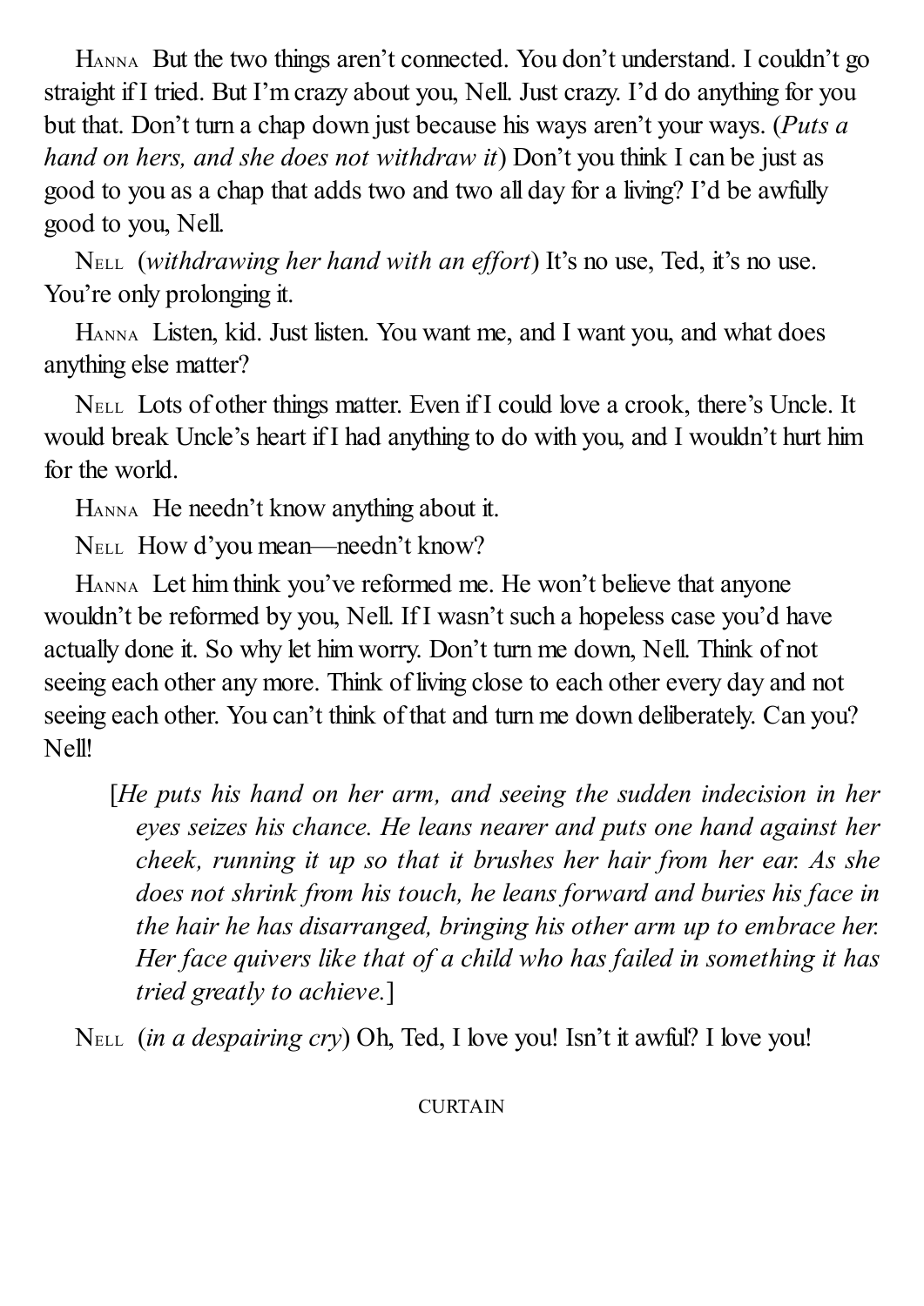HANNA But the two things aren't connected. You don't understand. I couldn't go straight if I tried. But I'm crazy about you, Nell. Just crazy. I'd do anything for you but that. Don't turn a chap down just because his ways aren't your ways. (*Puts a hand on hers, and she does not withdraw it*) Don't you think I can be just as good to you as a chap that adds two and two all day for a living? I'd be awfully good to you, Nell.

NELL (*withdrawing her hand with an effort*) It's no use, Ted, it's no use. You're only prolonging it.

HANNA Listen, kid. Just listen. You want me, and I want you, and what does anything else matter?

NELL Lots of other things matter. Even if I could love a crook, there's Uncle. It would break Uncle's heart if I had anything to do with you, and I wouldn't hurt him for the world.

HANNA He needn't know anything about it.

NELL How d'you mean—needn't know?

HANNA Let him think you've reformed me. He won't believe that anyone wouldn't be reformed by you, Nell. If I wasn't such a hopeless case you'd have actually done it. So why let him worry. Don't turn me down, Nell. Think of not seeing each other any more. Think of living close to each other every day and not seeing each other. You can't think of that and turn me down deliberately. Can you? Nell!

[*He puts his hand on her arm, and seeing the sudden indecision in her eyes seizes his chance. He leans nearer and puts one hand against her cheek, running it up so that it brushes her hair from her ear. As she does not shrink from his touch, he leans forward and buries his face in the hair he has disarranged, bringing his other arm up to embrace her. Her face quivers like that of a child who has failed in something it has tried greatly to achieve.*]

NELL (*in a despairing cry*) Oh, Ted, I love you! Isn't it awful? I love you!

CURTAIN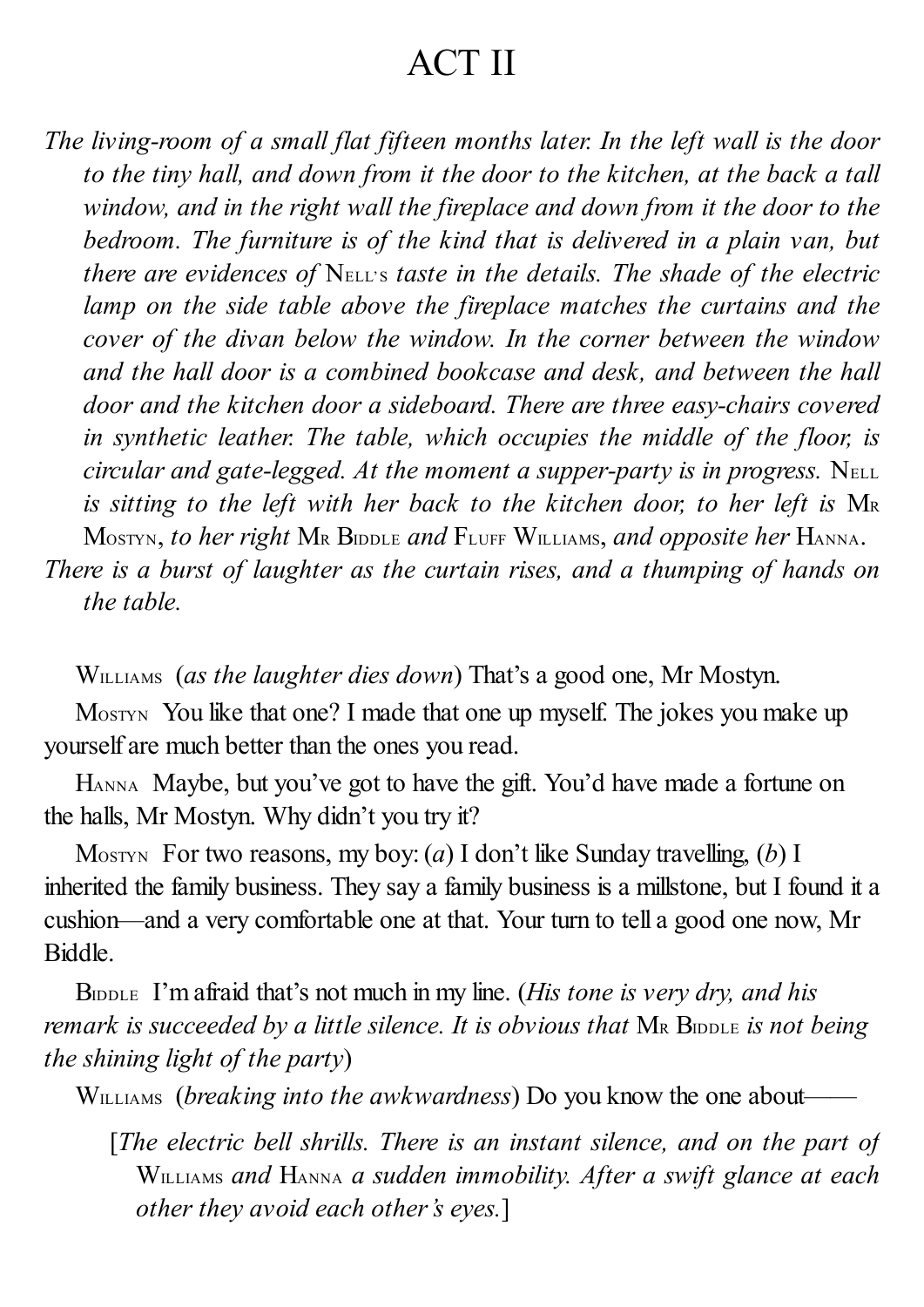# ACT II

*The living-room of a small flat fifteen months later. In the left wall is the door to the tiny hall, and down from it the door to the kitchen, at the back a tall window, and in the right wall the fireplace and down from it the door to the bedroom. The furniture is of the kind that is delivered in a plain van, but there are evidences of* Nell's *taste in the details. The shade of the electric lamp on the side table above the fireplace matches the curtains and the cover of the divan below the window. In the corner between the window and the hall door is a combined bookcase and desk, and between the hall door and the kitchen door a sideboard. There are three easy-chairs covered in synthetic leather. The table, which occupies the middle of the floor, is circular and gate-legged. At the moment a supper-party is in progress.* Nell *is sitting to the left with her back to the kitchen door, to her left is* Mr Mostyn, *to her right* Mr Biddle *and* Fluff Williams, *and opposite her* Hanna.

*There is a burst of laughter as the curtain rises, and a thumping of hands on the table.*

Williams (*as the laughter dies down*) That's a good one, Mr Mostyn.

Mostyn You like that one? I made that one up myself. The jokes you make up yourself are much better than the ones you read.

Hanna Maybe, but you've got to have the gift. You'd have made a fortune on the halls, Mr Mostyn. Why didn't you try it?

Mostyn For two reasons, my boy: (*a*) I don't like Sunday travelling, (*b*) I inherited the family business. They say a family business is a millstone, but I found it a cushion—and a very comfortable one at that. Your turn to tell a good one now, Mr Biddle.

Biddle I'm afraid that's not much in my line. (*His tone is very dry, and his remark is succeeded by a little silence. It is obvious that* Mr Biddle *is not being the shining light of the party*)

Williams (*breaking into the awkwardness*) Do you know the one about——

[*The electric bell shrills. There is an instant silence, and on the part of* Williams *and* Hanna *a sudden immobility. After a swift glance at each other they avoid each other's eyes.*]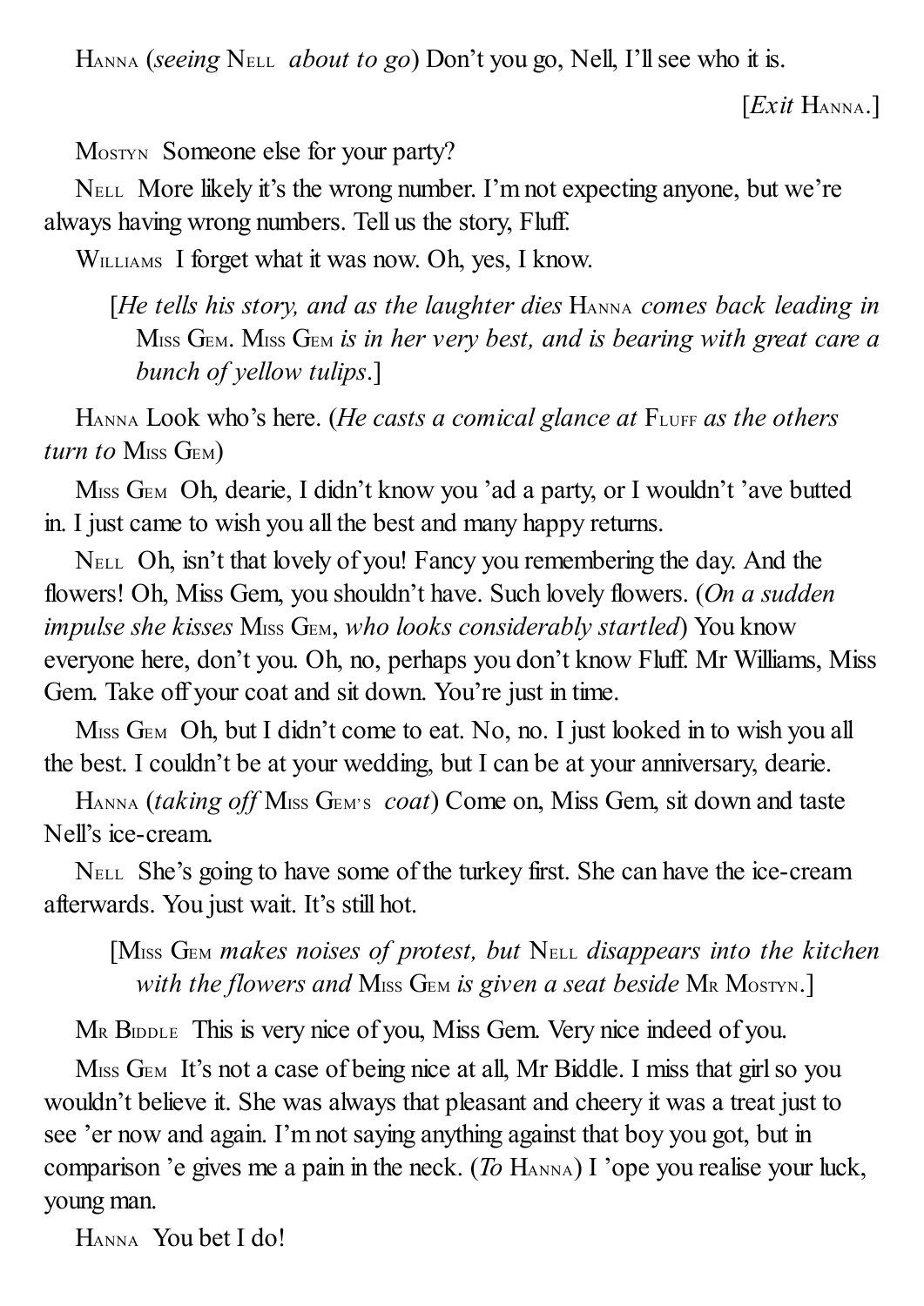HANNA (*seeing* NELL *about to go*) Don't you go, Nell, I'll see who it is.

[*Exit* HANNA.]

MOSTYN Someone else for your party?

NELL More likely it's the wrong number. I'm not expecting anyone, but we're always having wrong numbers. Tell us the story, Fluff.

WILLIAMS I forget what it was now. Oh, yes, I know.

[*He tells his story, and as the laughter dies* HANNA *comes back leading in* MISS GEM. MISS GEM *is in her very best, and is bearing with great care a bunch of yellow tulips*.]

HANNA Look who's here. (*He casts a comical glance at* FLUFF *as the others turn to* MISS GEM)

MISS GEM Oh, dearie, I didn't know you 'ad a party, or I wouldn't 'ave butted in. I just came to wish you all the best and many happy returns.

NELL Oh, isn't that lovely of you! Fancy you remembering the day. And the flowers! Oh, Miss Gem, you shouldn't have. Such lovely flowers. (*On a sudden impulse she kisses* MISS GEM, *who looks considerably startled*) You know everyone here, don't you. Oh, no, perhaps you don't know Fluff. Mr Williams, Miss Gem. Take off your coat and sit down. You're just in time.

MISS GEM Oh, but I didn't come to eat. No, no. I just looked in to wish you all the best. I couldn't be at your wedding, but I can be at your anniversary, dearie.

HANNA (*taking off* MISS GEM'S *coat*) Come on, Miss Gem, sit down and taste Nell's ice-cream.

NELL She's going to have some of the turkey first. She can have the ice-cream afterwards. You just wait. It's still hot.

[MISS GEM *makes noises of protest, but* NELL *disappears into the kitchen with the flowers and* MISS GEM *is given a seat beside* MR MOSTYN.]

MR BIDDLE This is very nice of you, Miss Gem. Very nice indeed of you.

MISS GEM It's not a case of being nice at all, Mr Biddle. I miss that girl so you wouldn't believe it. She was always that pleasant and cheery it was a treat just to see 'er now and again. I'm not saying anything against that boy you got, but in comparison 'e gives me a pain in the neck. (*To* HANNA) I 'ope you realise your luck, young man.

HANNA You bet I do!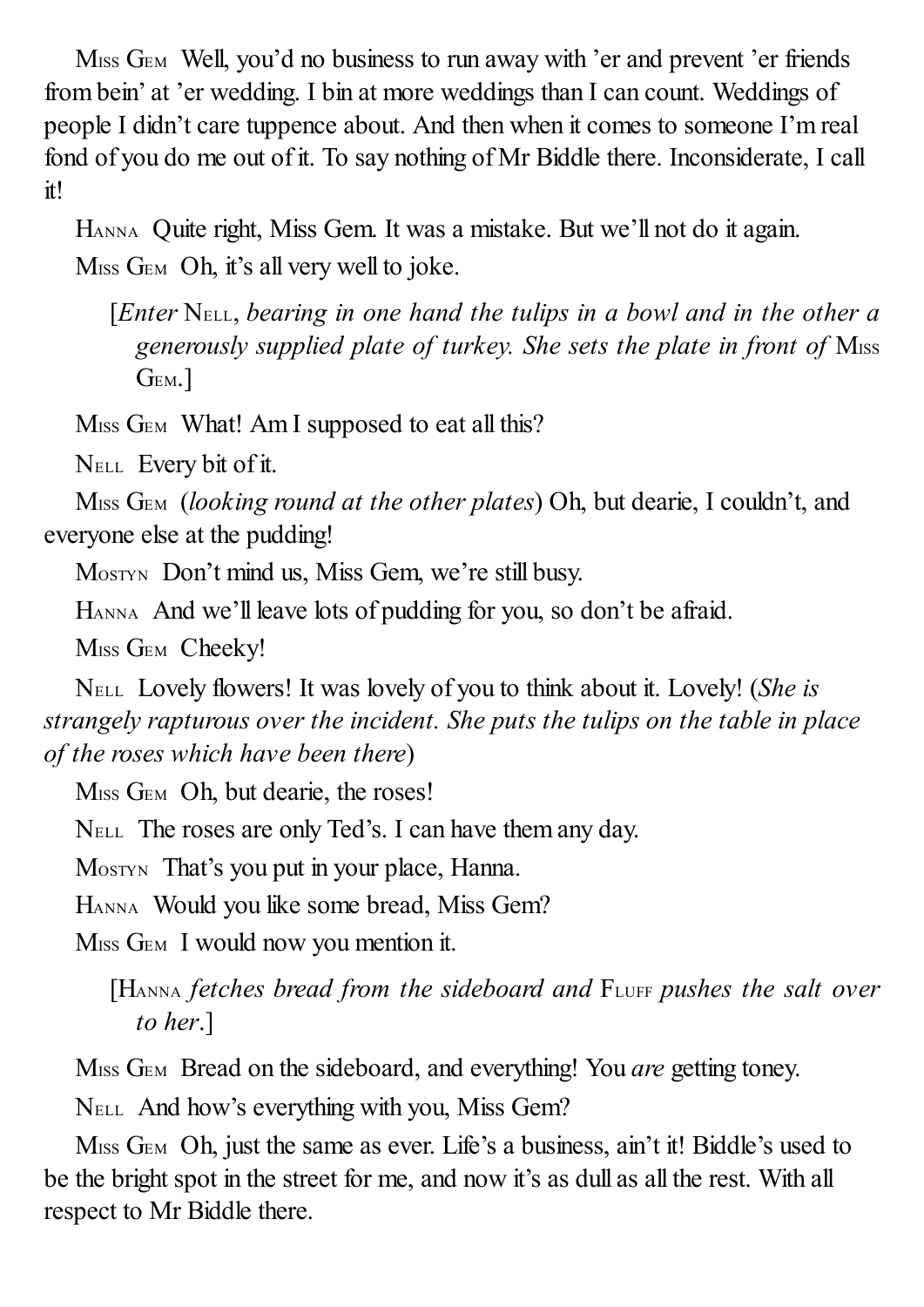Miss Gem Well, you'd no business to run away with 'er and prevent 'er friends from bein' at 'er wedding. I bin at more weddings than I can count. Weddings of people I didn't care tuppence about. And then when it comes to someone I'm real fond of you do me out of it. To say nothing of Mr Biddle there. Inconsiderate, I call it!

Hanna Quite right, Miss Gem. It was a mistake. But we'll not do it again.

Miss Gem Oh, it's all very well to joke.

[*Enter* Nell, *bearing in one hand the tulips in a bowl and in the other a generously supplied plate of turkey. She sets the plate in front of* Miss Gem.]

Miss Gem What! Am I supposed to eat all this?

Nell Every bit of it.

Miss Gem (*looking round at the other plates*) Oh, but dearie, I couldn't, and everyone else at the pudding!

Mostyn Don't mind us, Miss Gem, we're still busy.

Hanna And we'll leave lots of pudding for you, so don't be afraid.

Miss Gem Cheeky!

Nell Lovely flowers! It was lovely of you to think about it. Lovely! (*She is strangely rapturous over the incident. She puts the tulips on the table in place of the roses which have been there*)

Miss Gem Oh, but dearie, the roses!

Nell The roses are only Ted's. I can have them any day.

Mostyn That's you put in your place, Hanna.

Hanna Would you like some bread, Miss Gem?

Miss Gem I would now you mention it.

[Hanna *fetches bread from the sideboard and* Fluff *pushes the salt over to her*.]

Miss Gem Bread on the sideboard, and everything! You *are* getting toney.

Nell And how's everything with you, Miss Gem?

Miss Gem Oh, just the same as ever. Life's a business, ain't it! Biddle's used to be the bright spot in the street for me, and now it's as dull as all the rest. With all respect to Mr Biddle there.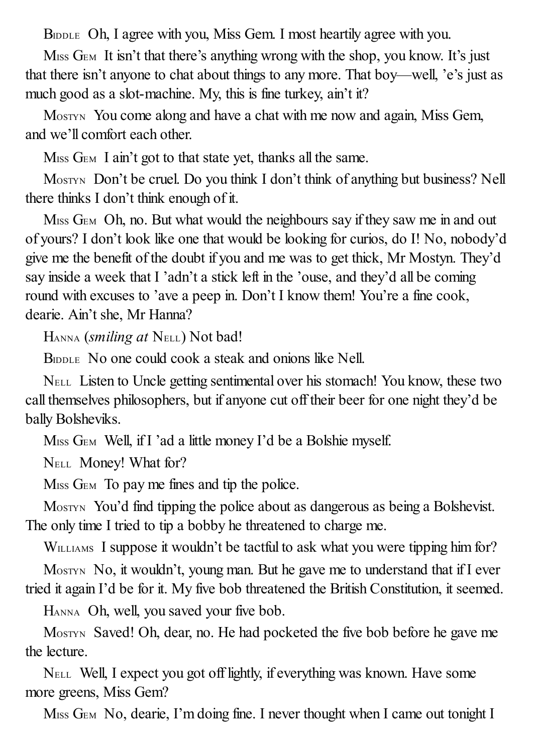BIDDLE Oh, I agree with you, Miss Gem. I most heartily agree with you.

MISS GEM It isn't that there's anything wrong with the shop, you know. It's just that there isn't anyone to chat about things to any more. That boy—well, 'e's just as much good as a slot-machine. My, this is fine turkey, ain't it?

MOSTYN You come along and have a chat with me now and again, Miss Gem, and we'll comfort each other.

MISS GEM I ain't got to that state yet, thanks all the same.

MOSTYN Don't be cruel. Do you think I don't think of anything but business? Nell there thinks I don't think enough of it.

MISS GEM Oh, no. But what would the neighbours say if they saw me in and out of yours? I don't look like one that would be looking for curios, do I! No, nobody'd give me the benefit of the doubt if you and me was to get thick, Mr Mostyn. They'd say inside a week that I 'adn't a stick left in the 'ouse, and they'd all be coming round with excuses to 'ave a peep in. Don't I know them! You're a fine cook, dearie. Ain't she, Mr Hanna?

HANNA (*smiling at* NELL) Not bad!

BIDDLE No one could cook a steak and onions like Nell.

NELL Listen to Uncle getting sentimental over his stomach! You know, these two call themselves philosophers, but if anyone cut off their beer for one night they'd be bally Bolsheviks.

MISS GEM Well, if I 'ad a little money I'd be a Bolshie myself.

NELL Money! What for?

MISS GEM To pay me fines and tip the police.

MOSTYN You'd find tipping the police about as dangerous as being a Bolshevist. The only time I tried to tip a bobby he threatened to charge me.

WILLIAMS I suppose it wouldn't be tactful to ask what you were tipping him for?

MOSTYN No, it wouldn't, young man. But he gave me to understand that if I ever tried it again I'd be for it. My five bob threatened the British Constitution, it seemed.

HANNA Oh, well, you saved your five bob.

MOSTYN Saved! Oh, dear, no. He had pocketed the five bob before he gave me the lecture.

NELL Well, I expect you got off lightly, if everything was known. Have some more greens, Miss Gem?

MISS GEM No, dearie, I'm doing fine. I never thought when I came out tonight I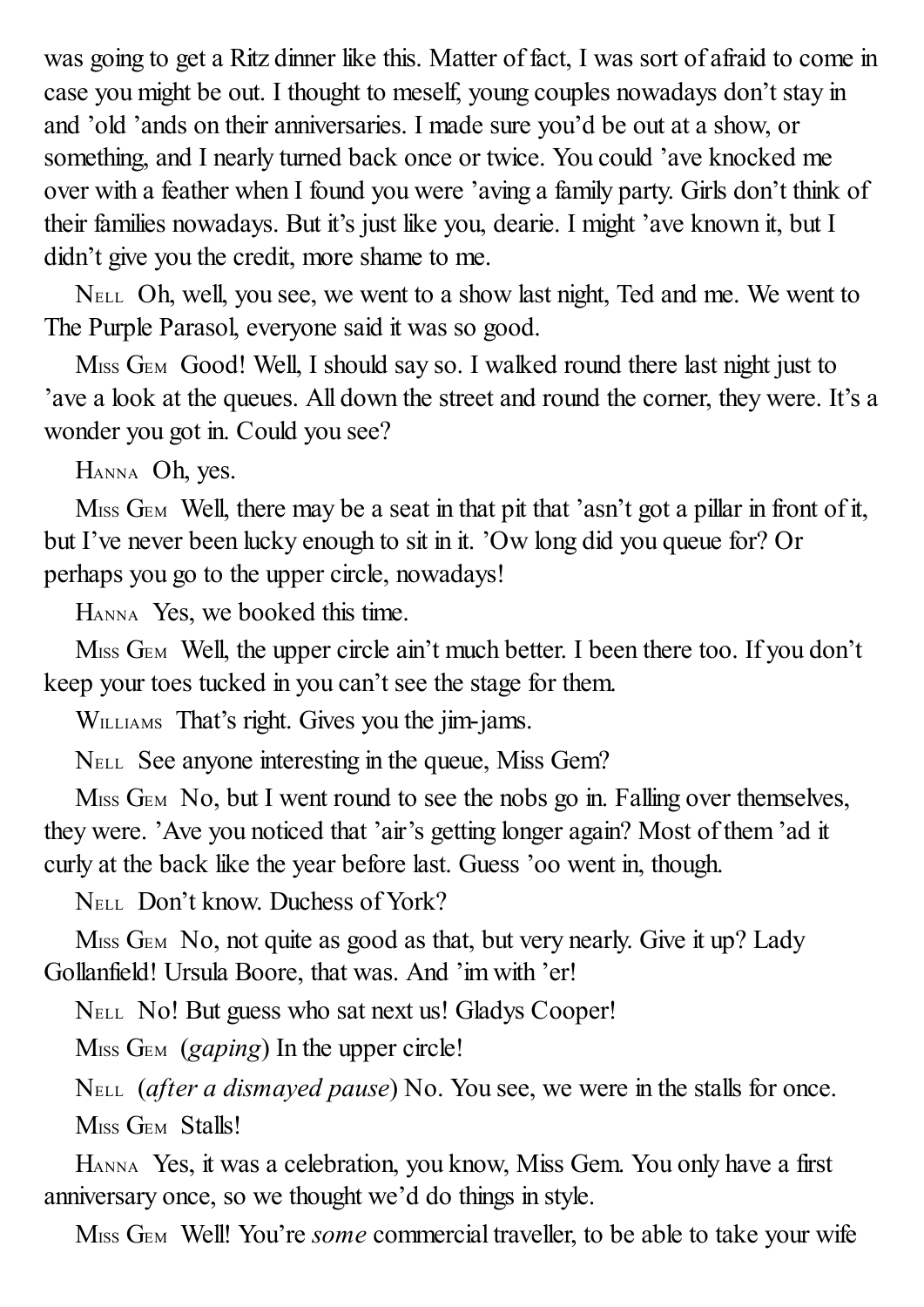was going to get a Ritz dinner like this. Matter of fact, I was sort of afraid to come in case you might be out. I thought to meself, young couples nowadays don't stay in and 'old 'ands on their anniversaries. I made sure you'd be out at a show, or something, and I nearly turned back once or twice. You could 'ave knocked me over with a feather when I found you were 'aving a family party. Girls don't think of their families nowadays. But it's just like you, dearie. I might 'ave known it, but I didn't give you the credit, more shame to me.

Nell  Oh, well, you see, we went to a show last night, Ted and me. We went to The Purple Parasol, everyone said it was so good.

Miss Gem  Good! Well, I should say so. I walked round there last night just to 'ave a look at the queues. All down the street and round the corner, they were. It's a wonder you got in. Could you see?

Hanna  Oh, yes.

Miss Gem  Well, there may be a seat in that pit that 'asn't got a pillar in front of it, but I've never been lucky enough to sit in it. 'Ow long did you queue for? Or perhaps you go to the upper circle, nowadays!

Hanna  Yes, we booked this time.

Miss Gem  Well, the upper circle ain't much better. I been there too. If you don't keep your toes tucked in you can't see the stage for them.

Williams  That's right. Gives you the jim-jams.

Nell  See anyone interesting in the queue, Miss Gem?

Miss Gem  No, but I went round to see the nobs go in. Falling over themselves, they were. 'Ave you noticed that 'air's getting longer again? Most of them 'ad it curly at the back like the year before last. Guess 'oo went in, though.

Nell  Don't know. Duchess of York?

Miss Gem  No, not quite as good as that, but very nearly. Give it up? Lady Gollanfield! Ursula Boore, that was. And 'im with 'er!

Nell  No! But guess who sat next us! Gladys Cooper!

Miss Gem  (*gaping*) In the upper circle!

Nell  (*after a dismayed pause*) No. You see, we were in the stalls for once.

Miss Gem  Stalls!

Hanna  Yes, it was a celebration, you know, Miss Gem. You only have a first anniversary once, so we thought we'd do things in style.

Miss Gem  Well! You're *some* commercial traveller, to be able to take your wife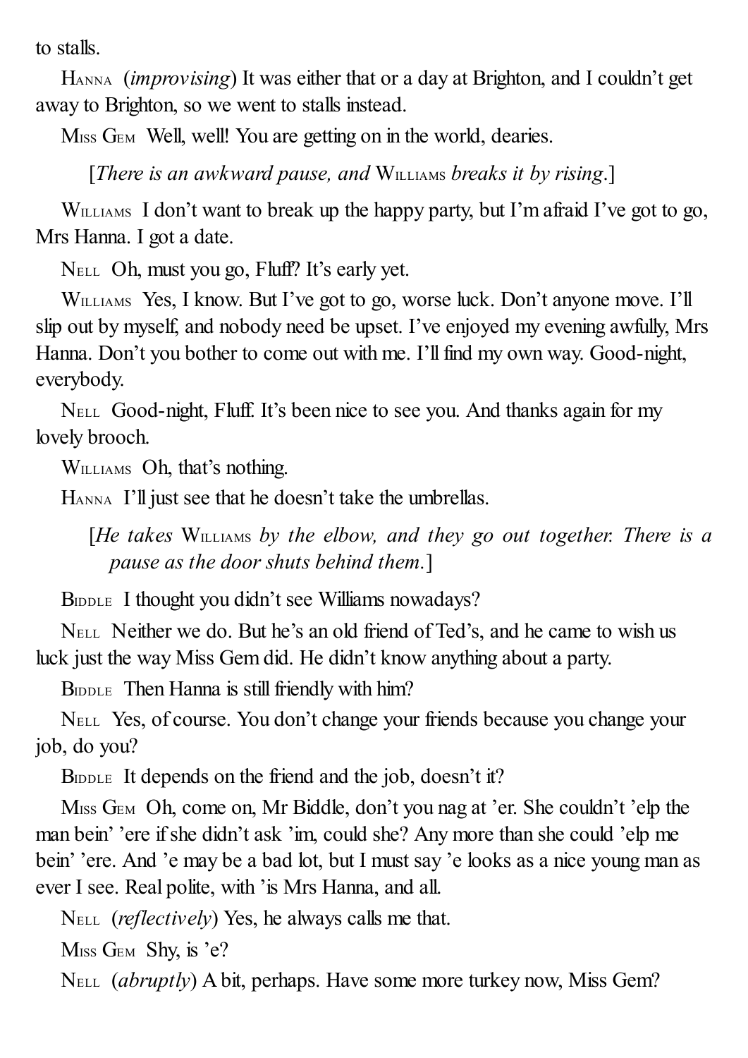to stalls.

HANNA (*improvising*) It was either that or a day at Brighton, and I couldn't get away to Brighton, so we went to stalls instead.

MISS GEM Well, well! You are getting on in the world, dearies.

[*There is an awkward pause, and* WILLIAMS *breaks it by rising*.]

WILLIAMS I don't want to break up the happy party, but I'm afraid I've got to go, Mrs Hanna. I got a date.

NELL Oh, must you go, Fluff? It's early yet.

WILLIAMS Yes, I know. But I've got to go, worse luck. Don't anyone move. I'll slip out by myself, and nobody need be upset. I've enjoyed my evening awfully, Mrs Hanna. Don't you bother to come out with me. I'll find my own way. Good-night, everybody.

NELL Good-night, Fluff. It's been nice to see you. And thanks again for my lovely brooch.

WILLIAMS Oh, that's nothing.

HANNA I'll just see that he doesn't take the umbrellas.

[*He takes* WILLIAMS *by the elbow, and they go out together. There is a pause as the door shuts behind them.*]

BIDDLE I thought you didn't see Williams nowadays?

NELL Neither we do. But he's an old friend of Ted's, and he came to wish us luck just the way Miss Gem did. He didn't know anything about a party.

BIDDLE Then Hanna is still friendly with him?

NELL Yes, of course. You don't change your friends because you change your job, do you?

BIDDLE It depends on the friend and the job, doesn't it?

MISS GEM Oh, come on, Mr Biddle, don't you nag at 'er. She couldn't 'elp the man bein' 'ere if she didn't ask 'im, could she? Any more than she could 'elp me bein' 'ere. And 'e may be a bad lot, but I must say 'e looks as a nice young man as ever I see. Real polite, with 'is Mrs Hanna, and all.

NELL (*reflectively*) Yes, he always calls me that.

MISS GEM Shy, is 'e?

NELL (*abruptly*) A bit, perhaps. Have some more turkey now, Miss Gem?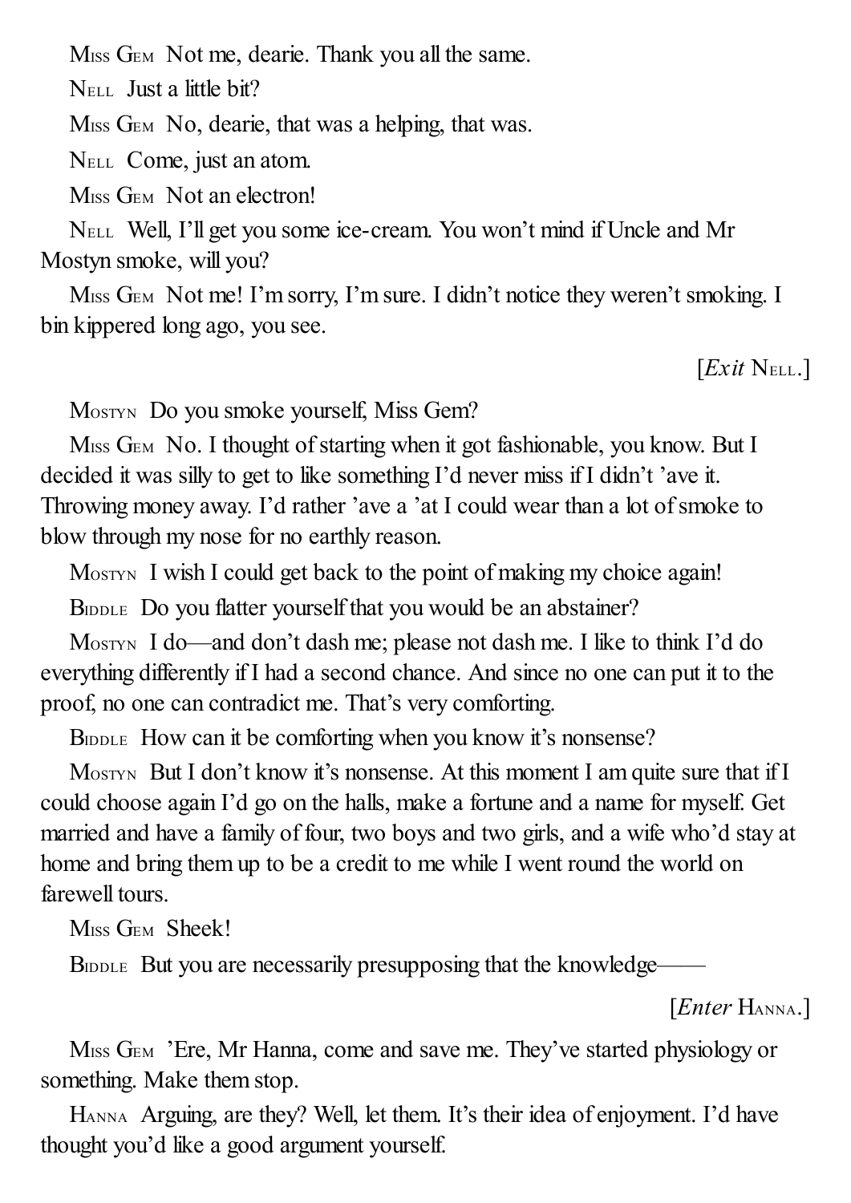Miss Gem Not me, dearie. Thank you all the same.

Nell Just a little bit?

Miss Gem No, dearie, that was a helping, that was.

Nell Come, just an atom.

Miss Gem Not an electron!

Nell Well, I'll get you some ice-cream. You won't mind if Uncle and Mr Mostyn smoke, will you?

Miss Gem Not me! I'm sorry, I'm sure. I didn't notice they weren't smoking. I bin kippered long ago, you see.

[*Exit* Nell.]

Mostyn Do you smoke yourself, Miss Gem?

Miss Gem No. I thought of starting when it got fashionable, you know. But I decided it was silly to get to like something I'd never miss if I didn't 'ave it. Throwing money away. I'd rather 'ave a 'at I could wear than a lot of smoke to blow through my nose for no earthly reason.

Mostyn I wish I could get back to the point of making my choice again!

Biddle Do you flatter yourself that you would be an abstainer?

Mostyn I do—and don't dash me; please not dash me. I like to think I'd do everything differently if I had a second chance. And since no one can put it to the proof, no one can contradict me. That's very comforting.

Biddle How can it be comforting when you know it's nonsense?

Mostyn But I don't know it's nonsense. At this moment I am quite sure that if I could choose again I'd go on the halls, make a fortune and a name for myself. Get married and have a family of four, two boys and two girls, and a wife who'd stay at home and bring them up to be a credit to me while I went round the world on farewell tours.

Miss Gem Sheek!

Biddle But you are necessarily presupposing that the knowledge——

[*Enter* Hanna.]

Miss Gem 'Ere, Mr Hanna, come and save me. They've started physiology or something. Make them stop.

Hanna Arguing, are they? Well, let them. It's their idea of enjoyment. I'd have thought you'd like a good argument yourself.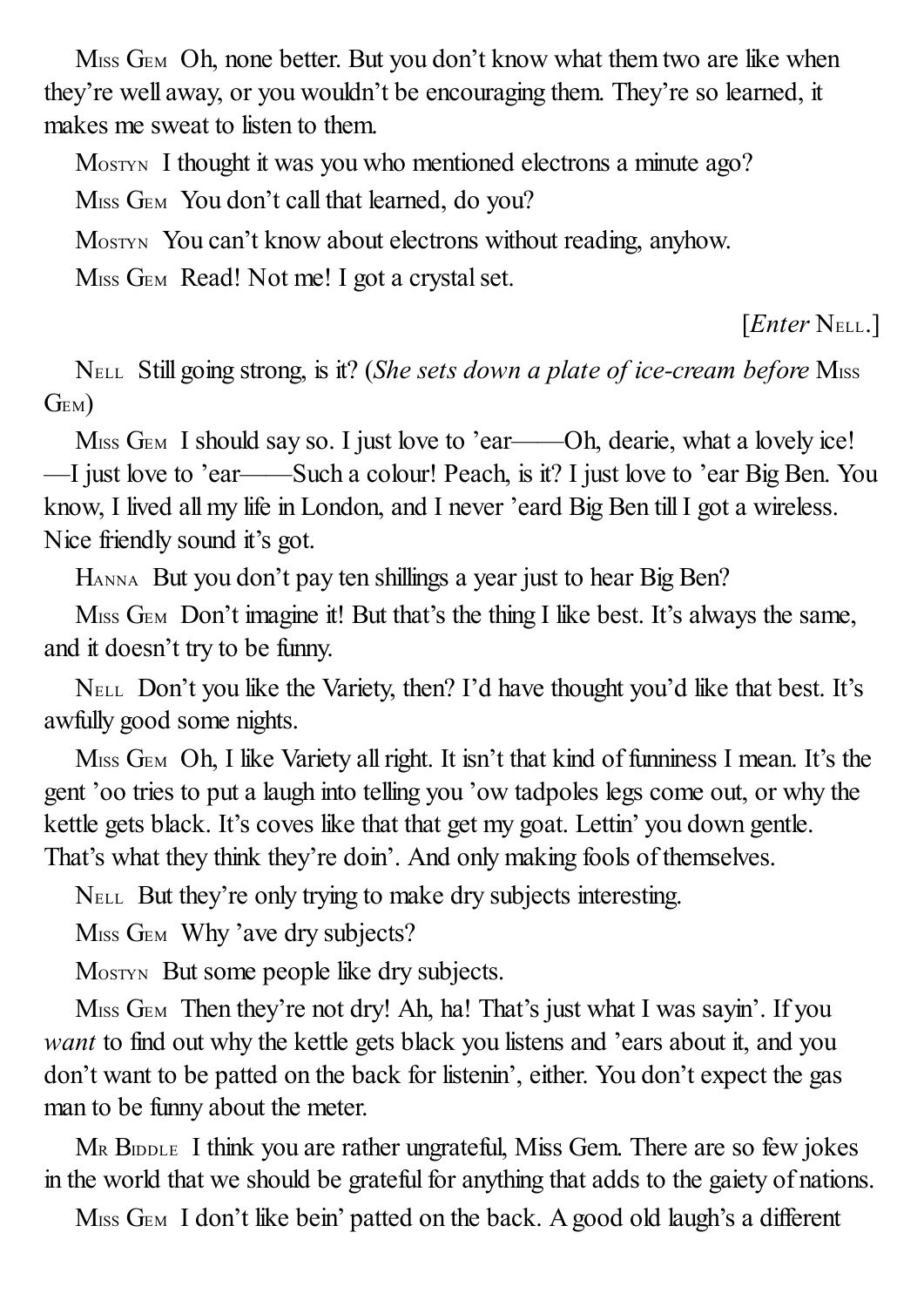Miss Gem Oh, none better. But you don't know what them two are like when they're well away, or you wouldn't be encouraging them. They're so learned, it makes me sweat to listen to them.

Mostyn I thought it was you who mentioned electrons a minute ago?

Miss Gem You don't call that learned, do you?

Mostyn You can't know about electrons without reading, anyhow.

Miss Gem Read! Not me! I got a crystal set.

[*Enter* Nell.]

Nell Still going strong, is it? (*She sets down a plate of ice-cream before* Miss Gem)

Miss Gem I should say so. I just love to 'ear——Oh, dearie, what a lovely ice! —I just love to 'ear——Such a colour! Peach, is it? I just love to 'ear Big Ben. You know, I lived all my life in London, and I never 'eard Big Ben till I got a wireless. Nice friendly sound it's got.

Hanna But you don't pay ten shillings a year just to hear Big Ben?

Miss Gem Don't imagine it! But that's the thing I like best. It's always the same, and it doesn't try to be funny.

Nell Don't you like the Variety, then? I'd have thought you'd like that best. It's awfully good some nights.

Miss Gem Oh, I like Variety all right. It isn't that kind of funniness I mean. It's the gent 'oo tries to put a laugh into telling you 'ow tadpoles legs come out, or why the kettle gets black. It's coves like that that get my goat. Lettin' you down gentle. That's what they think they're doin'. And only making fools of themselves.

Nell But they're only trying to make dry subjects interesting.

Miss Gem Why 'ave dry subjects?

Mostyn But some people like dry subjects.

Miss Gem Then they're not dry! Ah, ha! That's just what I was sayin'. If you *want* to find out why the kettle gets black you listens and 'ears about it, and you don't want to be patted on the back for listenin', either. You don't expect the gas man to be funny about the meter.

Mr Biddle I think you are rather ungrateful, Miss Gem. There are so few jokes in the world that we should be grateful for anything that adds to the gaiety of nations.

Miss Gem I don't like bein' patted on the back. A good old laugh's a different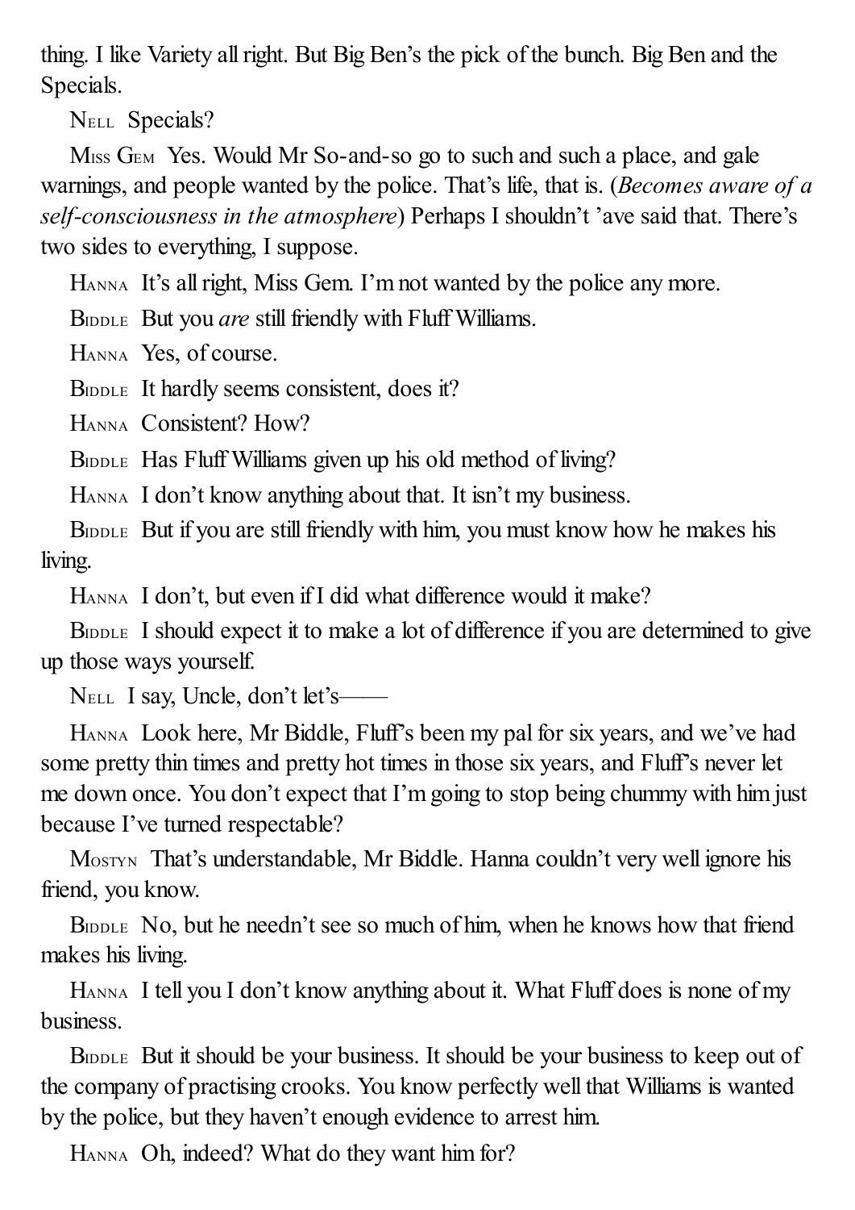thing. I like Variety all right. But Big Ben's the pick of the bunch. Big Ben and the Specials.

NELL Specials?

MISS GEM Yes. Would Mr So-and-so go to such and such a place, and gale warnings, and people wanted by the police. That's life, that is. (*Becomes aware of a self-consciousness in the atmosphere*) Perhaps I shouldn't 'ave said that. There's two sides to everything, I suppose.

HANNA It's all right, Miss Gem. I'm not wanted by the police any more.

BIDDLE But you *are* still friendly with Fluff Williams.

HANNA Yes, of course.

BIDDLE It hardly seems consistent, does it?

HANNA Consistent? How?

BIDDLE Has Fluff Williams given up his old method of living?

HANNA I don't know anything about that. It isn't my business.

BIDDLE But if you are still friendly with him, you must know how he makes his living.

HANNA I don't, but even if I did what difference would it make?

BIDDLE I should expect it to make a lot of difference if you are determined to give up those ways yourself.

NELL I say, Uncle, don't let's——

HANNA Look here, Mr Biddle, Fluff's been my pal for six years, and we've had some pretty thin times and pretty hot times in those six years, and Fluff's never let me down once. You don't expect that I'm going to stop being chummy with him just because I've turned respectable?

MOSTYN That's understandable, Mr Biddle. Hanna couldn't very well ignore his friend, you know.

BIDDLE No, but he needn't see so much of him, when he knows how that friend makes his living.

HANNA I tell you I don't know anything about it. What Fluff does is none of my business.

BIDDLE But it should be your business. It should be your business to keep out of the company of practising crooks. You know perfectly well that Williams is wanted by the police, but they haven't enough evidence to arrest him.

HANNA Oh, indeed? What do they want him for?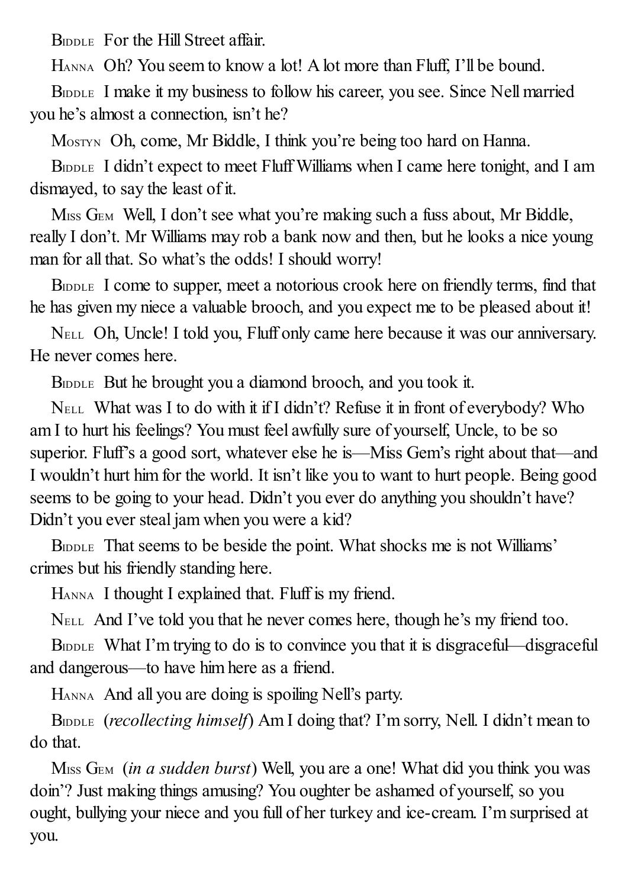Biddle For the Hill Street affair.

Hanna Oh? You seem to know a lot! A lot more than Fluff, I'll be bound.

Biddle I make it my business to follow his career, you see. Since Nell married you he's almost a connection, isn't he?

Mostyn Oh, come, Mr Biddle, I think you're being too hard on Hanna.

Biddle I didn't expect to meet Fluff Williams when I came here tonight, and I am dismayed, to say the least of it.

Miss Gem Well, I don't see what you're making such a fuss about, Mr Biddle, really I don't. Mr Williams may rob a bank now and then, but he looks a nice young man for all that. So what's the odds! I should worry!

Biddle I come to supper, meet a notorious crook here on friendly terms, find that he has given my niece a valuable brooch, and you expect me to be pleased about it!

Nell Oh, Uncle! I told you, Fluff only came here because it was our anniversary. He never comes here.

Biddle But he brought you a diamond brooch, and you took it.

Nell What was I to do with it if I didn't? Refuse it in front of everybody? Who am I to hurt his feelings? You must feel awfully sure of yourself, Uncle, to be so superior. Fluff's a good sort, whatever else he is—Miss Gem's right about that—and I wouldn't hurt him for the world. It isn't like you to want to hurt people. Being good seems to be going to your head. Didn't you ever do anything you shouldn't have? Didn't you ever steal jam when you were a kid?

Biddle That seems to be beside the point. What shocks me is not Williams' crimes but his friendly standing here.

Hanna I thought I explained that. Fluff is my friend.

Nell And I've told you that he never comes here, though he's my friend too.

Biddle What I'm trying to do is to convince you that it is disgraceful—disgraceful and dangerous—to have him here as a friend.

Hanna And all you are doing is spoiling Nell's party.

Biddle (*recollecting himself*) Am I doing that? I'm sorry, Nell. I didn't mean to do that.

Miss Gem (*in a sudden burst*) Well, you are a one! What did you think you was doin'? Just making things amusing? You oughter be ashamed of yourself, so you ought, bullying your niece and you full of her turkey and ice-cream. I'm surprised at you.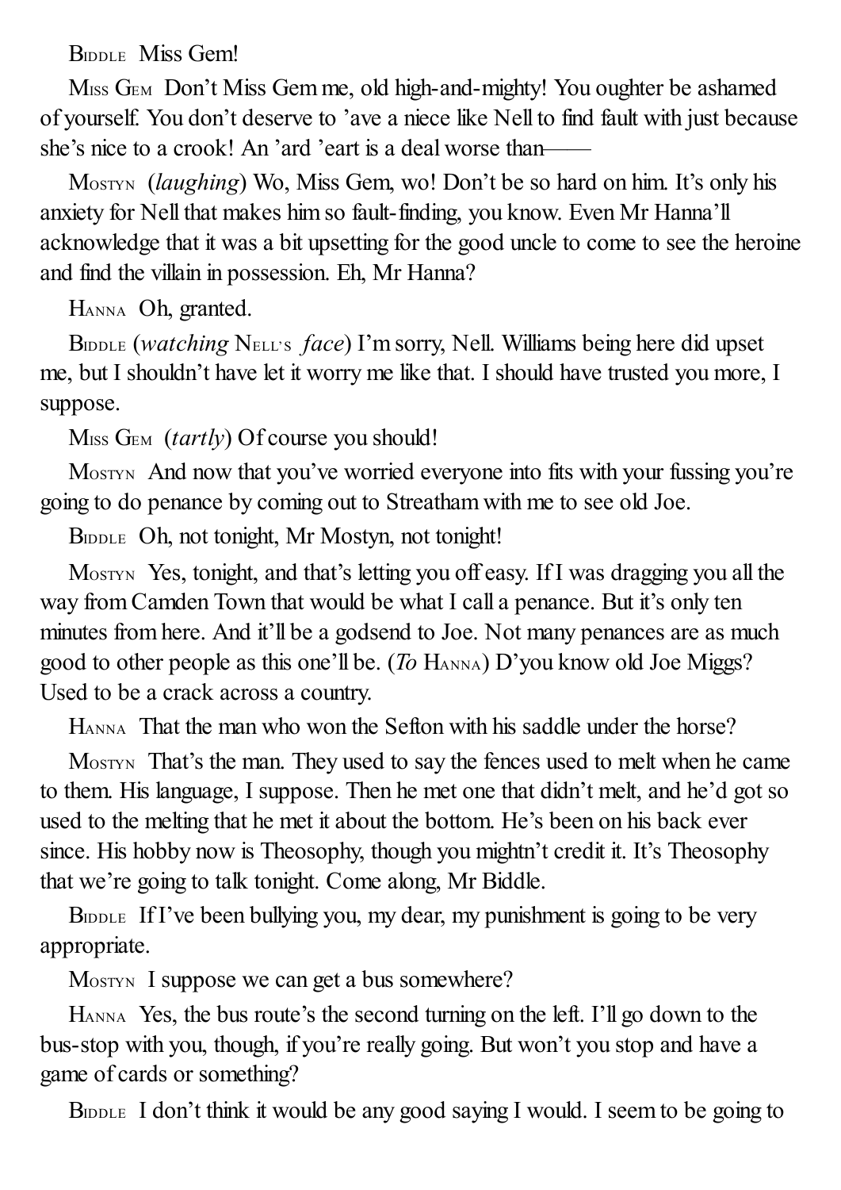Biddle Miss Gem!

Miss Gem Don't Miss Gem me, old high-and-mighty! You oughter be ashamed of yourself. You don't deserve to 'ave a niece like Nell to find fault with just because she's nice to a crook! An 'ard 'eart is a deal worse than——

Mostyn (*laughing*) Wo, Miss Gem, wo! Don't be so hard on him. It's only his anxiety for Nell that makes him so fault-finding, you know. Even Mr Hanna'll acknowledge that it was a bit upsetting for the good uncle to come to see the heroine and find the villain in possession. Eh, Mr Hanna?

Hanna Oh, granted.

Biddle (*watching* Nell's *face*) I'm sorry, Nell. Williams being here did upset me, but I shouldn't have let it worry me like that. I should have trusted you more, I suppose.

Miss Gem (*tartly*) Of course you should!

Mostyn And now that you've worried everyone into fits with your fussing you're going to do penance by coming out to Streatham with me to see old Joe.

Biddle Oh, not tonight, Mr Mostyn, not tonight!

Mostyn Yes, tonight, and that's letting you off easy. If I was dragging you all the way from Camden Town that would be what I call a penance. But it's only ten minutes from here. And it'll be a godsend to Joe. Not many penances are as much good to other people as this one'll be. (*To* Hanna) D'you know old Joe Miggs? Used to be a crack across a country.

Hanna That the man who won the Sefton with his saddle under the horse?

Mostyn That's the man. They used to say the fences used to melt when he came to them. His language, I suppose. Then he met one that didn't melt, and he'd got so used to the melting that he met it about the bottom. He's been on his back ever since. His hobby now is Theosophy, though you mightn't credit it. It's Theosophy that we're going to talk tonight. Come along, Mr Biddle.

Biddle If I've been bullying you, my dear, my punishment is going to be very appropriate.

Mostyn I suppose we can get a bus somewhere?

Hanna Yes, the bus route's the second turning on the left. I'll go down to the bus-stop with you, though, if you're really going. But won't you stop and have a game of cards or something?

Biddle I don't think it would be any good saying I would. I seem to be going to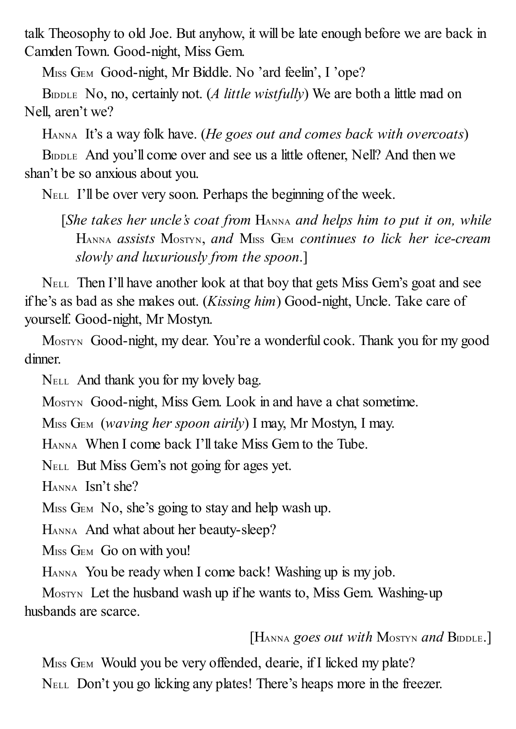talk Theosophy to old Joe. But anyhow, it will be late enough before we are back in Camden Town. Good-night, Miss Gem.

Miss Gem  Good-night, Mr Biddle. No ’ard feelin’, I ’ope?

Biddle  No, no, certainly not. (*A little wistfully*) We are both a little mad on Nell, aren’t we?

Hanna  It’s a way folk have. (*He goes out and comes back with overcoats*)

Biddle  And you’ll come over and see us a little oftener, Nell? And then we shan’t be so anxious about you.

Nell  I’ll be over very soon. Perhaps the beginning of the week.

[*She takes her uncle’s coat from* Hanna *and helps him to put it on, while* Hanna *assists* Mostyn, *and* Miss Gem *continues to lick her ice-cream slowly and luxuriously from the spoon*.]

Nell  Then I’ll have another look at that boy that gets Miss Gem’s goat and see if he’s as bad as she makes out. (*Kissing him*) Good-night, Uncle. Take care of yourself. Good-night, Mr Mostyn.

Mostyn  Good-night, my dear. You’re a wonderful cook. Thank you for my good dinner.

Nell  And thank you for my lovely bag.

Mostyn  Good-night, Miss Gem. Look in and have a chat sometime.

Miss Gem  (*waving her spoon airily*) I may, Mr Mostyn, I may.

Hanna  When I come back I’ll take Miss Gem to the Tube.

Nell  But Miss Gem’s not going for ages yet.

Hanna  Isn’t she?

Miss Gem  No, she’s going to stay and help wash up.

Hanna  And what about her beauty-sleep?

Miss Gem  Go on with you!

Hanna  You be ready when I come back! Washing up is my job.

Mostyn  Let the husband wash up if he wants to, Miss Gem. Washing-up husbands are scarce.

[Hanna *goes out with* Mostyn *and* Biddle.]

Miss Gem  Would you be very offended, dearie, if I licked my plate?

Nell  Don’t you go licking any plates! There’s heaps more in the freezer.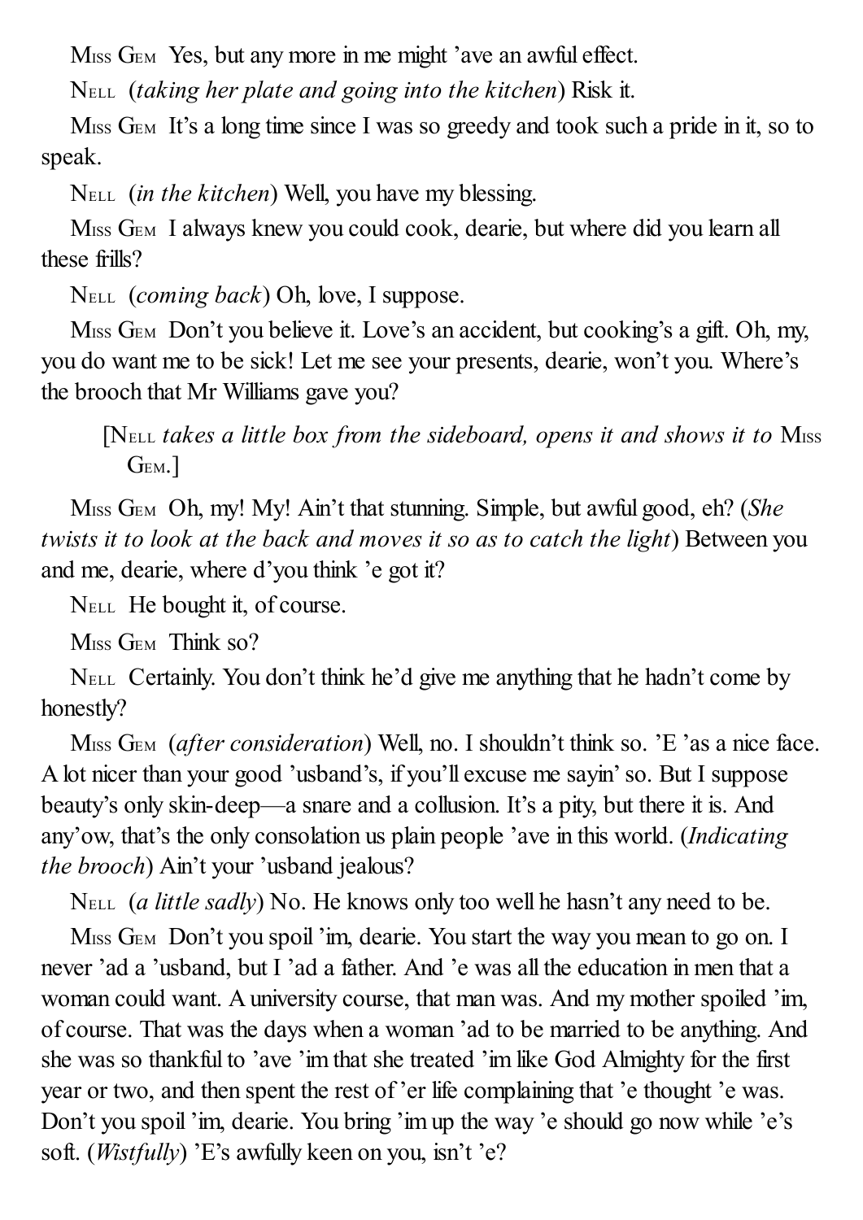Miss Gem Yes, but any more in me might 'ave an awful effect.

Nell (*taking her plate and going into the kitchen*) Risk it.

Miss Gem It's a long time since I was so greedy and took such a pride in it, so to speak.

Nell (*in the kitchen*) Well, you have my blessing.

Miss Gem I always knew you could cook, dearie, but where did you learn all these frills?

Nell (*coming back*) Oh, love, I suppose.

Miss Gem Don't you believe it. Love's an accident, but cooking's a gift. Oh, my, you do want me to be sick! Let me see your presents, dearie, won't you. Where's the brooch that Mr Williams gave you?

[Nell *takes a little box from the sideboard, opens it and shows it to* Miss Gem.]

Miss Gem Oh, my! My! Ain't that stunning. Simple, but awful good, eh? (*She twists it to look at the back and moves it so as to catch the light*) Between you and me, dearie, where d'you think 'e got it?

Nell He bought it, of course.

Miss Gem Think so?

Nell Certainly. You don't think he'd give me anything that he hadn't come by honestly?

Miss Gem (*after consideration*) Well, no. I shouldn't think so. 'E 'as a nice face. A lot nicer than your good 'usband's, if you'll excuse me sayin' so. But I suppose beauty's only skin-deep—a snare and a collusion. It's a pity, but there it is. And any'ow, that's the only consolation us plain people 'ave in this world. (*Indicating the brooch*) Ain't your 'usband jealous?

Nell (*a little sadly*) No. He knows only too well he hasn't any need to be.

Miss Gem Don't you spoil 'im, dearie. You start the way you mean to go on. I never 'ad a 'usband, but I 'ad a father. And 'e was all the education in men that a woman could want. A university course, that man was. And my mother spoiled 'im, of course. That was the days when a woman 'ad to be married to be anything. And she was so thankful to 'ave 'im that she treated 'im like God Almighty for the first year or two, and then spent the rest of 'er life complaining that 'e thought 'e was. Don't you spoil 'im, dearie. You bring 'im up the way 'e should go now while 'e's soft. (*Wistfully*) 'E's awfully keen on you, isn't 'e?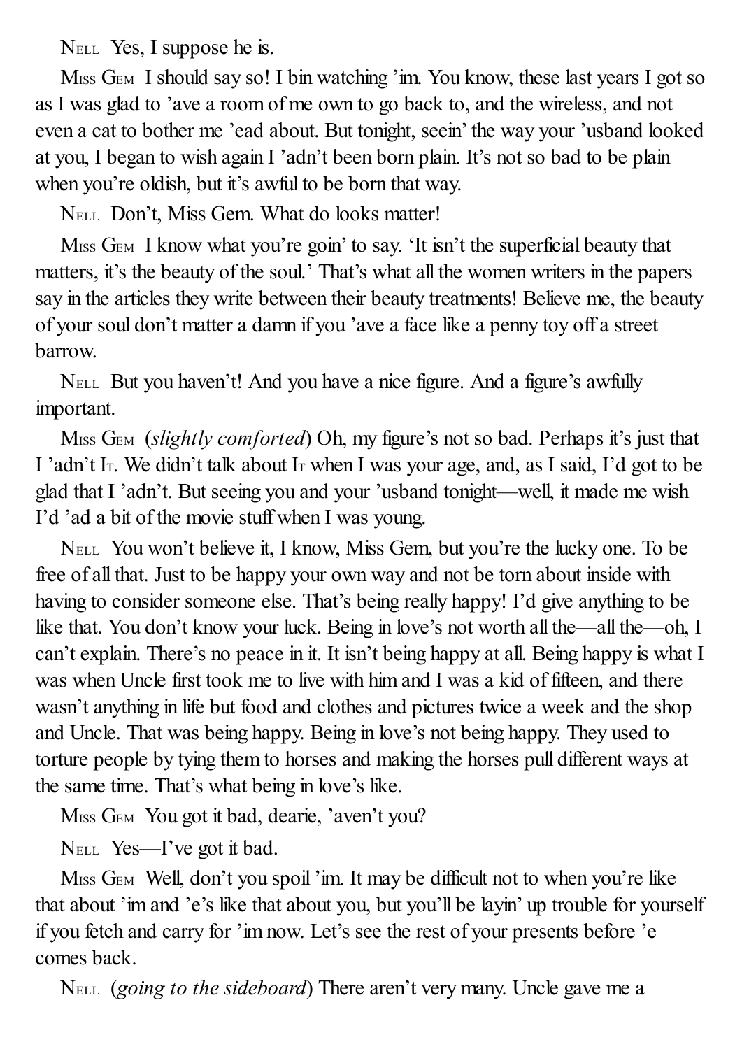NELL Yes, I suppose he is.

MISS GEM I should say so! I bin watching 'im. You know, these last years I got so as I was glad to 'ave a room of me own to go back to, and the wireless, and not even a cat to bother me 'ead about. But tonight, seein' the way your 'usband looked at you, I began to wish again I 'adn't been born plain. It's not so bad to be plain when you're oldish, but it's awful to be born that way.

NELL Don't, Miss Gem. What do looks matter!

MISS GEM I know what you're goin' to say. 'It isn't the superficial beauty that matters, it's the beauty of the soul.' That's what all the women writers in the papers say in the articles they write between their beauty treatments! Believe me, the beauty of your soul don't matter a damn if you 'ave a face like a penny toy off a street barrow.

NELL But you haven't! And you have a nice figure. And a figure's awfully important.

MISS GEM (*slightly comforted*) Oh, my figure's not so bad. Perhaps it's just that I 'adn't IT. We didn't talk about IT when I was your age, and, as I said, I'd got to be glad that I 'adn't. But seeing you and your 'usband tonight—well, it made me wish I'd 'ad a bit of the movie stuff when I was young.

NELL You won't believe it, I know, Miss Gem, but you're the lucky one. To be free of all that. Just to be happy your own way and not be torn about inside with having to consider someone else. That's being really happy! I'd give anything to be like that. You don't know your luck. Being in love's not worth all the—all the—oh, I can't explain. There's no peace in it. It isn't being happy at all. Being happy is what I was when Uncle first took me to live with him and I was a kid of fifteen, and there wasn't anything in life but food and clothes and pictures twice a week and the shop and Uncle. That was being happy. Being in love's not being happy. They used to torture people by tying them to horses and making the horses pull different ways at the same time. That's what being in love's like.

MISS GEM You got it bad, dearie, 'aven't you?

NELL Yes—I've got it bad.

MISS GEM Well, don't you spoil 'im. It may be difficult not to when you're like that about 'im and 'e's like that about you, but you'll be layin' up trouble for yourself if you fetch and carry for 'im now. Let's see the rest of your presents before 'e comes back.

NELL (*going to the sideboard*) There aren't very many. Uncle gave me a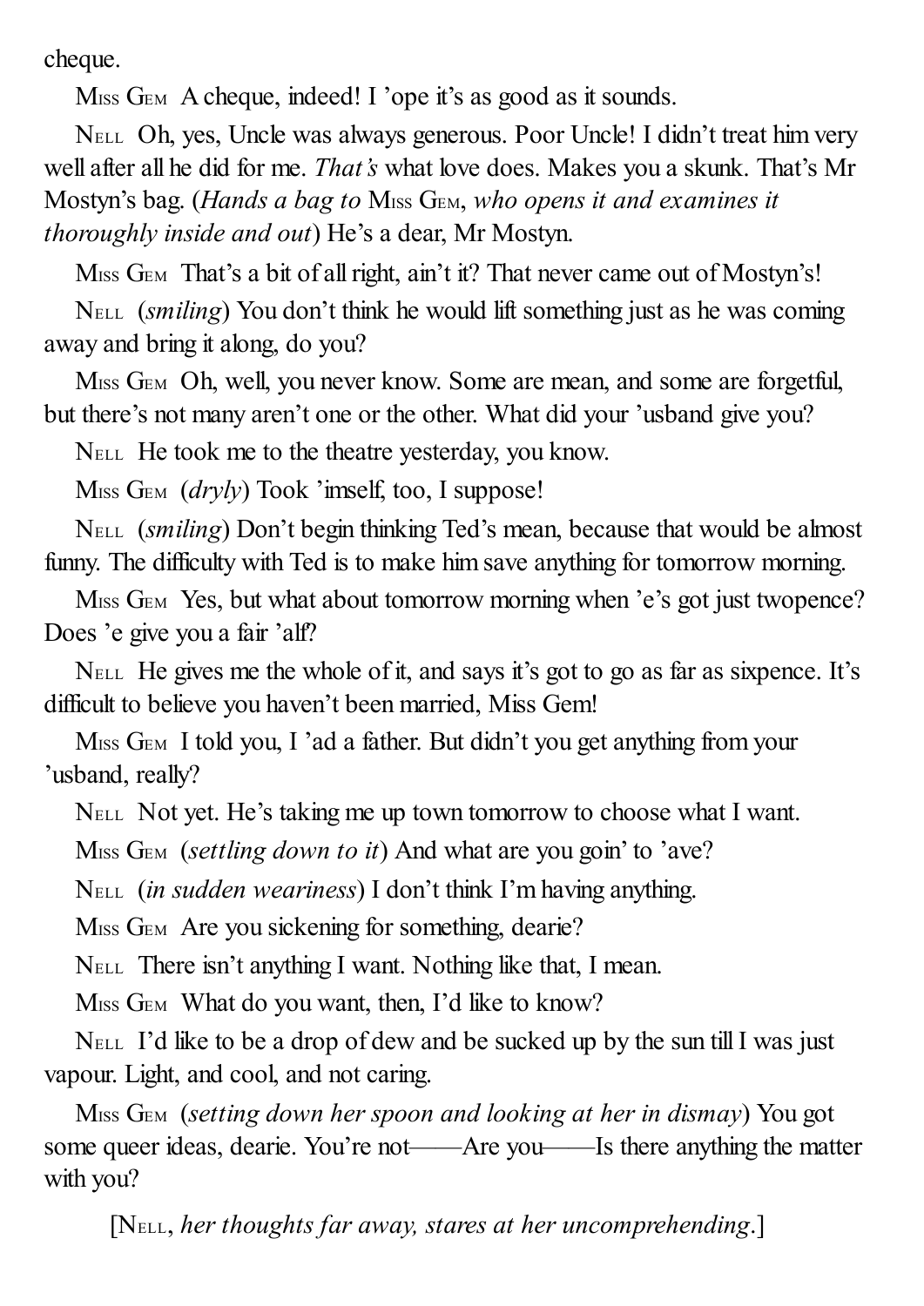cheque.

Miss Gem A cheque, indeed! I 'ope it's as good as it sounds.

Nell Oh, yes, Uncle was always generous. Poor Uncle! I didn't treat him very well after all he did for me. *That's* what love does. Makes you a skunk. That's Mr Mostyn's bag. (*Hands a bag to* Miss Gem, *who opens it and examines it thoroughly inside and out*) He's a dear, Mr Mostyn.

Miss Gem That's a bit of all right, ain't it? That never came out of Mostyn's!

Nell (*smiling*) You don't think he would lift something just as he was coming away and bring it along, do you?

Miss Gem Oh, well, you never know. Some are mean, and some are forgetful, but there's not many aren't one or the other. What did your 'usband give you?

Nell He took me to the theatre yesterday, you know.

Miss Gem (*dryly*) Took 'imself, too, I suppose!

Nell (*smiling*) Don't begin thinking Ted's mean, because that would be almost funny. The difficulty with Ted is to make him save anything for tomorrow morning.

Miss Gem Yes, but what about tomorrow morning when 'e's got just twopence? Does 'e give you a fair 'alf?

Nell He gives me the whole of it, and says it's got to go as far as sixpence. It's difficult to believe you haven't been married, Miss Gem!

Miss Gem I told you, I 'ad a father. But didn't you get anything from your 'usband, really?

Nell Not yet. He's taking me up town tomorrow to choose what I want.

Miss Gem (*settling down to it*) And what are you goin' to 'ave?

Nell (*in sudden weariness*) I don't think I'm having anything.

Miss Gem Are you sickening for something, dearie?

Nell There isn't anything I want. Nothing like that, I mean.

Miss Gem What do you want, then, I'd like to know?

Nell I'd like to be a drop of dew and be sucked up by the sun till I was just vapour. Light, and cool, and not caring.

Miss Gem (*setting down her spoon and looking at her in dismay*) You got some queer ideas, dearie. You're not——Are you——Is there anything the matter with you?

[Nell, *her thoughts far away, stares at her uncomprehending*.]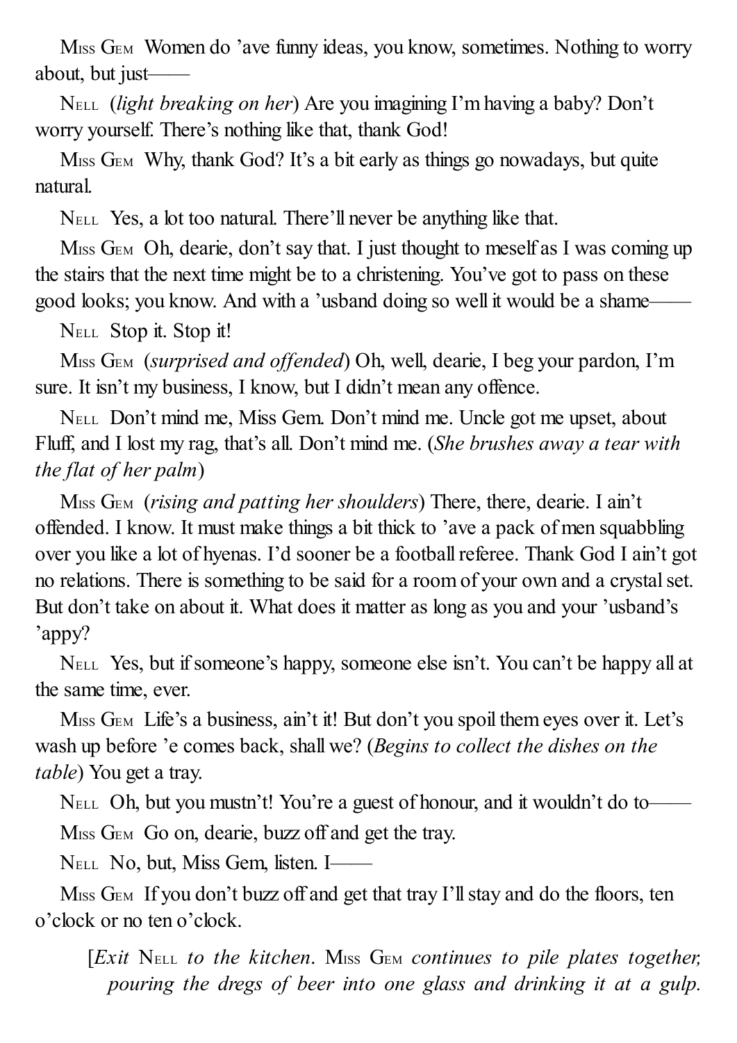Miss Gem Women do 'ave funny ideas, you know, sometimes. Nothing to worry about, but just——

Nell (*light breaking on her*) Are you imagining I'm having a baby? Don't worry yourself. There's nothing like that, thank God!

Miss Gem Why, thank God? It's a bit early as things go nowadays, but quite natural.

Nell Yes, a lot too natural. There'll never be anything like that.

Miss Gem Oh, dearie, don't say that. I just thought to meself as I was coming up the stairs that the next time might be to a christening. You've got to pass on these good looks; you know. And with a 'usband doing so well it would be a shame——

Nell Stop it. Stop it!

Miss Gem (*surprised and offended*) Oh, well, dearie, I beg your pardon, I'm sure. It isn't my business, I know, but I didn't mean any offence.

Nell Don't mind me, Miss Gem. Don't mind me. Uncle got me upset, about Fluff, and I lost my rag, that's all. Don't mind me. (*She brushes away a tear with the flat of her palm*)

Miss Gem (*rising and patting her shoulders*) There, there, dearie. I ain't offended. I know. It must make things a bit thick to 'ave a pack of men squabbling over you like a lot of hyenas. I'd sooner be a football referee. Thank God I ain't got no relations. There is something to be said for a room of your own and a crystal set. But don't take on about it. What does it matter as long as you and your 'usband's 'appy?

Nell Yes, but if someone's happy, someone else isn't. You can't be happy all at the same time, ever.

Miss Gem Life's a business, ain't it! But don't you spoil them eyes over it. Let's wash up before 'e comes back, shall we? (*Begins to collect the dishes on the table*) You get a tray.

Nell Oh, but you mustn't! You're a guest of honour, and it wouldn't do to——

Miss Gem Go on, dearie, buzz off and get the tray.

Nell No, but, Miss Gem, listen. I——

Miss Gem If you don't buzz off and get that tray I'll stay and do the floors, ten o'clock or no ten o'clock.

[*Exit* Nell *to the kitchen.* Miss Gem *continues to pile plates together, pouring the dregs of beer into one glass and drinking it at a gulp.*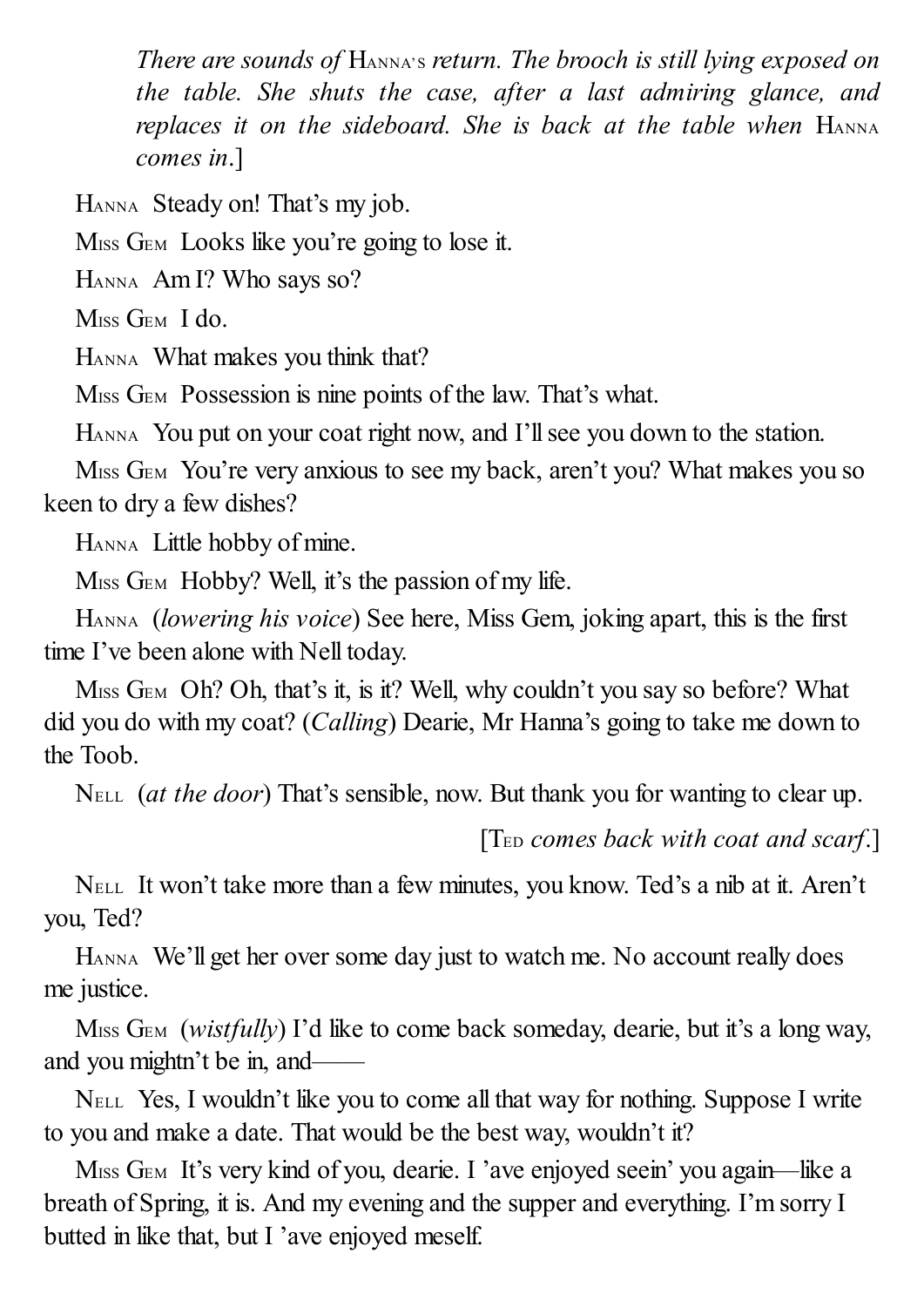*There are sounds of* Hanna's *return. The brooch is still lying exposed on the table. She shuts the case, after a last admiring glance, and replaces it on the sideboard. She is back at the table when* Hanna *comes in*.]

Hanna Steady on! That's my job.

Miss Gem Looks like you're going to lose it.

Hanna Am I? Who says so?

Miss Gem I do.

Hanna What makes you think that?

Miss Gem Possession is nine points of the law. That's what.

Hanna You put on your coat right now, and I'll see you down to the station.

Miss Gem You're very anxious to see my back, aren't you? What makes you so keen to dry a few dishes?

Hanna Little hobby of mine.

Miss Gem Hobby? Well, it's the passion of my life.

Hanna (*lowering his voice*) See here, Miss Gem, joking apart, this is the first time I've been alone with Nell today.

Miss Gem Oh? Oh, that's it, is it? Well, why couldn't you say so before? What did you do with my coat? (*Calling*) Dearie, Mr Hanna's going to take me down to the Toob.

Nell (*at the door*) That's sensible, now. But thank you for wanting to clear up.

[Ted *comes back with coat and scarf*.]

Nell It won't take more than a few minutes, you know. Ted's a nib at it. Aren't you, Ted?

Hanna We'll get her over some day just to watch me. No account really does me justice.

Miss Gem (*wistfully*) I'd like to come back someday, dearie, but it's a long way, and you mightn't be in, and——

Nell Yes, I wouldn't like you to come all that way for nothing. Suppose I write to you and make a date. That would be the best way, wouldn't it?

Miss Gem It's very kind of you, dearie. I 'ave enjoyed seein' you again—like a breath of Spring, it is. And my evening and the supper and everything. I'm sorry I butted in like that, but I 'ave enjoyed meself.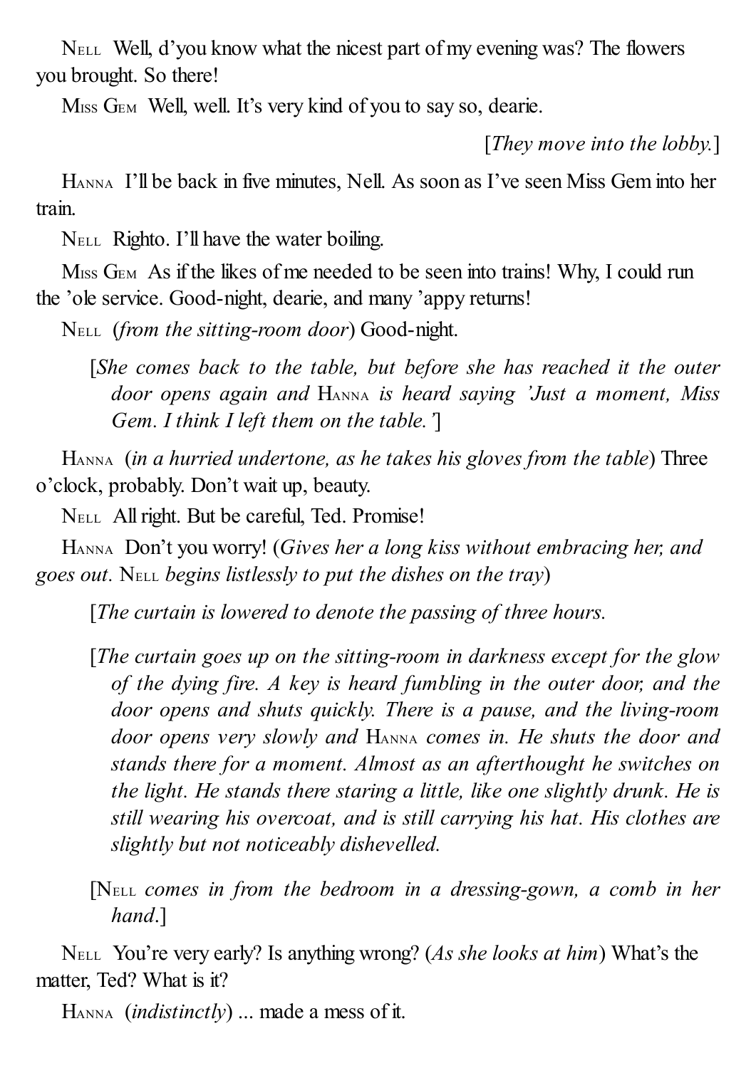NELL Well, d'you know what the nicest part of my evening was? The flowers you brought. So there!

MISS GEM Well, well. It's very kind of you to say so, dearie.

[*They move into the lobby.*]

HANNA I'll be back in five minutes, Nell. As soon as I've seen Miss Gem into her train.

NELL Righto. I'll have the water boiling.

MISS GEM As if the likes of me needed to be seen into trains! Why, I could run the 'ole service. Good-night, dearie, and many 'appy returns!

NELL (*from the sitting-room door*) Good-night.

[*She comes back to the table, but before she has reached it the outer door opens again and* HANNA *is heard saying 'Just a moment, Miss Gem. I think I left them on the table.'*]

HANNA (*in a hurried undertone, as he takes his gloves from the table*) Three o'clock, probably. Don't wait up, beauty.

NELL All right. But be careful, Ted. Promise!

HANNA Don't you worry! (*Gives her a long kiss without embracing her, and goes out.* NELL *begins listlessly to put the dishes on the tray*)

[*The curtain is lowered to denote the passing of three hours.*

[*The curtain goes up on the sitting-room in darkness except for the glow of the dying fire. A key is heard fumbling in the outer door, and the door opens and shuts quickly. There is a pause, and the living-room door opens very slowly and* HANNA *comes in. He shuts the door and stands there for a moment. Almost as an afterthought he switches on the light. He stands there staring a little, like one slightly drunk. He is still wearing his overcoat, and is still carrying his hat. His clothes are slightly but not noticeably dishevelled.*

[NELL *comes in from the bedroom in a dressing-gown, a comb in her hand.*]

NELL You're very early? Is anything wrong? (*As she looks at him*) What's the matter, Ted? What is it?

HANNA (*indistinctly*) ... made a mess of it.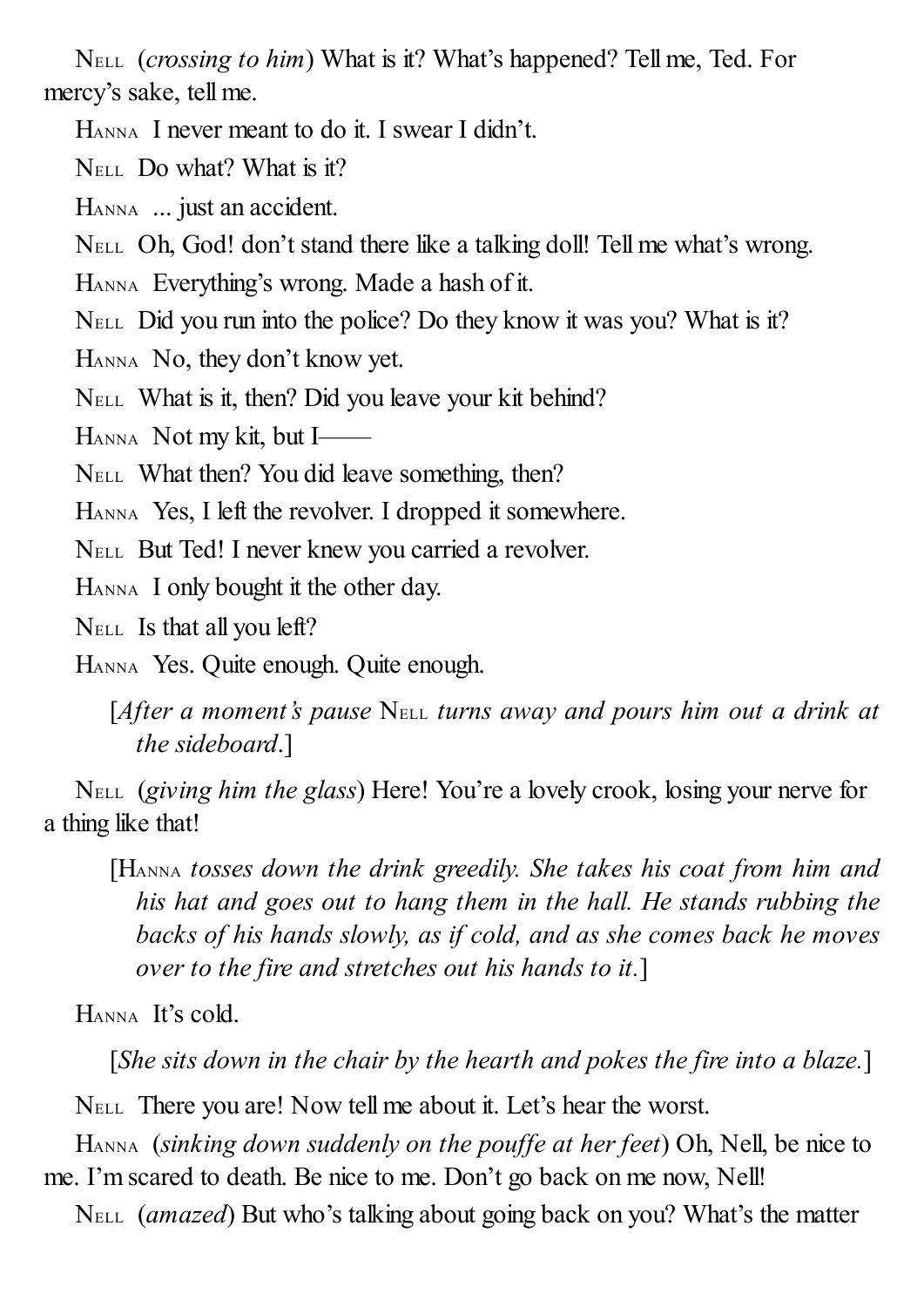NELL (*crossing to him*) What is it? What's happened? Tell me, Ted. For mercy's sake, tell me.

HANNA I never meant to do it. I swear I didn't.

NELL Do what? What is it?

HANNA ... just an accident.

NELL Oh, God! don't stand there like a talking doll! Tell me what's wrong.

HANNA Everything's wrong. Made a hash of it.

NELL Did you run into the police? Do they know it was you? What is it?

HANNA No, they don't know yet.

NELL What is it, then? Did you leave your kit behind?

HANNA Not my kit, but I——

NELL What then? You did leave something, then?

HANNA Yes, I left the revolver. I dropped it somewhere.

NELL But Ted! I never knew you carried a revolver.

HANNA I only bought it the other day.

NELL Is that all you left?

HANNA Yes. Quite enough. Quite enough.

[*After a moment's pause* NELL *turns away and pours him out a drink at the sideboard.*]

NELL (*giving him the glass*) Here! You're a lovely crook, losing your nerve for a thing like that!

[HANNA *tosses down the drink greedily. She takes his coat from him and his hat and goes out to hang them in the hall. He stands rubbing the backs of his hands slowly, as if cold, and as she comes back he moves over to the fire and stretches out his hands to it.*]

HANNA It's cold.

[*She sits down in the chair by the hearth and pokes the fire into a blaze.*]

NELL There you are! Now tell me about it. Let's hear the worst.

HANNA (*sinking down suddenly on the pouffe at her feet*) Oh, Nell, be nice to me. I'm scared to death. Be nice to me. Don't go back on me now, Nell!

NELL (*amazed*) But who's talking about going back on you? What's the matter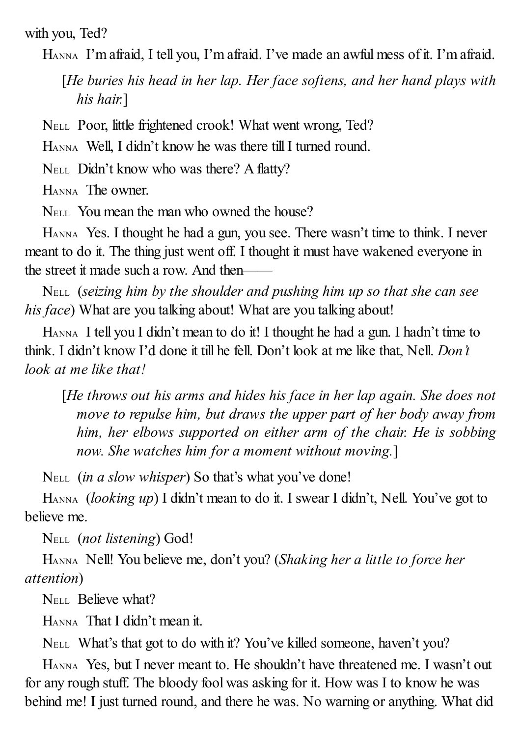with you, Ted?

HANNA I'm afraid, I tell you, I'm afraid. I've made an awful mess of it. I'm afraid.

[*He buries his head in her lap. Her face softens, and her hand plays with his hair.*]

NELL Poor, little frightened crook! What went wrong, Ted?

HANNA Well, I didn't know he was there till I turned round.

NELL Didn't know who was there? A flatty?

HANNA The owner.

NELL You mean the man who owned the house?

HANNA Yes. I thought he had a gun, you see. There wasn't time to think. I never meant to do it. The thing just went off. I thought it must have wakened everyone in the street it made such a row. And then——

NELL (*seizing him by the shoulder and pushing him up so that she can see his face*) What are you talking about! What are you talking about!

HANNA I tell you I didn't mean to do it! I thought he had a gun. I hadn't time to think. I didn't know I'd done it till he fell. Don't look at me like that, Nell. *Don't look at me like that!*

[*He throws out his arms and hides his face in her lap again. She does not move to repulse him, but draws the upper part of her body away from him, her elbows supported on either arm of the chair. He is sobbing now. She watches him for a moment without moving.*]

NELL (*in a slow whisper*) So that's what you've done!

HANNA (*looking up*) I didn't mean to do it. I swear I didn't, Nell. You've got to believe me.

NELL (*not listening*) God!

HANNA Nell! You believe me, don't you? (*Shaking her a little to force her attention*)

NELL Believe what?

HANNA That I didn't mean it.

NELL What's that got to do with it? You've killed someone, haven't you?

HANNA Yes, but I never meant to. He shouldn't have threatened me. I wasn't out for any rough stuff. The bloody fool was asking for it. How was I to know he was behind me! I just turned round, and there he was. No warning or anything. What did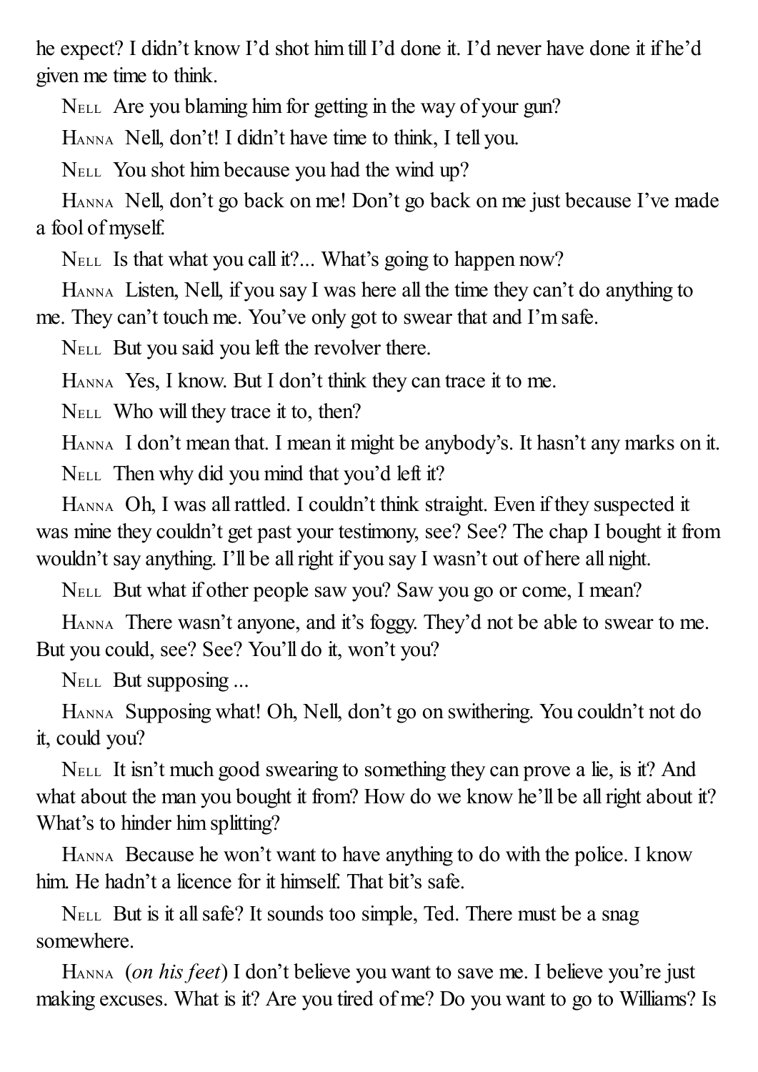he expect? I didn't know I'd shot him till I'd done it. I'd never have done it if he'd given me time to think.

NELL Are you blaming him for getting in the way of your gun?

HANNA Nell, don't! I didn't have time to think, I tell you.

NELL You shot him because you had the wind up?

HANNA Nell, don't go back on me! Don't go back on me just because I've made a fool of myself.

NELL Is that what you call it?... What's going to happen now?

HANNA Listen, Nell, if you say I was here all the time they can't do anything to me. They can't touch me. You've only got to swear that and I'm safe.

NELL But you said you left the revolver there.

HANNA Yes, I know. But I don't think they can trace it to me.

NELL Who will they trace it to, then?

HANNA I don't mean that. I mean it might be anybody's. It hasn't any marks on it.

NELL Then why did you mind that you'd left it?

HANNA Oh, I was all rattled. I couldn't think straight. Even if they suspected it was mine they couldn't get past your testimony, see? See? The chap I bought it from wouldn't say anything. I'll be all right if you say I wasn't out of here all night.

NELL But what if other people saw you? Saw you go or come, I mean?

HANNA There wasn't anyone, and it's foggy. They'd not be able to swear to me. But you could, see? See? You'll do it, won't you?

NELL But supposing ...

HANNA Supposing what! Oh, Nell, don't go on swithering. You couldn't not do it, could you?

NELL It isn't much good swearing to something they can prove a lie, is it? And what about the man you bought it from? How do we know he'll be all right about it? What's to hinder him splitting?

HANNA Because he won't want to have anything to do with the police. I know him. He hadn't a licence for it himself. That bit's safe.

NELL But is it all safe? It sounds too simple, Ted. There must be a snag somewhere.

HANNA (*on his feet*) I don't believe you want to save me. I believe you're just making excuses. What is it? Are you tired of me? Do you want to go to Williams? Is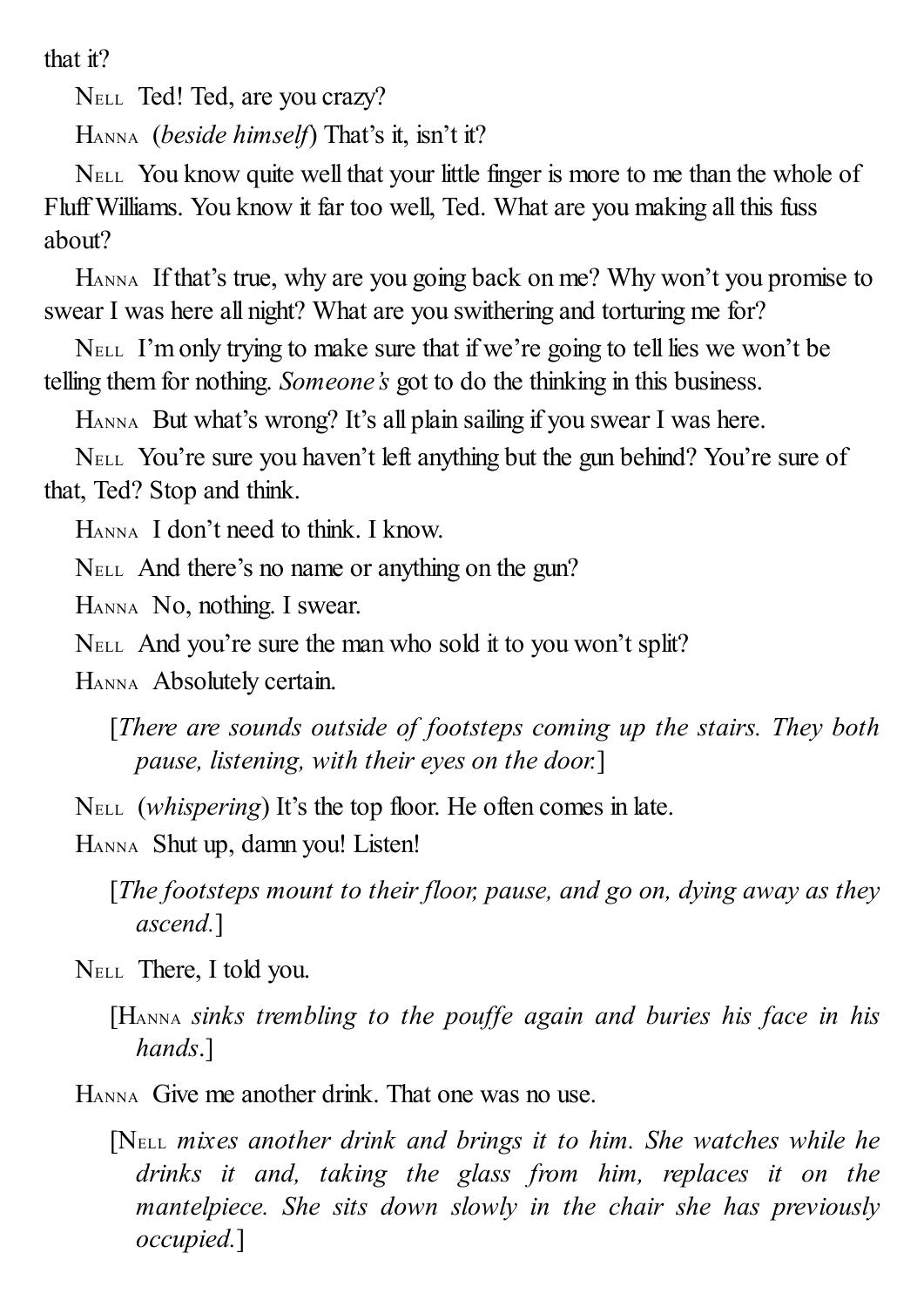that it?

NELL Ted! Ted, are you crazy?

HANNA (*beside himself*) That's it, isn't it?

NELL You know quite well that your little finger is more to me than the whole of Fluff Williams. You know it far too well, Ted. What are you making all this fuss about?

HANNA If that's true, why are you going back on me? Why won't you promise to swear I was here all night? What are you swithering and torturing me for?

NELL I'm only trying to make sure that if we're going to tell lies we won't be telling them for nothing. *Someone's* got to do the thinking in this business.

HANNA But what's wrong? It's all plain sailing if you swear I was here.

NELL You're sure you haven't left anything but the gun behind? You're sure of that, Ted? Stop and think.

HANNA I don't need to think. I know.

NELL And there's no name or anything on the gun?

HANNA No, nothing. I swear.

NELL And you're sure the man who sold it to you won't split?

HANNA Absolutely certain.

[*There are sounds outside of footsteps coming up the stairs. They both pause, listening, with their eyes on the door.*]

NELL (*whispering*) It's the top floor. He often comes in late.

HANNA Shut up, damn you! Listen!

[*The footsteps mount to their floor, pause, and go on, dying away as they ascend.*]

NELL There, I told you.

[HANNA *sinks trembling to the pouffe again and buries his face in his hands.*]

HANNA Give me another drink. That one was no use.

[NELL *mixes another drink and brings it to him. She watches while he drinks it and, taking the glass from him, replaces it on the mantelpiece. She sits down slowly in the chair she has previously occupied.*]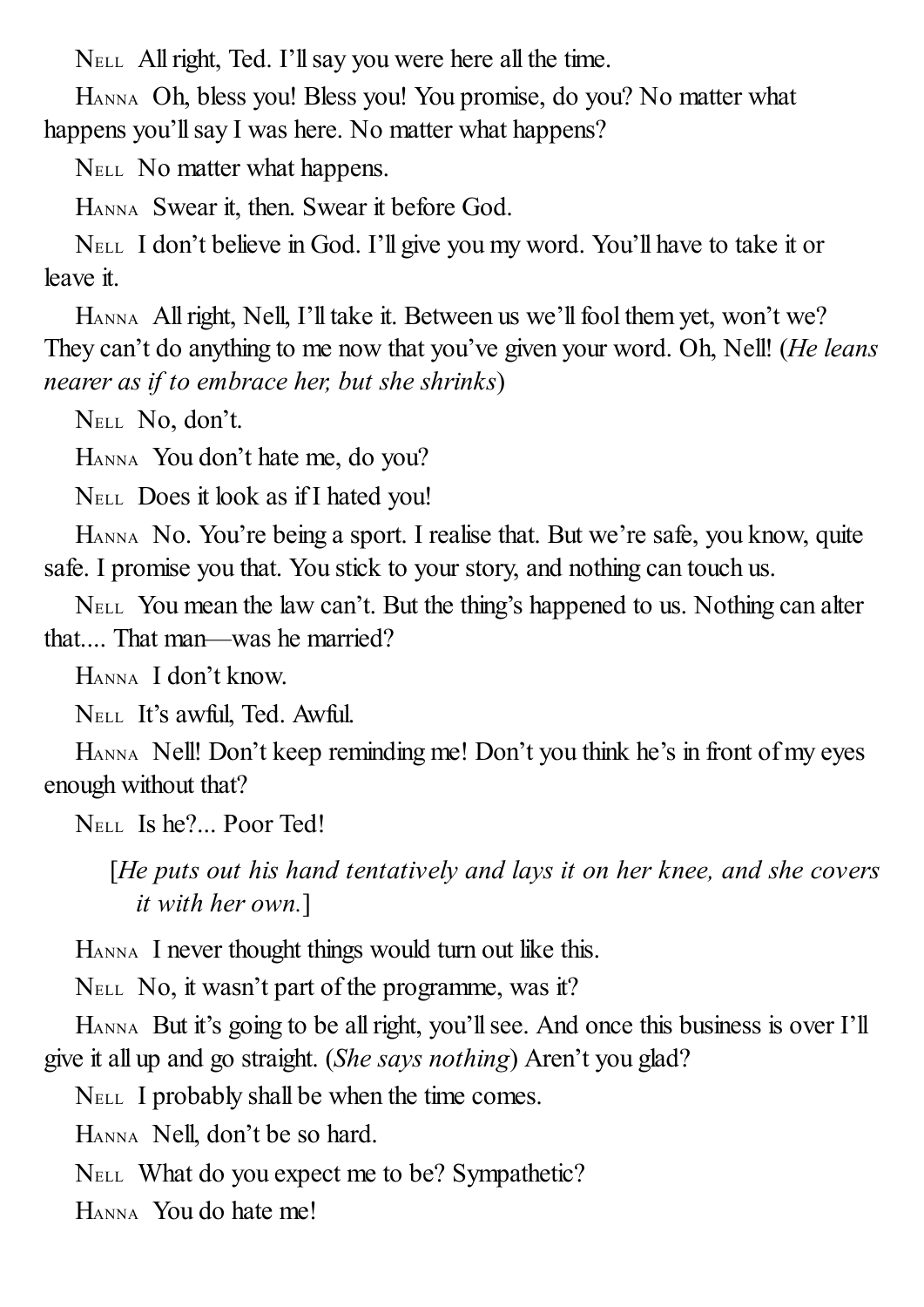NELL All right, Ted. I'll say you were here all the time.

HANNA Oh, bless you! Bless you! You promise, do you? No matter what happens you'll say I was here. No matter what happens?

NELL No matter what happens.

HANNA Swear it, then. Swear it before God.

NELL I don't believe in God. I'll give you my word. You'll have to take it or leave it.

HANNA All right, Nell, I'll take it. Between us we'll fool them yet, won't we? They can't do anything to me now that you've given your word. Oh, Nell! (*He leans nearer as if to embrace her, but she shrinks*)

NELL No, don't.

HANNA You don't hate me, do you?

NELL Does it look as if I hated you!

HANNA No. You're being a sport. I realise that. But we're safe, you know, quite safe. I promise you that. You stick to your story, and nothing can touch us.

NELL You mean the law can't. But the thing's happened to us. Nothing can alter that.... That man—was he married?

HANNA I don't know.

NELL It's awful, Ted. Awful.

HANNA Nell! Don't keep reminding me! Don't you think he's in front of my eyes enough without that?

NELL Is he?... Poor Ted!

[*He puts out his hand tentatively and lays it on her knee, and she covers it with her own.*]

HANNA I never thought things would turn out like this.

NELL No, it wasn't part of the programme, was it?

HANNA But it's going to be all right, you'll see. And once this business is over I'll give it all up and go straight. (*She says nothing*) Aren't you glad?

NELL I probably shall be when the time comes.

HANNA Nell, don't be so hard.

NELL What do you expect me to be? Sympathetic?

HANNA You do hate me!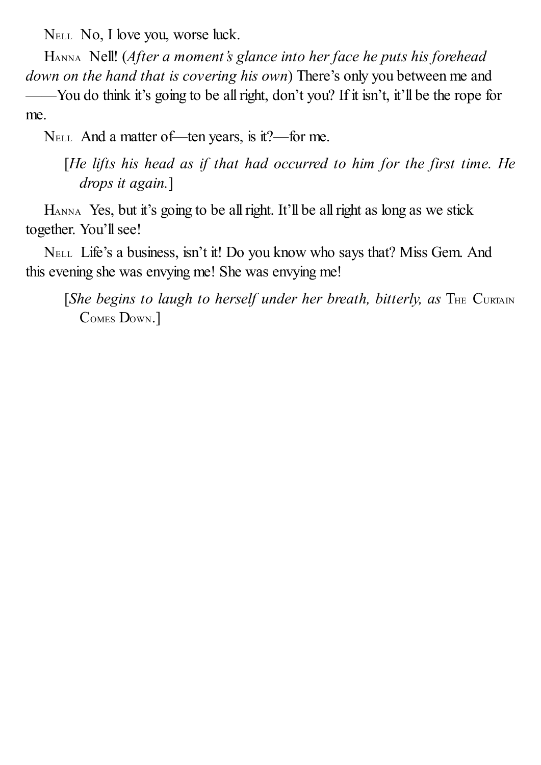NELL No, I love you, worse luck.

HANNA Nell! (*After a moment's glance into her face he puts his forehead down on the hand that is covering his own*) There's only you between me and ——You do think it's going to be all right, don't you? If it isn't, it'll be the rope for me.

NELL And a matter of—ten years, is it?—for me.

[*He lifts his head as if that had occurred to him for the first time. He drops it again.*]

HANNA Yes, but it's going to be all right. It'll be all right as long as we stick together. You'll see!

NELL Life's a business, isn't it! Do you know who says that? Miss Gem. And this evening she was envying me! She was envying me!

[*She begins to laugh to herself under her breath, bitterly, as* THE CURTAIN COMES DOWN.]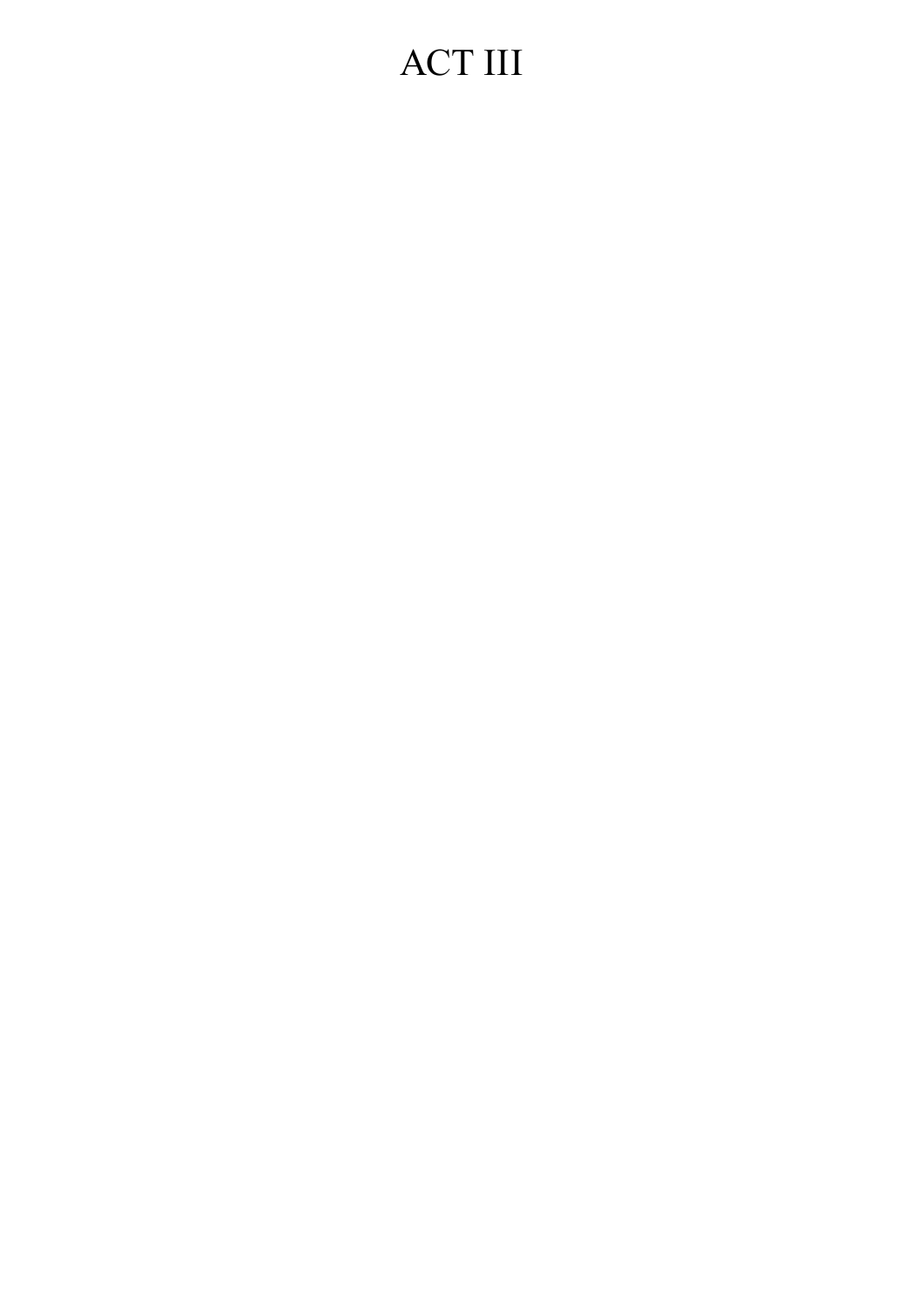# ACT III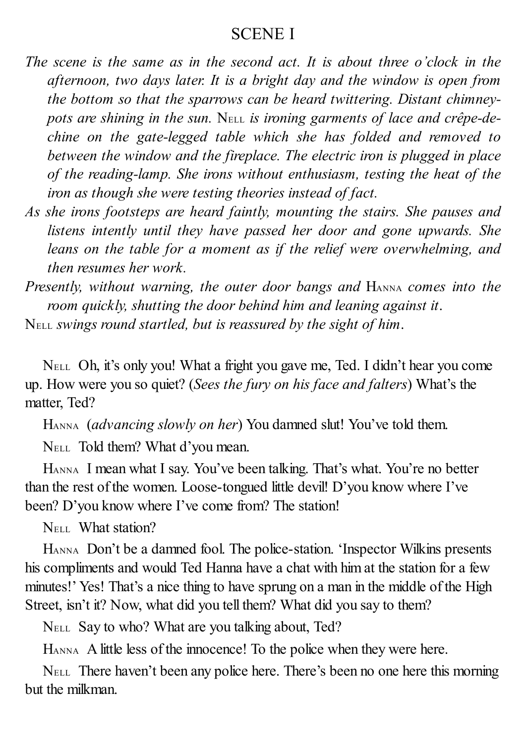## SCENE I

*The scene is the same as in the second act. It is about three o'clock in the afternoon, two days later. It is a bright day and the window is open from the bottom so that the sparrows can be heard twittering. Distant chimney-pots are shining in the sun.* NELL *is ironing garments of lace and crêpe-de-chine on the gate-legged table which she has folded and removed to between the window and the fireplace. The electric iron is plugged in place of the reading-lamp. She irons without enthusiasm, testing the heat of the iron as though she were testing theories instead of fact.*

*As she irons footsteps are heard faintly, mounting the stairs. She pauses and listens intently until they have passed her door and gone upwards. She leans on the table for a moment as if the relief were overwhelming, and then resumes her work.*

*Presently, without warning, the outer door bangs and* HANNA *comes into the room quickly, shutting the door behind him and leaning against it.*

NELL *swings round startled, but is reassured by the sight of him.*

NELL Oh, it's only you! What a fright you gave me, Ted. I didn't hear you come up. How were you so quiet? (*Sees the fury on his face and falters*) What's the matter, Ted?

HANNA (*advancing slowly on her*) You damned slut! You've told them.

NELL Told them? What d'you mean.

HANNA I mean what I say. You've been talking. That's what. You're no better than the rest of the women. Loose-tongued little devil! D'you know where I've been? D'you know where I've come from? The station!

NELL What station?

HANNA Don't be a damned fool. The police-station. 'Inspector Wilkins presents his compliments and would Ted Hanna have a chat with him at the station for a few minutes!' Yes! That's a nice thing to have sprung on a man in the middle of the High Street, isn't it? Now, what did you tell them? What did you say to them?

NELL Say to who? What are you talking about, Ted?

HANNA A little less of the innocence! To the police when they were here.

NELL There haven't been any police here. There's been no one here this morning but the milkman.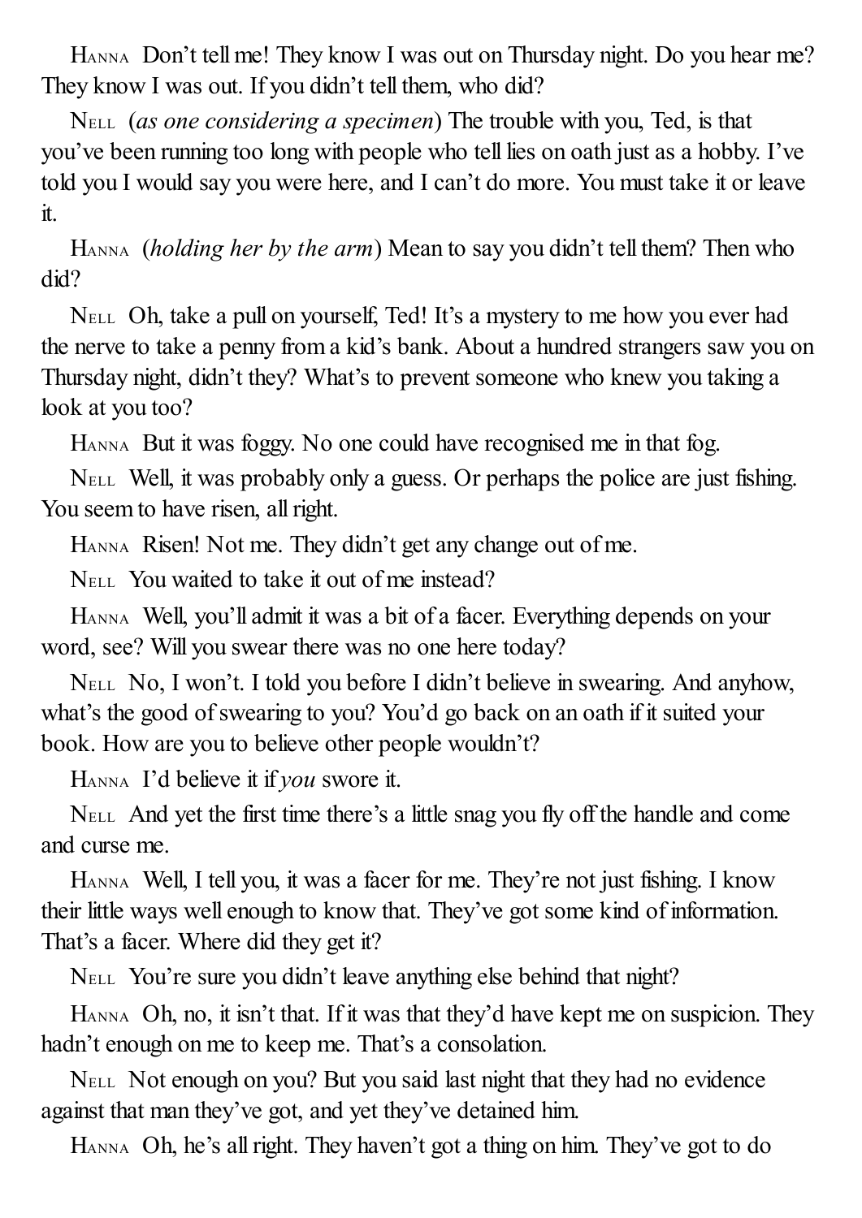HANNA Don't tell me! They know I was out on Thursday night. Do you hear me? They know I was out. If you didn't tell them, who did?

NELL (*as one considering a specimen*) The trouble with you, Ted, is that you've been running too long with people who tell lies on oath just as a hobby. I've told you I would say you were here, and I can't do more. You must take it or leave it.

HANNA (*holding her by the arm*) Mean to say you didn't tell them? Then who did?

NELL Oh, take a pull on yourself, Ted! It's a mystery to me how you ever had the nerve to take a penny from a kid's bank. About a hundred strangers saw you on Thursday night, didn't they? What's to prevent someone who knew you taking a look at you too?

HANNA But it was foggy. No one could have recognised me in that fog.

NELL Well, it was probably only a guess. Or perhaps the police are just fishing. You seem to have risen, all right.

HANNA Risen! Not me. They didn't get any change out of me.

NELL You waited to take it out of me instead?

HANNA Well, you'll admit it was a bit of a facer. Everything depends on your word, see? Will you swear there was no one here today?

NELL No, I won't. I told you before I didn't believe in swearing. And anyhow, what's the good of swearing to you? You'd go back on an oath if it suited your book. How are you to believe other people wouldn't?

HANNA I'd believe it if *you* swore it.

NELL And yet the first time there's a little snag you fly off the handle and come and curse me.

HANNA Well, I tell you, it was a facer for me. They're not just fishing. I know their little ways well enough to know that. They've got some kind of information. That's a facer. Where did they get it?

NELL You're sure you didn't leave anything else behind that night?

HANNA Oh, no, it isn't that. If it was that they'd have kept me on suspicion. They hadn't enough on me to keep me. That's a consolation.

NELL Not enough on you? But you said last night that they had no evidence against that man they've got, and yet they've detained him.

HANNA Oh, he's all right. They haven't got a thing on him. They've got to do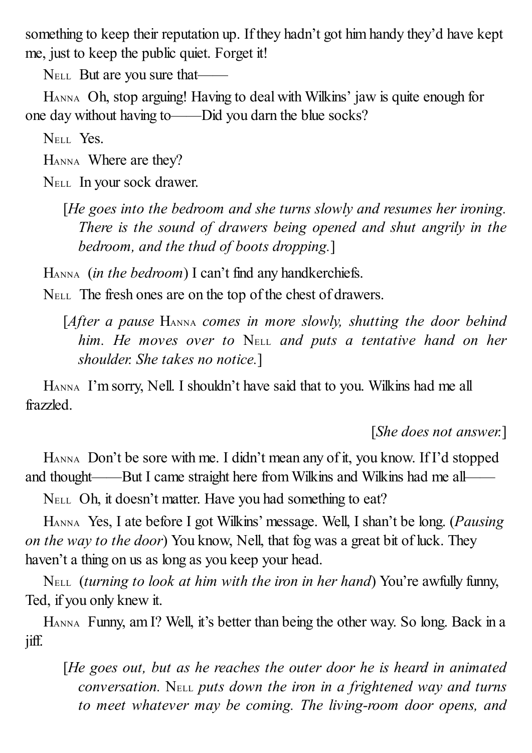something to keep their reputation up. If they hadn't got him handy they'd have kept me, just to keep the public quiet. Forget it!

NELL But are you sure that——

HANNA Oh, stop arguing! Having to deal with Wilkins' jaw is quite enough for one day without having to——Did you darn the blue socks?

NELL Yes.

HANNA Where are they?

NELL In your sock drawer.

[*He goes into the bedroom and she turns slowly and resumes her ironing. There is the sound of drawers being opened and shut angrily in the bedroom, and the thud of boots dropping.*]

HANNA (*in the bedroom*) I can't find any handkerchiefs.

NELL The fresh ones are on the top of the chest of drawers.

[*After a pause* HANNA *comes in more slowly, shutting the door behind him. He moves over to* NELL *and puts a tentative hand on her shoulder. She takes no notice.*]

HANNA I'm sorry, Nell. I shouldn't have said that to you. Wilkins had me all frazzled.

[*She does not answer.*]

HANNA Don't be sore with me. I didn't mean any of it, you know. If I'd stopped and thought——But I came straight here from Wilkins and Wilkins had me all——

NELL Oh, it doesn't matter. Have you had something to eat?

HANNA Yes, I ate before I got Wilkins' message. Well, I shan't be long. (*Pausing on the way to the door*) You know, Nell, that fog was a great bit of luck. They haven't a thing on us as long as you keep your head.

NELL (*turning to look at him with the iron in her hand*) You're awfully funny, Ted, if you only knew it.

HANNA Funny, am I? Well, it's better than being the other way. So long. Back in a jiff.

[*He goes out, but as he reaches the outer door he is heard in animated conversation.* NELL *puts down the iron in a frightened way and turns to meet whatever may be coming. The living-room door opens, and*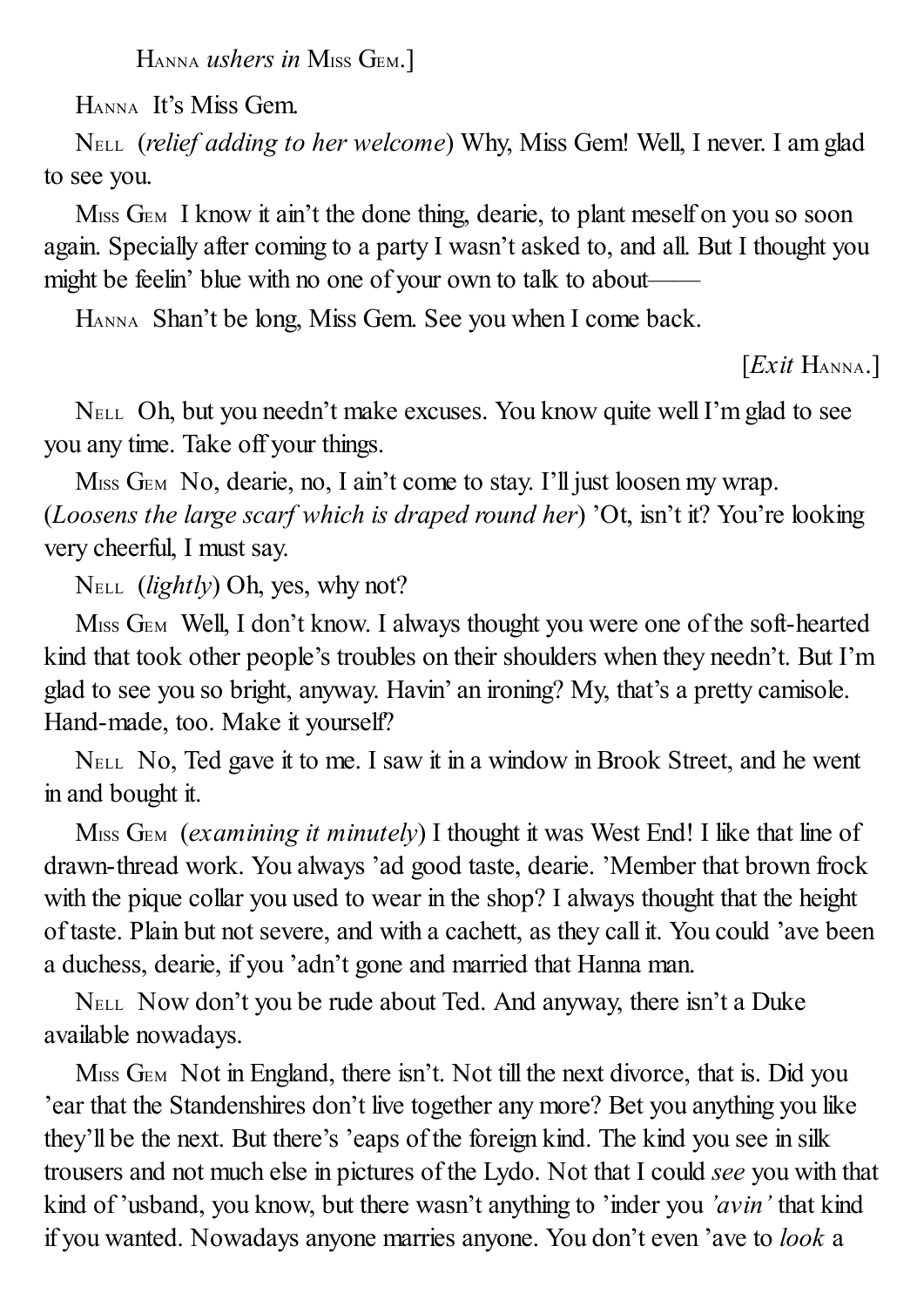Hanna *ushers in* Miss Gem.]

Hanna It's Miss Gem.

Nell (*relief adding to her welcome*) Why, Miss Gem! Well, I never. I am glad to see you.

Miss Gem I know it ain't the done thing, dearie, to plant meself on you so soon again. Specially after coming to a party I wasn't asked to, and all. But I thought you might be feelin' blue with no one of your own to talk to about——

Hanna Shan't be long, Miss Gem. See you when I come back.

[*Exit* Hanna.]

Nell Oh, but you needn't make excuses. You know quite well I'm glad to see you any time. Take off your things.

Miss Gem No, dearie, no, I ain't come to stay. I'll just loosen my wrap. (*Loosens the large scarf which is draped round her*) 'Ot, isn't it? You're looking very cheerful, I must say.

Nell (*lightly*) Oh, yes, why not?

Miss Gem Well, I don't know. I always thought you were one of the soft-hearted kind that took other people's troubles on their shoulders when they needn't. But I'm glad to see you so bright, anyway. Havin' an ironing? My, that's a pretty camisole. Hand-made, too. Make it yourself?

Nell No, Ted gave it to me. I saw it in a window in Brook Street, and he went in and bought it.

Miss Gem (*examining it minutely*) I thought it was West End! I like that line of drawn-thread work. You always 'ad good taste, dearie. 'Member that brown frock with the pique collar you used to wear in the shop? I always thought that the height of taste. Plain but not severe, and with a cachett, as they call it. You could 'ave been a duchess, dearie, if you 'adn't gone and married that Hanna man.

Nell Now don't you be rude about Ted. And anyway, there isn't a Duke available nowadays.

Miss Gem Not in England, there isn't. Not till the next divorce, that is. Did you 'ear that the Standenshires don't live together any more? Bet you anything you like they'll be the next. But there's 'eaps of the foreign kind. The kind you see in silk trousers and not much else in pictures of the Lydo. Not that I could *see* you with that kind of 'usband, you know, but there wasn't anything to 'inder you *'avin'* that kind if you wanted. Nowadays anyone marries anyone. You don't even 'ave to *look* a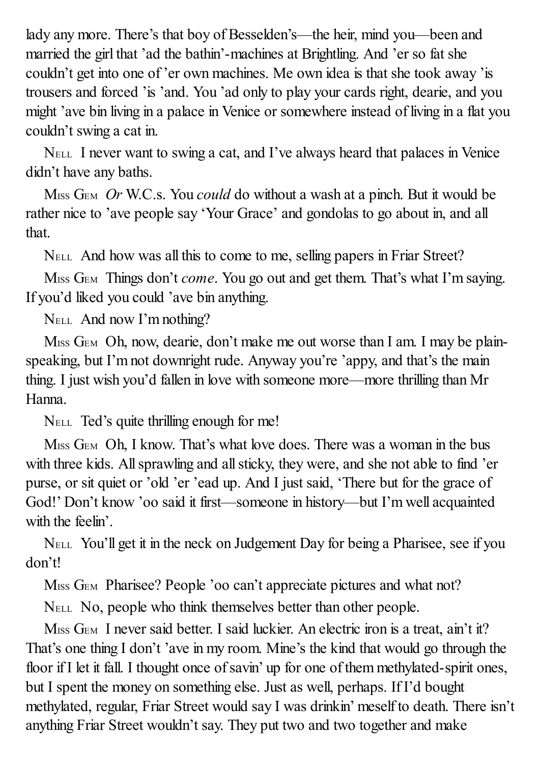lady any more. There's that boy of Besselden's—the heir, mind you—been and married the girl that 'ad the bathin'-machines at Brightling. And 'er so fat she couldn't get into one of 'er own machines. Me own idea is that she took away 'is trousers and forced 'is 'and. You 'ad only to play your cards right, dearie, and you might 'ave bin living in a palace in Venice or somewhere instead of living in a flat you couldn't swing a cat in.

NELL I never want to swing a cat, and I've always heard that palaces in Venice didn't have any baths.

MISS GEM *Or* W.C.s. You *could* do without a wash at a pinch. But it would be rather nice to 'ave people say 'Your Grace' and gondolas to go about in, and all that.

NELL And how was all this to come to me, selling papers in Friar Street?

MISS GEM Things don't *come*. You go out and get them. That's what I'm saying. If you'd liked you could 'ave bin anything.

NELL And now I'm nothing?

MISS GEM Oh, now, dearie, don't make me out worse than I am. I may be plain-speaking, but I'm not downright rude. Anyway you're 'appy, and that's the main thing. I just wish you'd fallen in love with someone more—more thrilling than Mr Hanna.

NELL Ted's quite thrilling enough for me!

MISS GEM Oh, I know. That's what love does. There was a woman in the bus with three kids. All sprawling and all sticky, they were, and she not able to find 'er purse, or sit quiet or 'old 'er 'ead up. And I just said, 'There but for the grace of God!' Don't know 'oo said it first—someone in history—but I'm well acquainted with the feelin'.

NELL You'll get it in the neck on Judgement Day for being a Pharisee, see if you don't!

MISS GEM Pharisee? People 'oo can't appreciate pictures and what not?

NELL No, people who think themselves better than other people.

MISS GEM I never said better. I said luckier. An electric iron is a treat, ain't it? That's one thing I don't 'ave in my room. Mine's the kind that would go through the floor if I let it fall. I thought once of savin' up for one of them methylated-spirit ones, but I spent the money on something else. Just as well, perhaps. If I'd bought methylated, regular, Friar Street would say I was drinkin' meself to death. There isn't anything Friar Street wouldn't say. They put two and two together and make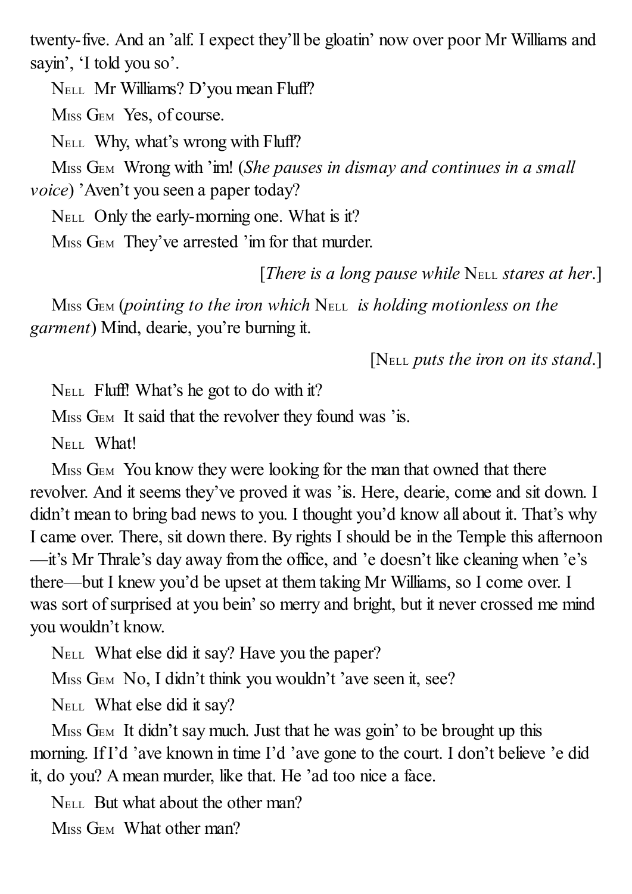twenty-five. And an 'alf. I expect they'll be gloatin' now over poor Mr Williams and sayin', 'I told you so'.

NELL Mr Williams? D'you mean Fluff?

MISS GEM Yes, of course.

NELL Why, what's wrong with Fluff?

MISS GEM Wrong with 'im! (*She pauses in dismay and continues in a small voice*) 'Aven't you seen a paper today?

NELL Only the early-morning one. What is it?

MISS GEM They've arrested 'im for that murder.

[*There is a long pause while* NELL *stares at her*.]

MISS GEM (*pointing to the iron which* NELL *is holding motionless on the garment*) Mind, dearie, you're burning it.

[NELL *puts the iron on its stand*.]

NELL Fluff! What's he got to do with it?

MISS GEM It said that the revolver they found was 'is.

NELL What!

MISS GEM You know they were looking for the man that owned that there revolver. And it seems they've proved it was 'is. Here, dearie, come and sit down. I didn't mean to bring bad news to you. I thought you'd know all about it. That's why I came over. There, sit down there. By rights I should be in the Temple this afternoon—it's Mr Thrale's day away from the office, and 'e doesn't like cleaning when 'e's there—but I knew you'd be upset at them taking Mr Williams, so I come over. I was sort of surprised at you bein' so merry and bright, but it never crossed me mind you wouldn't know.

NELL What else did it say? Have you the paper?

MISS GEM No, I didn't think you wouldn't 'ave seen it, see?

NELL What else did it say?

MISS GEM It didn't say much. Just that he was goin' to be brought up this morning. If I'd 'ave known in time I'd 'ave gone to the court. I don't believe 'e did it, do you? A mean murder, like that. He 'ad too nice a face.

NELL But what about the other man?

MISS GEM What other man?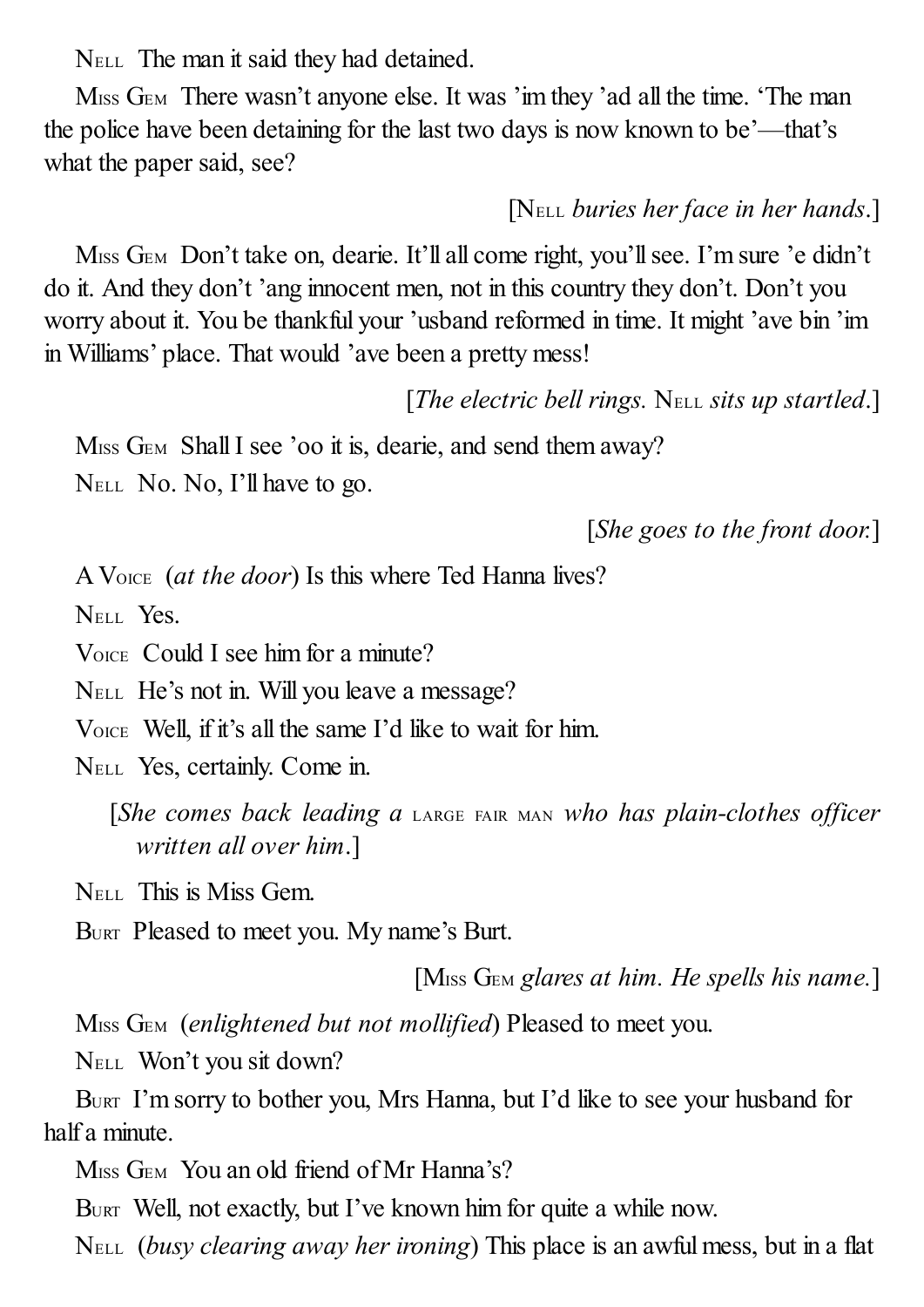NELL  The man it said they had detained.

MISS GEM  There wasn't anyone else. It was 'im they 'ad all the time. 'The man the police have been detaining for the last two days is now known to be'—that's what the paper said, see?

[NELL *buries her face in her hands*.]

MISS GEM  Don't take on, dearie. It'll all come right, you'll see. I'm sure 'e didn't do it. And they don't 'ang innocent men, not in this country they don't. Don't you worry about it. You be thankful your 'usband reformed in time. It might 'ave bin 'im in Williams' place. That would 'ave been a pretty mess!

[*The electric bell rings.* NELL *sits up startled*.]

MISS GEM  Shall I see 'oo it is, dearie, and send them away?

NELL  No. No, I'll have to go.

[*She goes to the front door.*]

A VOICE  (*at the door*) Is this where Ted Hanna lives?

NELL  Yes.

VOICE  Could I see him for a minute?

NELL  He's not in. Will you leave a message?

VOICE  Well, if it's all the same I'd like to wait for him.

NELL  Yes, certainly. Come in.

[*She comes back leading a* LARGE FAIR MAN *who has plain-clothes officer written all over him*.]

NELL  This is Miss Gem.

BURT  Pleased to meet you. My name's Burt.

[MISS GEM *glares at him. He spells his name.*]

MISS GEM  (*enlightened but not mollified*) Pleased to meet you.

NELL  Won't you sit down?

BURT  I'm sorry to bother you, Mrs Hanna, but I'd like to see your husband for half a minute.

MISS GEM  You an old friend of Mr Hanna's?

BURT  Well, not exactly, but I've known him for quite a while now.

NELL  (*busy clearing away her ironing*) This place is an awful mess, but in a flat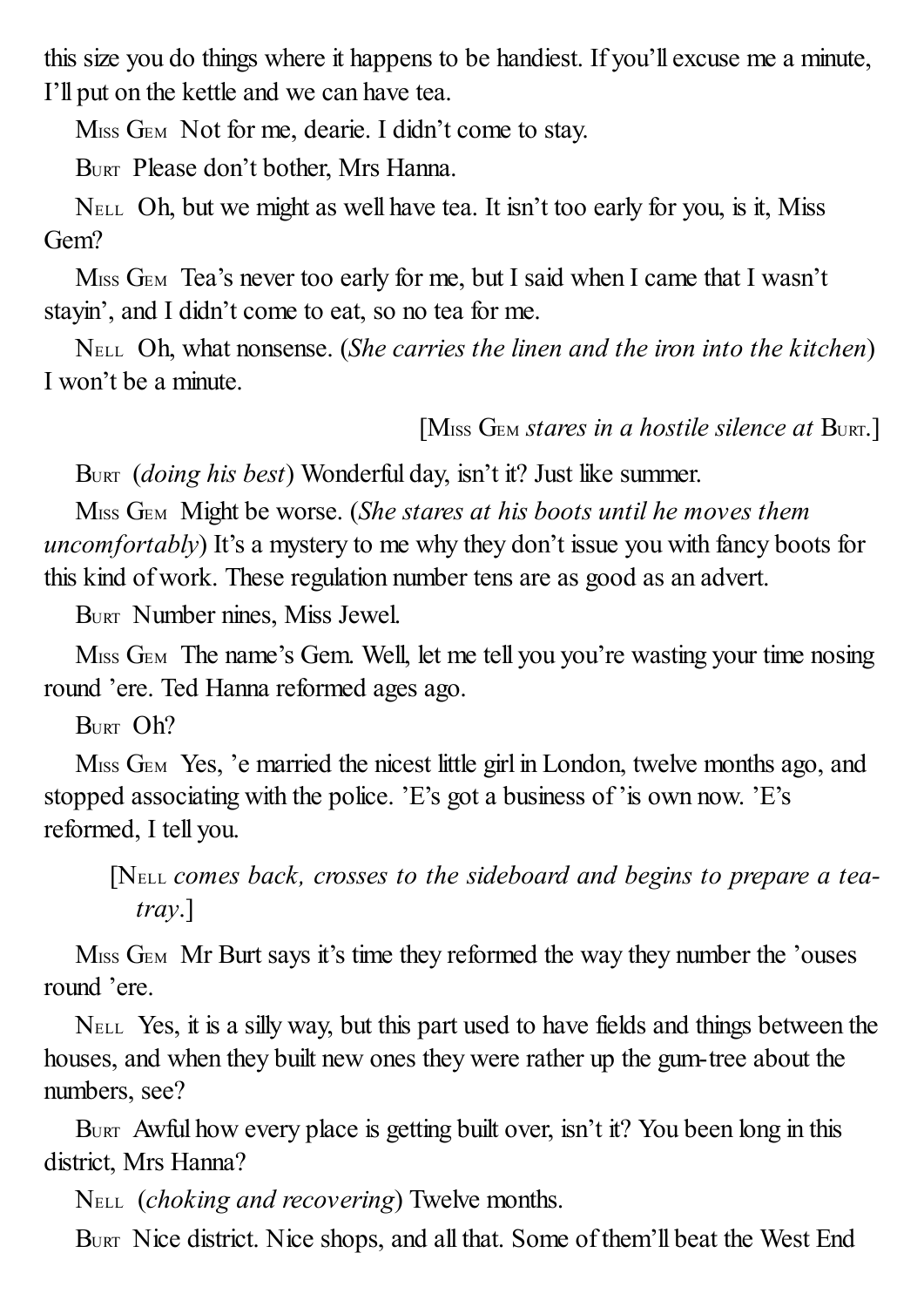this size you do things where it happens to be handiest. If you'll excuse me a minute, I'll put on the kettle and we can have tea.

MISS GEM Not for me, dearie. I didn't come to stay.

BURT Please don't bother, Mrs Hanna.

NELL Oh, but we might as well have tea. It isn't too early for you, is it, Miss Gem?

MISS GEM Tea's never too early for me, but I said when I came that I wasn't stayin', and I didn't come to eat, so no tea for me.

NELL Oh, what nonsense. (*She carries the linen and the iron into the kitchen*) I won't be a minute.

[MISS GEM *stares in a hostile silence at* BURT.]

BURT (*doing his best*) Wonderful day, isn't it? Just like summer.

MISS GEM Might be worse. (*She stares at his boots until he moves them uncomfortably*) It's a mystery to me why they don't issue you with fancy boots for this kind of work. These regulation number tens are as good as an advert.

BURT Number nines, Miss Jewel.

MISS GEM The name's Gem. Well, let me tell you you're wasting your time nosing round 'ere. Ted Hanna reformed ages ago.

BURT Oh?

MISS GEM Yes, 'e married the nicest little girl in London, twelve months ago, and stopped associating with the police. 'E's got a business of 'is own now. 'E's reformed, I tell you.

[NELL *comes back, crosses to the sideboard and begins to prepare a tea-tray*.]

MISS GEM Mr Burt says it's time they reformed the way they number the 'ouses round 'ere.

NELL Yes, it is a silly way, but this part used to have fields and things between the houses, and when they built new ones they were rather up the gum-tree about the numbers, see?

BURT Awful how every place is getting built over, isn't it? You been long in this district, Mrs Hanna?

NELL (*choking and recovering*) Twelve months.

BURT Nice district. Nice shops, and all that. Some of them'll beat the West End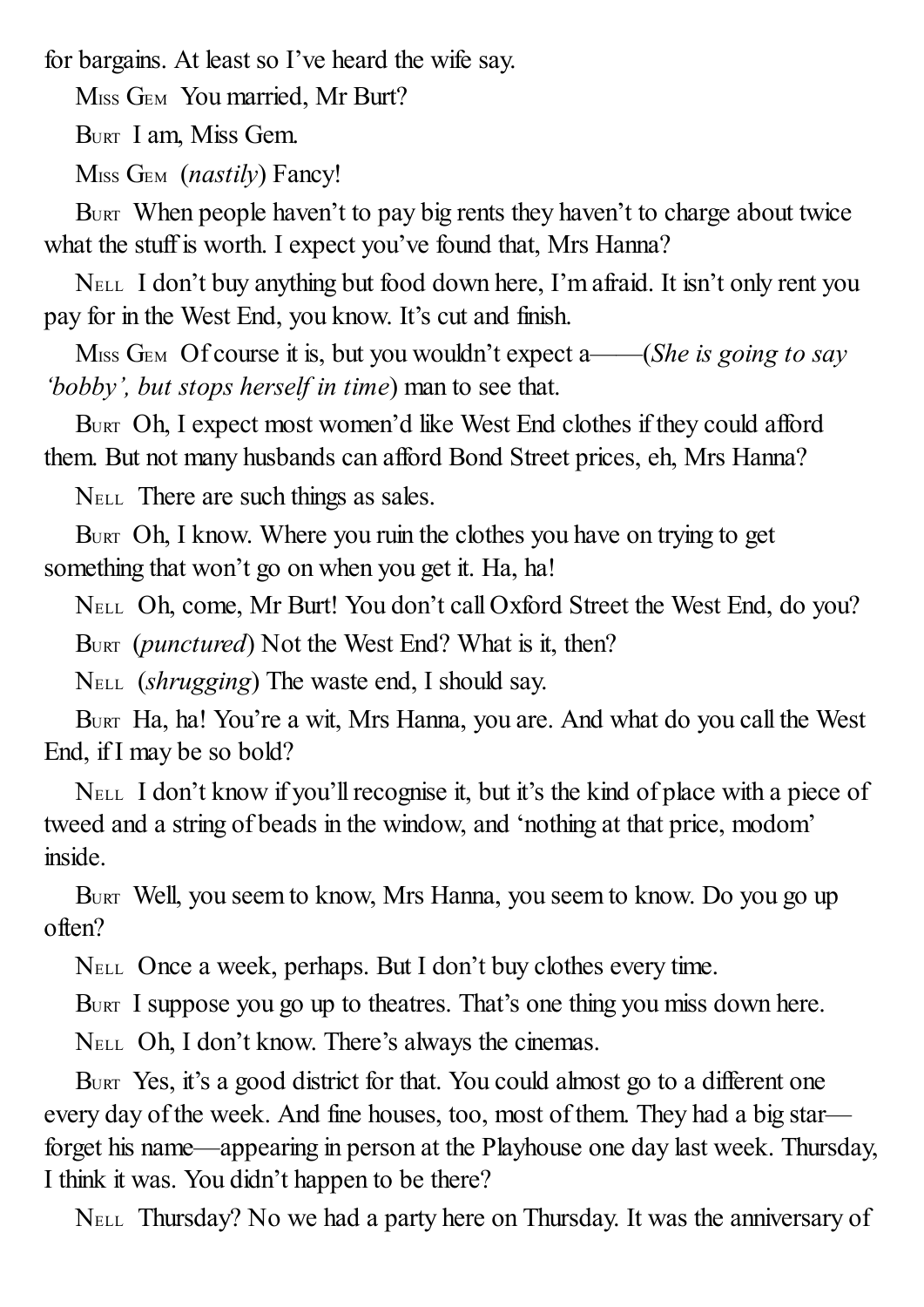for bargains. At least so I've heard the wife say.

MISS GEM You married, Mr Burt?

BURT I am, Miss Gem.

MISS GEM (*nastily*) Fancy!

BURT When people haven't to pay big rents they haven't to charge about twice what the stuff is worth. I expect you've found that, Mrs Hanna?

NELL I don't buy anything but food down here, I'm afraid. It isn't only rent you pay for in the West End, you know. It's cut and finish.

MISS GEM Of course it is, but you wouldn't expect a——(*She is going to say 'bobby', but stops herself in time*) man to see that.

BURT Oh, I expect most women'd like West End clothes if they could afford them. But not many husbands can afford Bond Street prices, eh, Mrs Hanna?

NELL There are such things as sales.

BURT Oh, I know. Where you ruin the clothes you have on trying to get something that won't go on when you get it. Ha, ha!

NELL Oh, come, Mr Burt! You don't call Oxford Street the West End, do you?

BURT (*punctured*) Not the West End? What is it, then?

NELL (*shrugging*) The waste end, I should say.

BURT Ha, ha! You're a wit, Mrs Hanna, you are. And what do you call the West End, if I may be so bold?

NELL I don't know if you'll recognise it, but it's the kind of place with a piece of tweed and a string of beads in the window, and 'nothing at that price, modom' inside.

BURT Well, you seem to know, Mrs Hanna, you seem to know. Do you go up often?

NELL Once a week, perhaps. But I don't buy clothes every time.

BURT I suppose you go up to theatres. That's one thing you miss down here.

NELL Oh, I don't know. There's always the cinemas.

BURT Yes, it's a good district for that. You could almost go to a different one every day of the week. And fine houses, too, most of them. They had a big star—forget his name—appearing in person at the Playhouse one day last week. Thursday, I think it was. You didn't happen to be there?

NELL Thursday? No we had a party here on Thursday. It was the anniversary of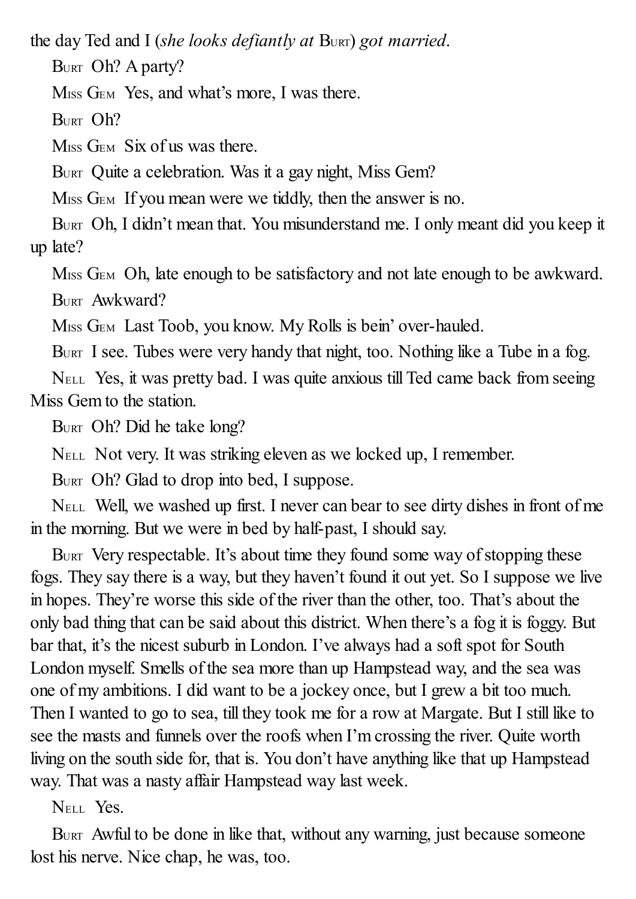the day Ted and I (*she looks defiantly at* Burt) *got married*.

Burt Oh? A party?

Miss Gem Yes, and what's more, I was there.

Burt Oh?

Miss Gem Six of us was there.

Burt Quite a celebration. Was it a gay night, Miss Gem?

Miss Gem If you mean were we tiddly, then the answer is no.

Burt Oh, I didn't mean that. You misunderstand me. I only meant did you keep it up late?

Miss Gem Oh, late enough to be satisfactory and not late enough to be awkward.

Burt Awkward?

Miss Gem Last Toob, you know. My Rolls is bein' over-hauled.

Burt I see. Tubes were very handy that night, too. Nothing like a Tube in a fog.

Nell Yes, it was pretty bad. I was quite anxious till Ted came back from seeing Miss Gem to the station.

Burt Oh? Did he take long?

Nell Not very. It was striking eleven as we locked up, I remember.

Burt Oh? Glad to drop into bed, I suppose.

Nell Well, we washed up first. I never can bear to see dirty dishes in front of me in the morning. But we were in bed by half-past, I should say.

Burt Very respectable. It's about time they found some way of stopping these fogs. They say there is a way, but they haven't found it out yet. So I suppose we live in hopes. They're worse this side of the river than the other, too. That's about the only bad thing that can be said about this district. When there's a fog it is foggy. But bar that, it's the nicest suburb in London. I've always had a soft spot for South London myself. Smells of the sea more than up Hampstead way, and the sea was one of my ambitions. I did want to be a jockey once, but I grew a bit too much. Then I wanted to go to sea, till they took me for a row at Margate. But I still like to see the masts and funnels over the roofs when I'm crossing the river. Quite worth living on the south side for, that is. You don't have anything like that up Hampstead way. That was a nasty affair Hampstead way last week.

Nell Yes.

Burt Awful to be done in like that, without any warning, just because someone lost his nerve. Nice chap, he was, too.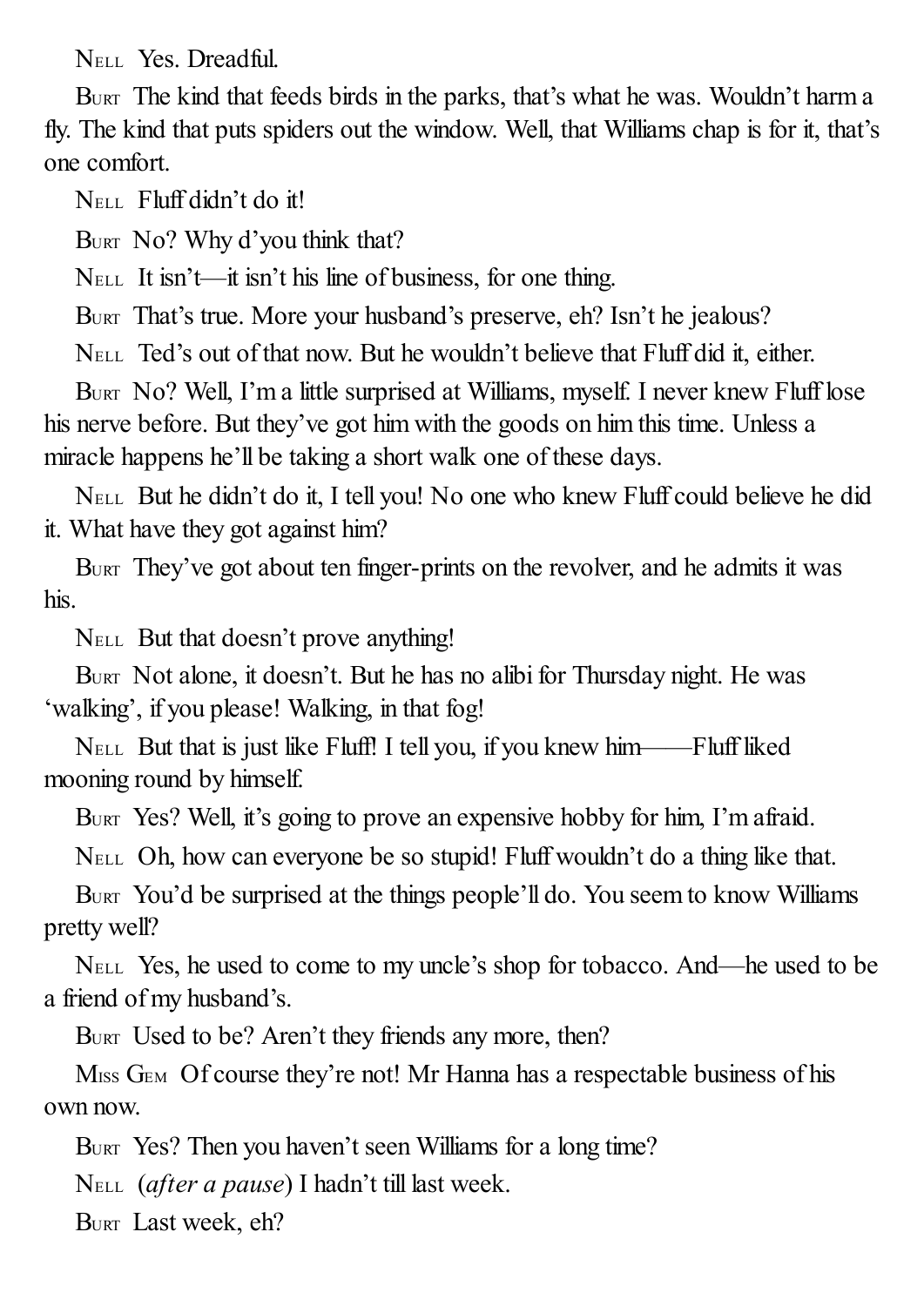NELL Yes. Dreadful.

BURT The kind that feeds birds in the parks, that's what he was. Wouldn't harm a fly. The kind that puts spiders out the window. Well, that Williams chap is for it, that's one comfort.

NELL Fluff didn't do it!

BURT No? Why d'you think that?

NELL It isn't—it isn't his line of business, for one thing.

BURT That's true. More your husband's preserve, eh? Isn't he jealous?

NELL Ted's out of that now. But he wouldn't believe that Fluff did it, either.

BURT No? Well, I'm a little surprised at Williams, myself. I never knew Fluff lose his nerve before. But they've got him with the goods on him this time. Unless a miracle happens he'll be taking a short walk one of these days.

NELL But he didn't do it, I tell you! No one who knew Fluff could believe he did it. What have they got against him?

BURT They've got about ten finger-prints on the revolver, and he admits it was his.

NELL But that doesn't prove anything!

BURT Not alone, it doesn't. But he has no alibi for Thursday night. He was 'walking', if you please! Walking, in that fog!

NELL But that is just like Fluff! I tell you, if you knew him——Fluff liked mooning round by himself.

BURT Yes? Well, it's going to prove an expensive hobby for him, I'm afraid.

NELL Oh, how can everyone be so stupid! Fluff wouldn't do a thing like that.

BURT You'd be surprised at the things people'll do. You seem to know Williams pretty well?

NELL Yes, he used to come to my uncle's shop for tobacco. And—he used to be a friend of my husband's.

BURT Used to be? Aren't they friends any more, then?

MISS GEM Of course they're not! Mr Hanna has a respectable business of his own now.

BURT Yes? Then you haven't seen Williams for a long time?

NELL (*after a pause*) I hadn't till last week.

BURT Last week, eh?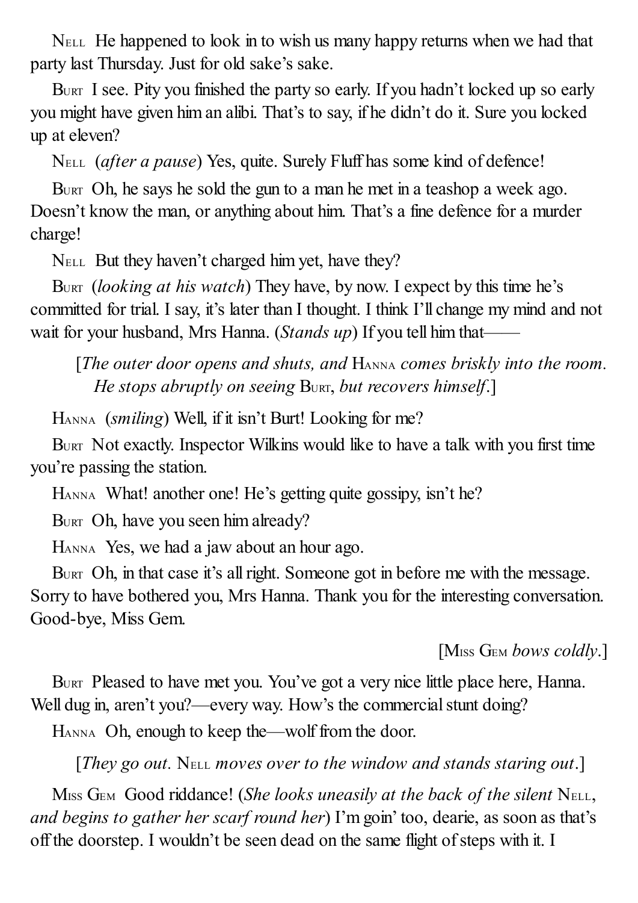NELL He happened to look in to wish us many happy returns when we had that party last Thursday. Just for old sake's sake.

BURT I see. Pity you finished the party so early. If you hadn't locked up so early you might have given him an alibi. That's to say, if he didn't do it. Sure you locked up at eleven?

NELL (*after a pause*) Yes, quite. Surely Fluff has some kind of defence!

BURT Oh, he says he sold the gun to a man he met in a teashop a week ago. Doesn't know the man, or anything about him. That's a fine defence for a murder charge!

NELL But they haven't charged him yet, have they?

BURT (*looking at his watch*) They have, by now. I expect by this time he's committed for trial. I say, it's later than I thought. I think I'll change my mind and not wait for your husband, Mrs Hanna. (*Stands up*) If you tell him that——

[*The outer door opens and shuts, and* HANNA *comes briskly into the room. He stops abruptly on seeing* BURT, *but recovers himself*.]

HANNA (*smiling*) Well, if it isn't Burt! Looking for me?

BURT Not exactly. Inspector Wilkins would like to have a talk with you first time you're passing the station.

HANNA What! another one! He's getting quite gossipy, isn't he?

BURT Oh, have you seen him already?

HANNA Yes, we had a jaw about an hour ago.

BURT Oh, in that case it's all right. Someone got in before me with the message. Sorry to have bothered you, Mrs Hanna. Thank you for the interesting conversation. Good-bye, Miss Gem.

[MISS GEM *bows coldly*.]

BURT Pleased to have met you. You've got a very nice little place here, Hanna. Well dug in, aren't you?—every way. How's the commercial stunt doing?

HANNA Oh, enough to keep the—wolf from the door.

[*They go out.* NELL *moves over to the window and stands staring out*.]

MISS GEM Good riddance! (*She looks uneasily at the back of the silent* NELL, *and begins to gather her scarf round her*) I'm goin' too, dearie, as soon as that's off the doorstep. I wouldn't be seen dead on the same flight of steps with it. I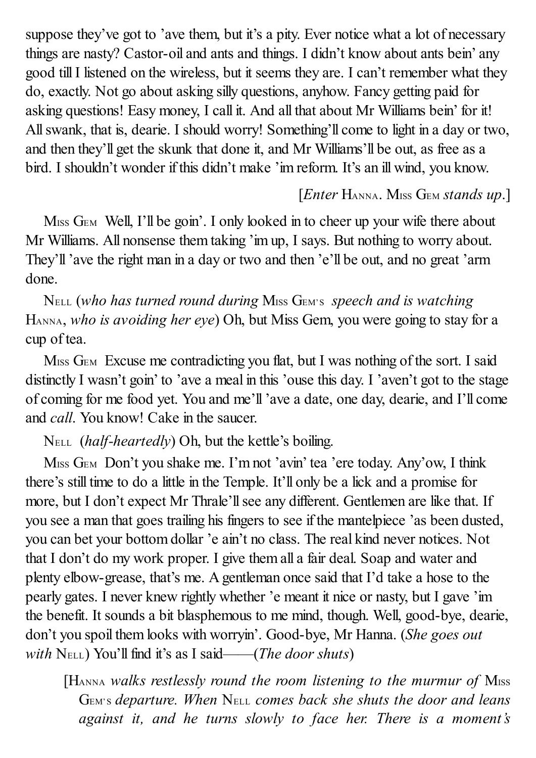suppose they've got to 'ave them, but it's a pity. Ever notice what a lot of necessary things are nasty? Castor-oil and ants and things. I didn't know about ants bein' any good till I listened on the wireless, but it seems they are. I can't remember what they do, exactly. Not go about asking silly questions, anyhow. Fancy getting paid for asking questions! Easy money, I call it. And all that about Mr Williams bein' for it! All swank, that is, dearie. I should worry! Something'll come to light in a day or two, and then they'll get the skunk that done it, and Mr Williams'll be out, as free as a bird. I shouldn't wonder if this didn't make 'im reform. It's an ill wind, you know.

[*Enter* Hanna. Miss Gem *stands up*.]

Miss Gem Well, I'll be goin'. I only looked in to cheer up your wife there about Mr Williams. All nonsense them taking 'im up, I says. But nothing to worry about. They'll 'ave the right man in a day or two and then 'e'll be out, and no great 'arm done.

Nell (*who has turned round during* Miss Gem's *speech and is watching* Hanna, *who is avoiding her eye*) Oh, but Miss Gem, you were going to stay for a cup of tea.

Miss Gem Excuse me contradicting you flat, but I was nothing of the sort. I said distinctly I wasn't goin' to 'ave a meal in this 'ouse this day. I 'aven't got to the stage of coming for me food yet. You and me'll 'ave a date, one day, dearie, and I'll come and *call*. You know! Cake in the saucer.

Nell (*half-heartedly*) Oh, but the kettle's boiling.

Miss Gem Don't you shake me. I'm not 'avin' tea 'ere today. Any'ow, I think there's still time to do a little in the Temple. It'll only be a lick and a promise for more, but I don't expect Mr Thrale'll see any different. Gentlemen are like that. If you see a man that goes trailing his fingers to see if the mantelpiece 'as been dusted, you can bet your bottom dollar 'e ain't no class. The real kind never notices. Not that I don't do my work proper. I give them all a fair deal. Soap and water and plenty elbow-grease, that's me. A gentleman once said that I'd take a hose to the pearly gates. I never knew rightly whether 'e meant it nice or nasty, but I gave 'im the benefit. It sounds a bit blasphemous to me mind, though. Well, good-bye, dearie, don't you spoil them looks with worryin'. Good-bye, Mr Hanna. (*She goes out with* Nell) You'll find it's as I said——(*The door shuts*)

[Hanna *walks restlessly round the room listening to the murmur of* Miss Gem's *departure. When* Nell *comes back she shuts the door and leans against it, and he turns slowly to face her. There is a moment's*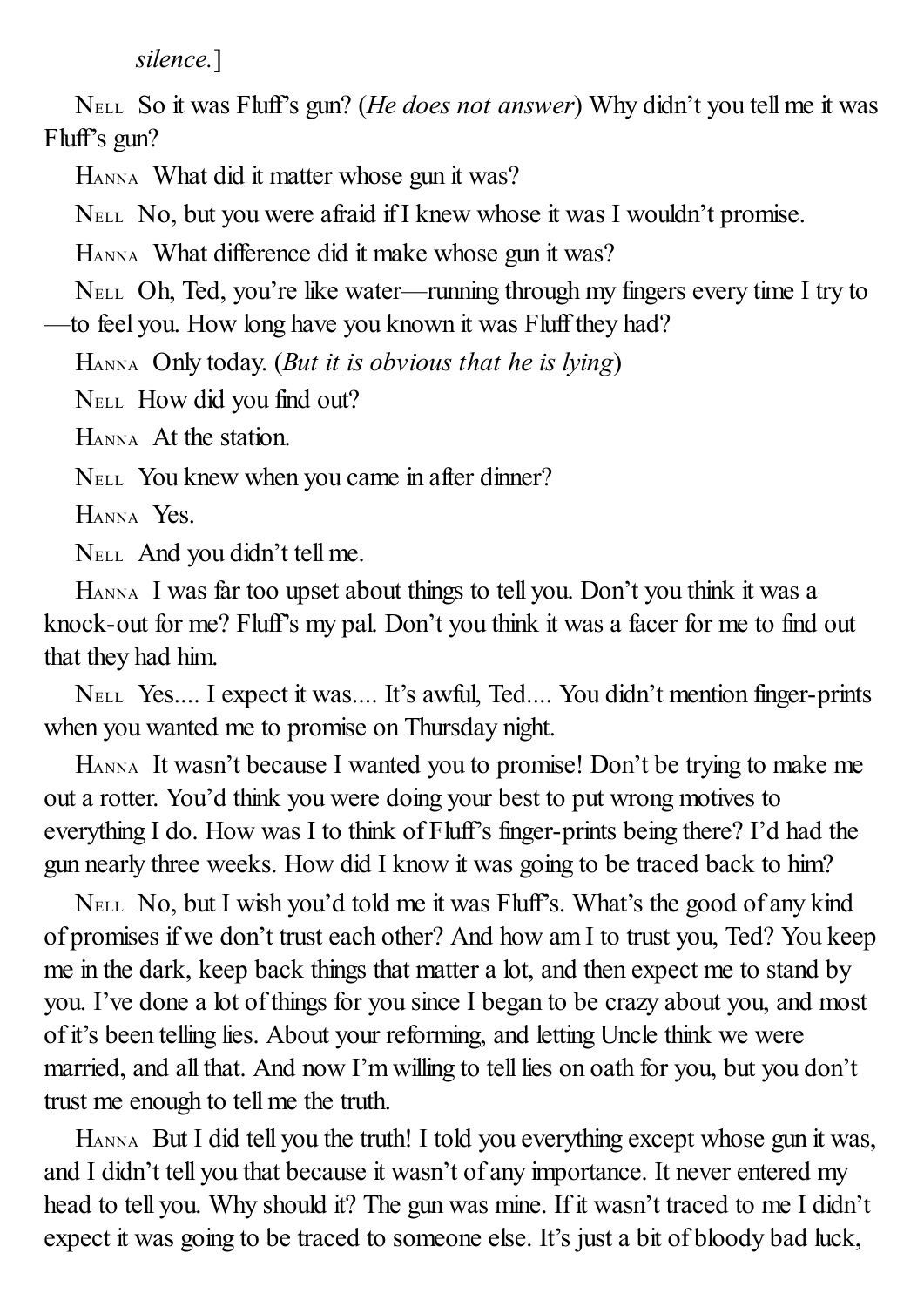*silence.*]

NELL So it was Fluff's gun? (*He does not answer*) Why didn't you tell me it was Fluff's gun?

HANNA What did it matter whose gun it was?

NELL No, but you were afraid if I knew whose it was I wouldn't promise.

HANNA What difference did it make whose gun it was?

NELL Oh, Ted, you're like water—running through my fingers every time I try to—to feel you. How long have you known it was Fluff they had?

HANNA Only today. (*But it is obvious that he is lying*)

NELL How did you find out?

HANNA At the station.

NELL You knew when you came in after dinner?

HANNA Yes.

NELL And you didn't tell me.

HANNA I was far too upset about things to tell you. Don't you think it was a knock-out for me? Fluff's my pal. Don't you think it was a facer for me to find out that they had him.

NELL Yes.... I expect it was.... It's awful, Ted.... You didn't mention finger-prints when you wanted me to promise on Thursday night.

HANNA It wasn't because I wanted you to promise! Don't be trying to make me out a rotter. You'd think you were doing your best to put wrong motives to everything I do. How was I to think of Fluff's finger-prints being there? I'd had the gun nearly three weeks. How did I know it was going to be traced back to him?

NELL No, but I wish you'd told me it was Fluff's. What's the good of any kind of promises if we don't trust each other? And how am I to trust you, Ted? You keep me in the dark, keep back things that matter a lot, and then expect me to stand by you. I've done a lot of things for you since I began to be crazy about you, and most of it's been telling lies. About your reforming, and letting Uncle think we were married, and all that. And now I'm willing to tell lies on oath for you, but you don't trust me enough to tell me the truth.

HANNA But I did tell you the truth! I told you everything except whose gun it was, and I didn't tell you that because it wasn't of any importance. It never entered my head to tell you. Why should it? The gun was mine. If it wasn't traced to me I didn't expect it was going to be traced to someone else. It's just a bit of bloody bad luck,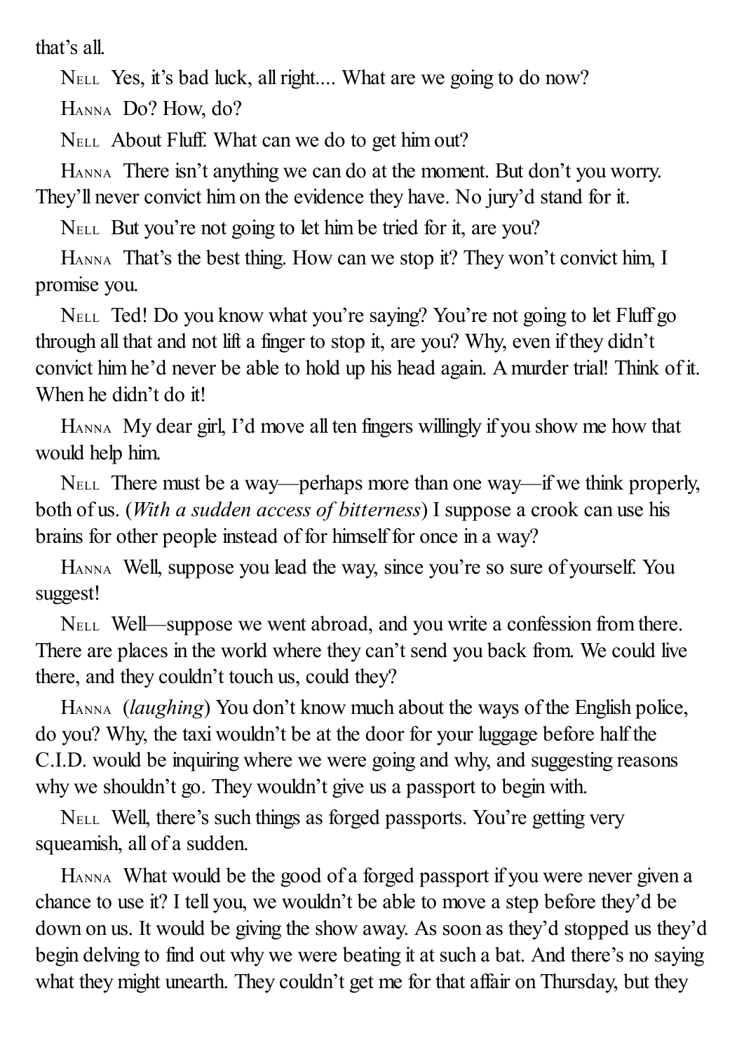that's all.

Nell  Yes, it's bad luck, all right.... What are we going to do now?

Hanna  Do? How, do?

Nell  About Fluff. What can we do to get him out?

Hanna  There isn't anything we can do at the moment. But don't you worry. They'll never convict him on the evidence they have. No jury'd stand for it.

Nell  But you're not going to let him be tried for it, are you?

Hanna  That's the best thing. How can we stop it? They won't convict him, I promise you.

Nell  Ted! Do you know what you're saying? You're not going to let Fluff go through all that and not lift a finger to stop it, are you? Why, even if they didn't convict him he'd never be able to hold up his head again. A murder trial! Think of it. When he didn't do it!

Hanna  My dear girl, I'd move all ten fingers willingly if you show me how that would help him.

Nell  There must be a way—perhaps more than one way—if we think properly, both of us. (*With a sudden access of bitterness*) I suppose a crook can use his brains for other people instead of for himself for once in a way?

Hanna  Well, suppose you lead the way, since you're so sure of yourself. You suggest!

Nell  Well—suppose we went abroad, and you write a confession from there. There are places in the world where they can't send you back from. We could live there, and they couldn't touch us, could they?

Hanna  (*laughing*) You don't know much about the ways of the English police, do you? Why, the taxi wouldn't be at the door for your luggage before half the C.I.D. would be inquiring where we were going and why, and suggesting reasons why we shouldn't go. They wouldn't give us a passport to begin with.

Nell  Well, there's such things as forged passports. You're getting very squeamish, all of a sudden.

Hanna  What would be the good of a forged passport if you were never given a chance to use it? I tell you, we wouldn't be able to move a step before they'd be down on us. It would be giving the show away. As soon as they'd stopped us they'd begin delving to find out why we were beating it at such a bat. And there's no saying what they might unearth. They couldn't get me for that affair on Thursday, but they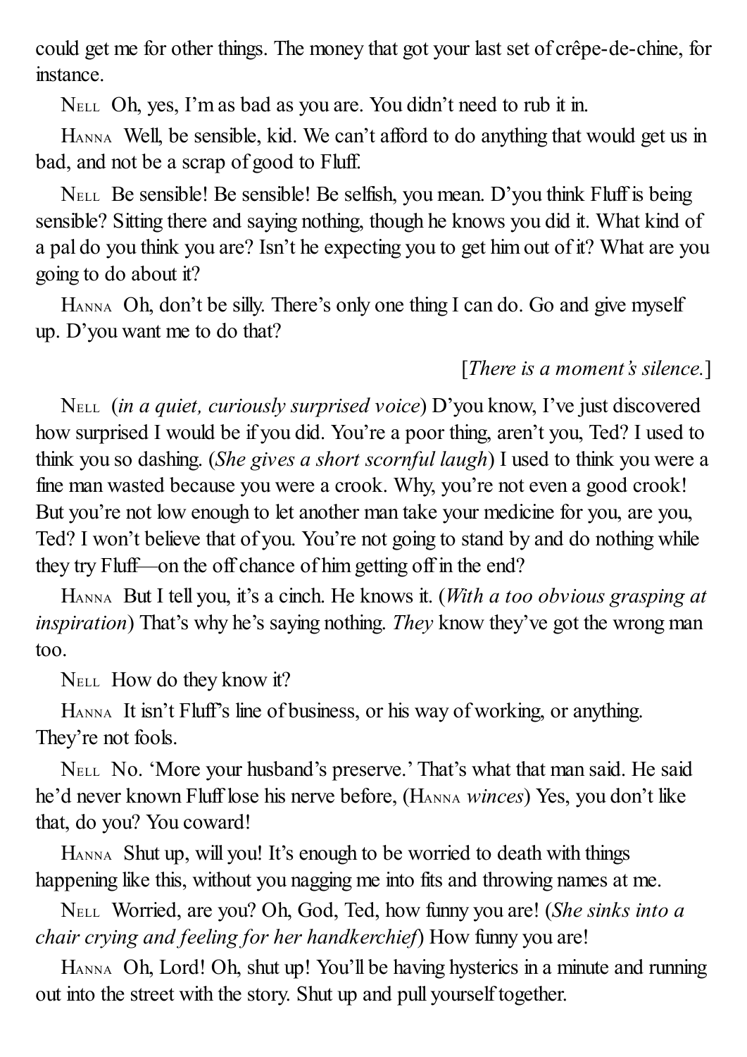could get me for other things. The money that got your last set of crêpe-de-chine, for instance.

NELL Oh, yes, I'm as bad as you are. You didn't need to rub it in.

HANNA Well, be sensible, kid. We can't afford to do anything that would get us in bad, and not be a scrap of good to Fluff.

NELL Be sensible! Be sensible! Be selfish, you mean. D'you think Fluff is being sensible? Sitting there and saying nothing, though he knows you did it. What kind of a pal do you think you are? Isn't he expecting you to get him out of it? What are you going to do about it?

HANNA Oh, don't be silly. There's only one thing I can do. Go and give myself up. D'you want me to do that?

[*There is a moment's silence.*]

NELL (*in a quiet, curiously surprised voice*) D'you know, I've just discovered how surprised I would be if you did. You're a poor thing, aren't you, Ted? I used to think you so dashing. (*She gives a short scornful laugh*) I used to think you were a fine man wasted because you were a crook. Why, you're not even a good crook! But you're not low enough to let another man take your medicine for you, are you, Ted? I won't believe that of you. You're not going to stand by and do nothing while they try Fluff—on the off chance of him getting off in the end?

HANNA But I tell you, it's a cinch. He knows it. (*With a too obvious grasping at inspiration*) That's why he's saying nothing. *They* know they've got the wrong man too.

NELL How do they know it?

HANNA It isn't Fluff's line of business, or his way of working, or anything. They're not fools.

NELL No. 'More your husband's preserve.' That's what that man said. He said he'd never known Fluff lose his nerve before, (HANNA *winces*) Yes, you don't like that, do you? You coward!

HANNA Shut up, will you! It's enough to be worried to death with things happening like this, without you nagging me into fits and throwing names at me.

NELL Worried, are you? Oh, God, Ted, how funny you are! (*She sinks into a chair crying and feeling for her handkerchief*) How funny you are!

HANNA Oh, Lord! Oh, shut up! You'll be having hysterics in a minute and running out into the street with the story. Shut up and pull yourself together.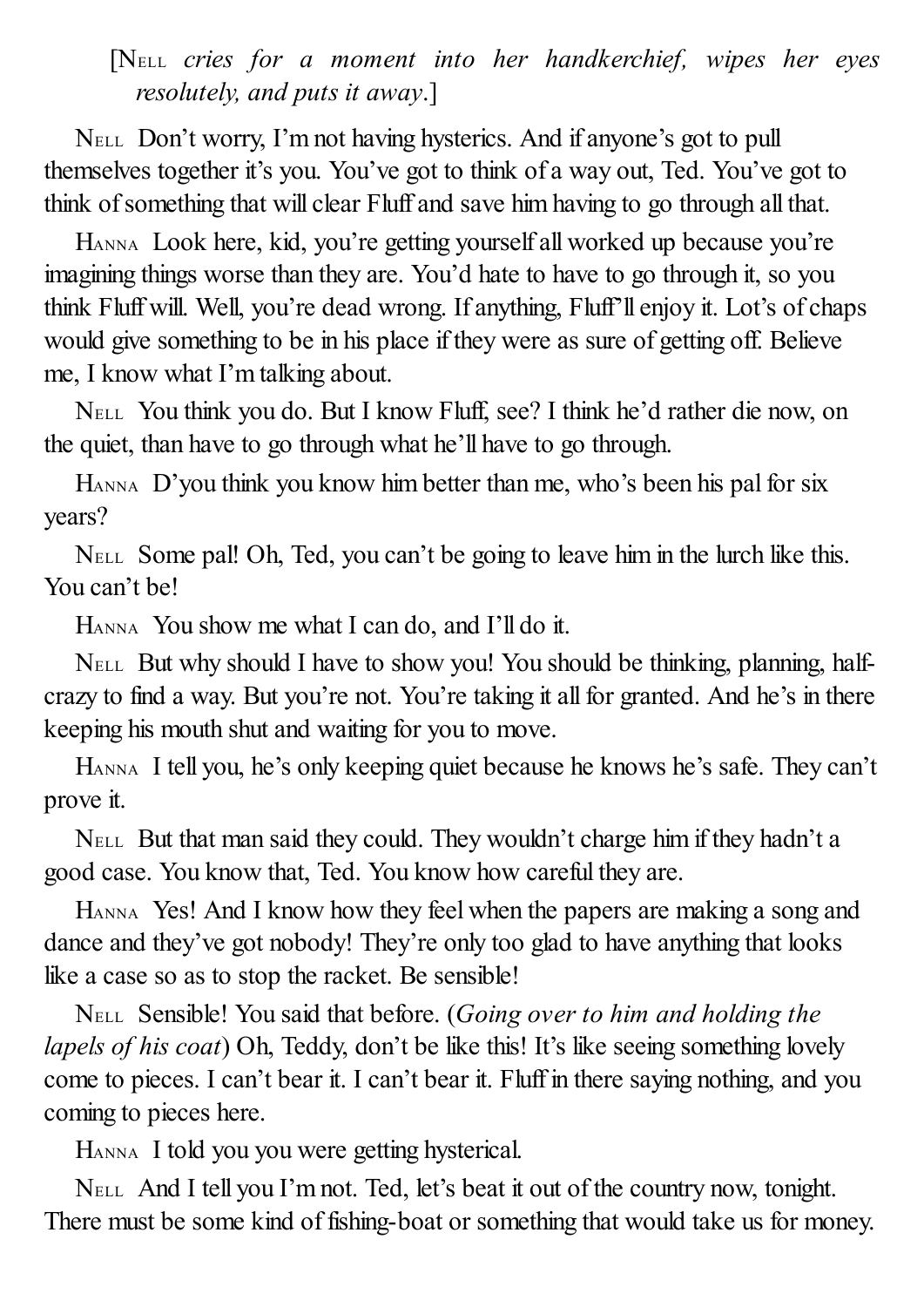[NELL *cries for a moment into her handkerchief, wipes her eyes resolutely, and puts it away*.]

NELL Don't worry, I'm not having hysterics. And if anyone's got to pull themselves together it's you. You've got to think of a way out, Ted. You've got to think of something that will clear Fluff and save him having to go through all that.

HANNA Look here, kid, you're getting yourself all worked up because you're imagining things worse than they are. You'd hate to have to go through it, so you think Fluff will. Well, you're dead wrong. If anything, Fluff'll enjoy it. Lot's of chaps would give something to be in his place if they were as sure of getting off. Believe me, I know what I'm talking about.

NELL You think you do. But I know Fluff, see? I think he'd rather die now, on the quiet, than have to go through what he'll have to go through.

HANNA D'you think you know him better than me, who's been his pal for six years?

NELL Some pal! Oh, Ted, you can't be going to leave him in the lurch like this. You can't be!

HANNA You show me what I can do, and I'll do it.

NELL But why should I have to show you! You should be thinking, planning, half-crazy to find a way. But you're not. You're taking it all for granted. And he's in there keeping his mouth shut and waiting for you to move.

HANNA I tell you, he's only keeping quiet because he knows he's safe. They can't prove it.

NELL But that man said they could. They wouldn't charge him if they hadn't a good case. You know that, Ted. You know how careful they are.

HANNA Yes! And I know how they feel when the papers are making a song and dance and they've got nobody! They're only too glad to have anything that looks like a case so as to stop the racket. Be sensible!

NELL Sensible! You said that before. (*Going over to him and holding the lapels of his coat*) Oh, Teddy, don't be like this! It's like seeing something lovely come to pieces. I can't bear it. I can't bear it. Fluff in there saying nothing, and you coming to pieces here.

HANNA I told you you were getting hysterical.

NELL And I tell you I'm not. Ted, let's beat it out of the country now, tonight. There must be some kind of fishing-boat or something that would take us for money.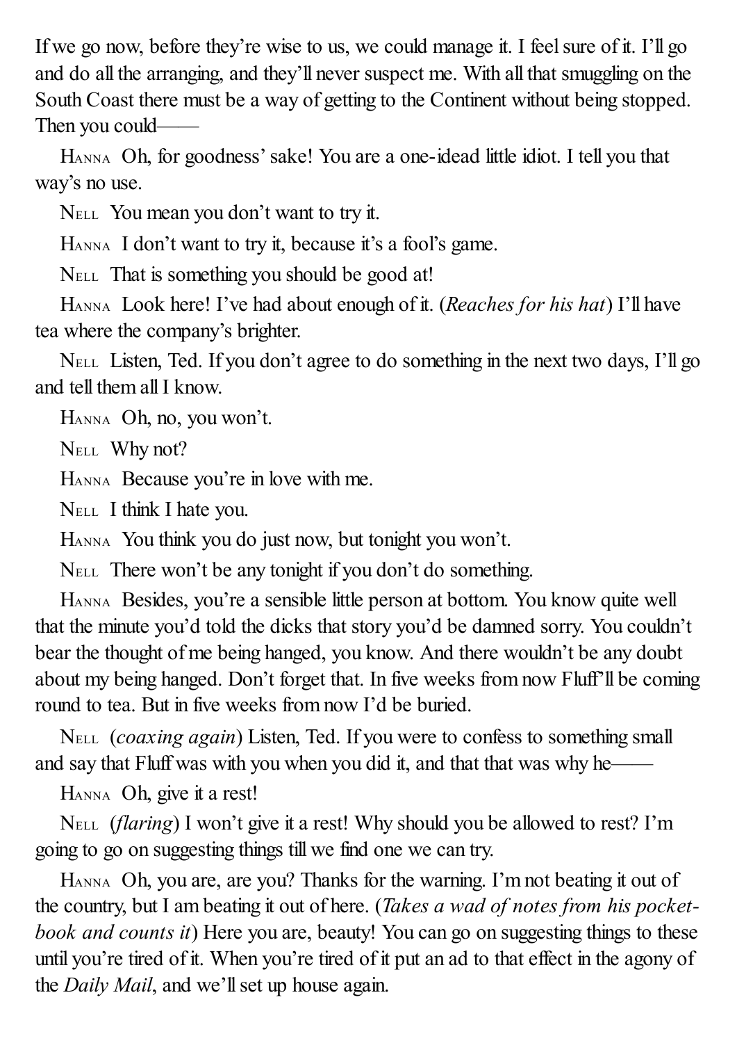If we go now, before they're wise to us, we could manage it. I feel sure of it. I'll go and do all the arranging, and they'll never suspect me. With all that smuggling on the South Coast there must be a way of getting to the Continent without being stopped. Then you could——

Hanna Oh, for goodness' sake! You are a one-idead little idiot. I tell you that way's no use.

Nell You mean you don't want to try it.

Hanna I don't want to try it, because it's a fool's game.

Nell That is something you should be good at!

Hanna Look here! I've had about enough of it. (*Reaches for his hat*) I'll have tea where the company's brighter.

Nell Listen, Ted. If you don't agree to do something in the next two days, I'll go and tell them all I know.

Hanna Oh, no, you won't.

Nell Why not?

Hanna Because you're in love with me.

Nell I think I hate you.

Hanna You think you do just now, but tonight you won't.

Nell There won't be any tonight if you don't do something.

Hanna Besides, you're a sensible little person at bottom. You know quite well that the minute you'd told the dicks that story you'd be damned sorry. You couldn't bear the thought of me being hanged, you know. And there wouldn't be any doubt about my being hanged. Don't forget that. In five weeks from now Fluff'll be coming round to tea. But in five weeks from now I'd be buried.

Nell (*coaxing again*) Listen, Ted. If you were to confess to something small and say that Fluff was with you when you did it, and that that was why he——

Hanna Oh, give it a rest!

Nell (*flaring*) I won't give it a rest! Why should you be allowed to rest? I'm going to go on suggesting things till we find one we can try.

Hanna Oh, you are, are you? Thanks for the warning. I'm not beating it out of the country, but I am beating it out of here. (*Takes a wad of notes from his pocket-book and counts it*) Here you are, beauty! You can go on suggesting things to these until you're tired of it. When you're tired of it put an ad to that effect in the agony of the *Daily Mail*, and we'll set up house again.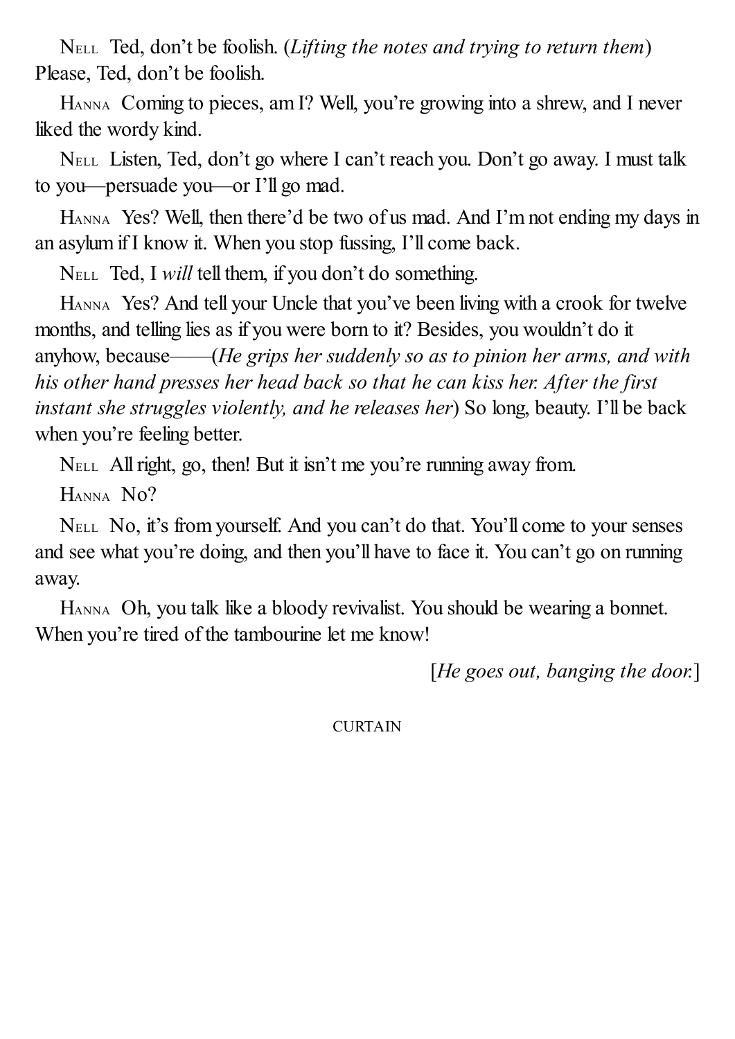Nell Ted, don't be foolish. (*Lifting the notes and trying to return them*) Please, Ted, don't be foolish.

Hanna Coming to pieces, am I? Well, you're growing into a shrew, and I never liked the wordy kind.

Nell Listen, Ted, don't go where I can't reach you. Don't go away. I must talk to you—persuade you—or I'll go mad.

Hanna Yes? Well, then there'd be two of us mad. And I'm not ending my days in an asylum if I know it. When you stop fussing, I'll come back.

Nell Ted, I *will* tell them, if you don't do something.

Hanna Yes? And tell your Uncle that you've been living with a crook for twelve months, and telling lies as if you were born to it? Besides, you wouldn't do it anyhow, because——(*He grips her suddenly so as to pinion her arms, and with his other hand presses her head back so that he can kiss her. After the first instant she struggles violently, and he releases her*) So long, beauty. I'll be back when you're feeling better.

Nell All right, go, then! But it isn't me you're running away from.

Hanna No?

Nell No, it's from yourself. And you can't do that. You'll come to your senses and see what you're doing, and then you'll have to face it. You can't go on running away.

Hanna Oh, you talk like a bloody revivalist. You should be wearing a bonnet. When you're tired of the tambourine let me know!

[*He goes out, banging the door.*]

CURTAIN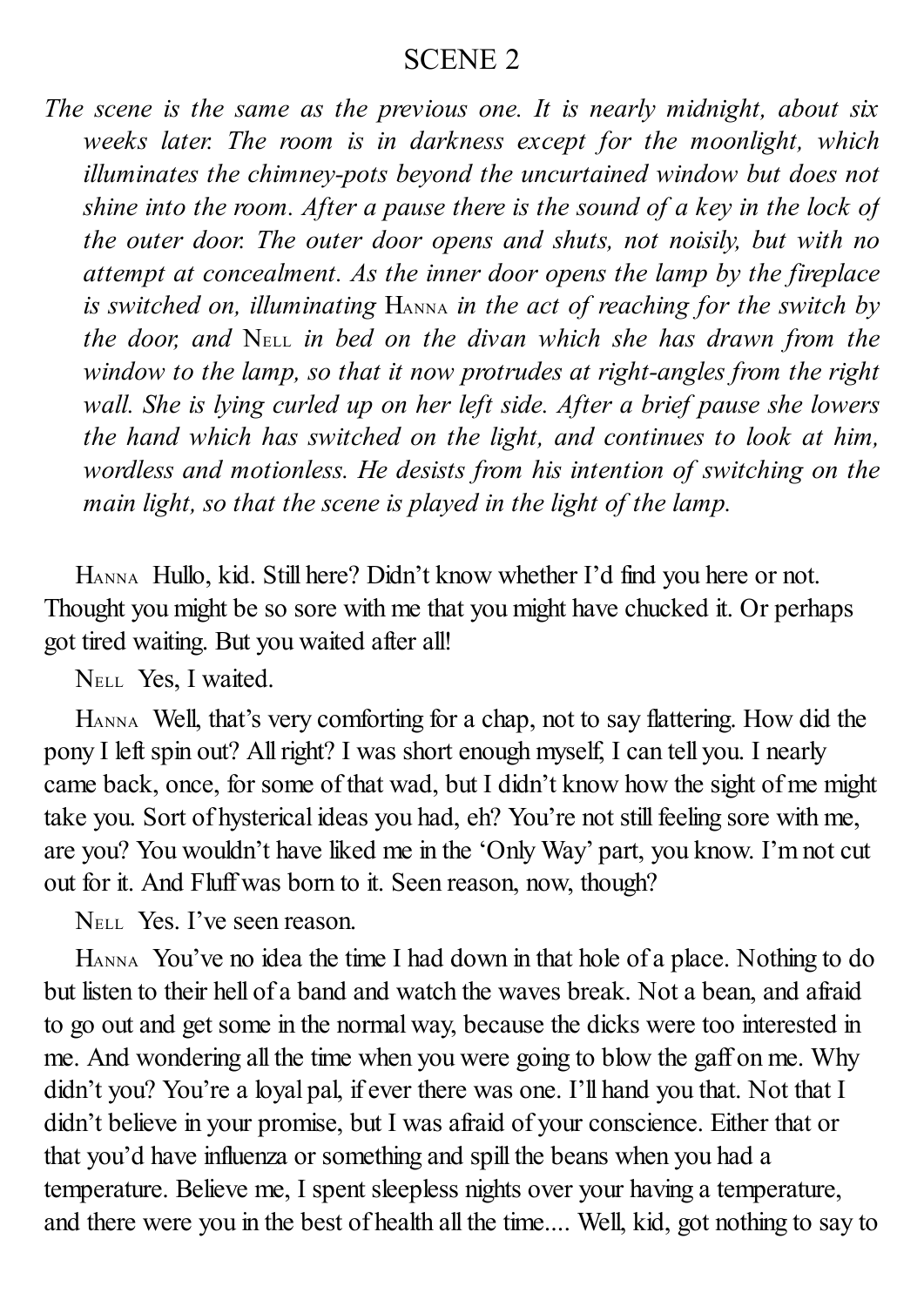## SCENE 2

*The scene is the same as the previous one. It is nearly midnight, about six weeks later. The room is in darkness except for the moonlight, which illuminates the chimney-pots beyond the uncurtained window but does not shine into the room. After a pause there is the sound of a key in the lock of the outer door. The outer door opens and shuts, not noisily, but with no attempt at concealment. As the inner door opens the lamp by the fireplace is switched on, illuminating* Hanna *in the act of reaching for the switch by the door, and* Nell *in bed on the divan which she has drawn from the window to the lamp, so that it now protrudes at right-angles from the right wall. She is lying curled up on her left side. After a brief pause she lowers the hand which has switched on the light, and continues to look at him, wordless and motionless. He desists from his intention of switching on the main light, so that the scene is played in the light of the lamp.*

Hanna Hullo, kid. Still here? Didn't know whether I'd find you here or not. Thought you might be so sore with me that you might have chucked it. Or perhaps got tired waiting. But you waited after all!

Nell Yes, I waited.

Hanna Well, that's very comforting for a chap, not to say flattering. How did the pony I left spin out? All right? I was short enough myself, I can tell you. I nearly came back, once, for some of that wad, but I didn't know how the sight of me might take you. Sort of hysterical ideas you had, eh? You're not still feeling sore with me, are you? You wouldn't have liked me in the 'Only Way' part, you know. I'm not cut out for it. And Fluff was born to it. Seen reason, now, though?

Nell Yes. I've seen reason.

Hanna You've no idea the time I had down in that hole of a place. Nothing to do but listen to their hell of a band and watch the waves break. Not a bean, and afraid to go out and get some in the normal way, because the dicks were too interested in me. And wondering all the time when you were going to blow the gaff on me. Why didn't you? You're a loyal pal, if ever there was one. I'll hand you that. Not that I didn't believe in your promise, but I was afraid of your conscience. Either that or that you'd have influenza or something and spill the beans when you had a temperature. Believe me, I spent sleepless nights over your having a temperature, and there were you in the best of health all the time.... Well, kid, got nothing to say to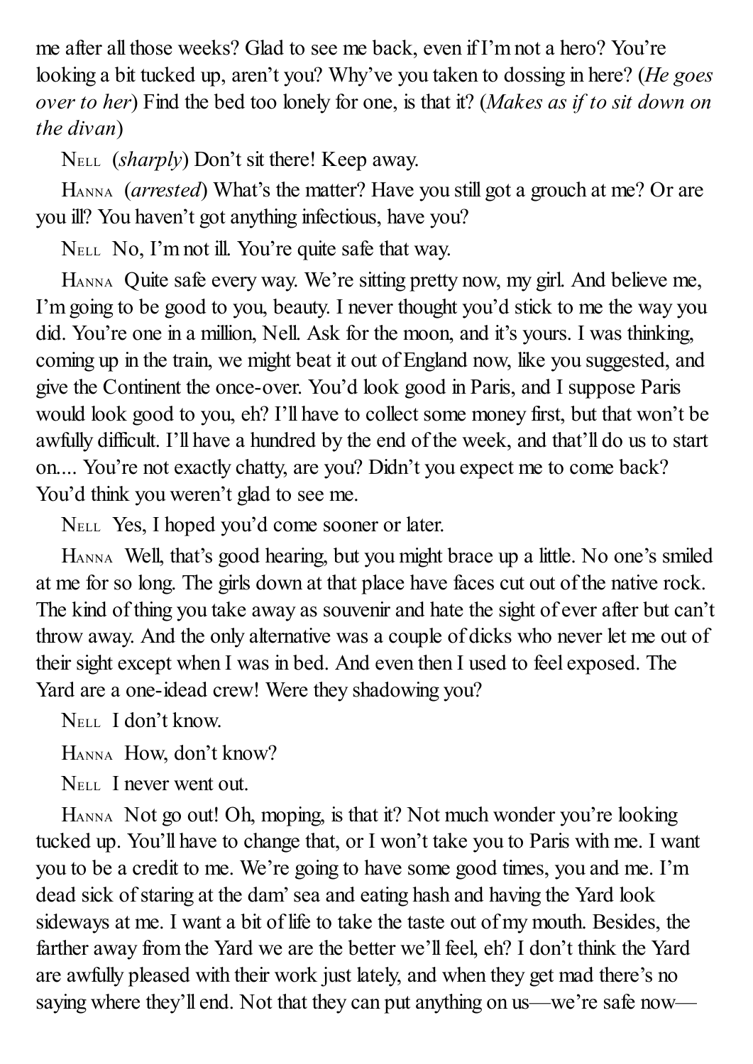me after all those weeks? Glad to see me back, even if I'm not a hero? You're looking a bit tucked up, aren't you? Why've you taken to dossing in here? (*He goes over to her*) Find the bed too lonely for one, is that it? (*Makes as if to sit down on the divan*)

NELL (*sharply*) Don't sit there! Keep away.

HANNA (*arrested*) What's the matter? Have you still got a grouch at me? Or are you ill? You haven't got anything infectious, have you?

NELL No, I'm not ill. You're quite safe that way.

HANNA Quite safe every way. We're sitting pretty now, my girl. And believe me, I'm going to be good to you, beauty. I never thought you'd stick to me the way you did. You're one in a million, Nell. Ask for the moon, and it's yours. I was thinking, coming up in the train, we might beat it out of England now, like you suggested, and give the Continent the once-over. You'd look good in Paris, and I suppose Paris would look good to you, eh? I'll have to collect some money first, but that won't be awfully difficult. I'll have a hundred by the end of the week, and that'll do us to start on.... You're not exactly chatty, are you? Didn't you expect me to come back? You'd think you weren't glad to see me.

NELL Yes, I hoped you'd come sooner or later.

HANNA Well, that's good hearing, but you might brace up a little. No one's smiled at me for so long. The girls down at that place have faces cut out of the native rock. The kind of thing you take away as souvenir and hate the sight of ever after but can't throw away. And the only alternative was a couple of dicks who never let me out of their sight except when I was in bed. And even then I used to feel exposed. The Yard are a one-idead crew! Were they shadowing you?

NELL I don't know.

HANNA How, don't know?

NELL I never went out.

HANNA Not go out! Oh, moping, is that it? Not much wonder you're looking tucked up. You'll have to change that, or I won't take you to Paris with me. I want you to be a credit to me. We're going to have some good times, you and me. I'm dead sick of staring at the dam' sea and eating hash and having the Yard look sideways at me. I want a bit of life to take the taste out of my mouth. Besides, the farther away from the Yard we are the better we'll feel, eh? I don't think the Yard are awfully pleased with their work just lately, and when they get mad there's no saying where they'll end. Not that they can put anything on us—we're safe now—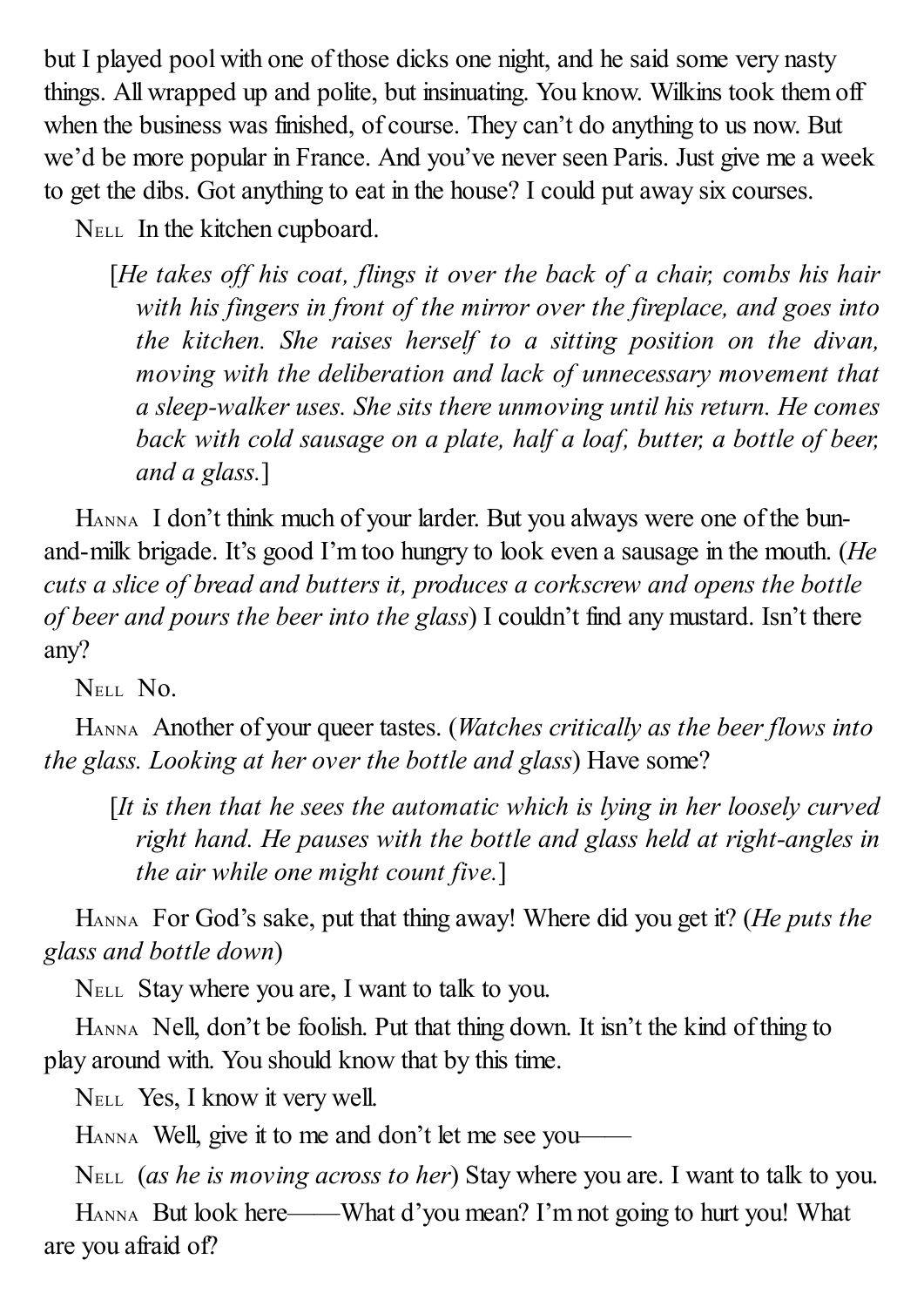but I played pool with one of those dicks one night, and he said some very nasty things. All wrapped up and polite, but insinuating. You know. Wilkins took them off when the business was finished, of course. They can't do anything to us now. But we'd be more popular in France. And you've never seen Paris. Just give me a week to get the dibs. Got anything to eat in the house? I could put away six courses.

NELL In the kitchen cupboard.

[*He takes off his coat, flings it over the back of a chair, combs his hair with his fingers in front of the mirror over the fireplace, and goes into the kitchen. She raises herself to a sitting position on the divan, moving with the deliberation and lack of unnecessary movement that a sleep-walker uses. She sits there unmoving until his return. He comes back with cold sausage on a plate, half a loaf, butter, a bottle of beer, and a glass.*]

HANNA I don't think much of your larder. But you always were one of the bun-and-milk brigade. It's good I'm too hungry to look even a sausage in the mouth. (*He cuts a slice of bread and butters it, produces a corkscrew and opens the bottle of beer and pours the beer into the glass*) I couldn't find any mustard. Isn't there any?

NELL No.

HANNA Another of your queer tastes. (*Watches critically as the beer flows into the glass. Looking at her over the bottle and glass*) Have some?

[*It is then that he sees the automatic which is lying in her loosely curved right hand. He pauses with the bottle and glass held at right-angles in the air while one might count five.*]

HANNA For God's sake, put that thing away! Where did you get it? (*He puts the glass and bottle down*)

NELL Stay where you are, I want to talk to you.

HANNA Nell, don't be foolish. Put that thing down. It isn't the kind of thing to play around with. You should know that by this time.

NELL Yes, I know it very well.

HANNA Well, give it to me and don't let me see you——

NELL (*as he is moving across to her*) Stay where you are. I want to talk to you.

HANNA But look here——What d'you mean? I'm not going to hurt you! What are you afraid of?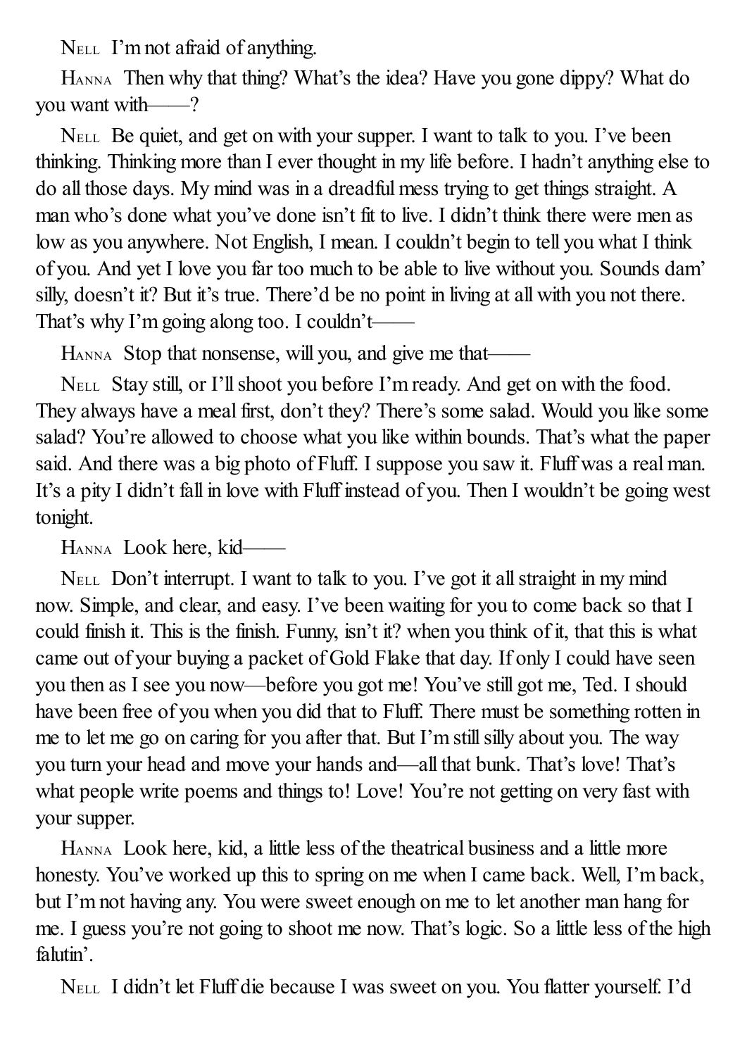Nell I'm not afraid of anything.

Hanna Then why that thing? What's the idea? Have you gone dippy? What do you want with——?

Nell Be quiet, and get on with your supper. I want to talk to you. I've been thinking. Thinking more than I ever thought in my life before. I hadn't anything else to do all those days. My mind was in a dreadful mess trying to get things straight. A man who's done what you've done isn't fit to live. I didn't think there were men as low as you anywhere. Not English, I mean. I couldn't begin to tell you what I think of you. And yet I love you far too much to be able to live without you. Sounds dam' silly, doesn't it? But it's true. There'd be no point in living at all with you not there. That's why I'm going along too. I couldn't——

Hanna Stop that nonsense, will you, and give me that——

Nell Stay still, or I'll shoot you before I'm ready. And get on with the food. They always have a meal first, don't they? There's some salad. Would you like some salad? You're allowed to choose what you like within bounds. That's what the paper said. And there was a big photo of Fluff. I suppose you saw it. Fluff was a real man. It's a pity I didn't fall in love with Fluff instead of you. Then I wouldn't be going west tonight.

Hanna Look here, kid——

Nell Don't interrupt. I want to talk to you. I've got it all straight in my mind now. Simple, and clear, and easy. I've been waiting for you to come back so that I could finish it. This is the finish. Funny, isn't it? when you think of it, that this is what came out of your buying a packet of Gold Flake that day. If only I could have seen you then as I see you now—before you got me! You've still got me, Ted. I should have been free of you when you did that to Fluff. There must be something rotten in me to let me go on caring for you after that. But I'm still silly about you. The way you turn your head and move your hands and—all that bunk. That's love! That's what people write poems and things to! Love! You're not getting on very fast with your supper.

Hanna Look here, kid, a little less of the theatrical business and a little more honesty. You've worked up this to spring on me when I came back. Well, I'm back, but I'm not having any. You were sweet enough on me to let another man hang for me. I guess you're not going to shoot me now. That's logic. So a little less of the high falutin'.

Nell I didn't let Fluff die because I was sweet on you. You flatter yourself. I'd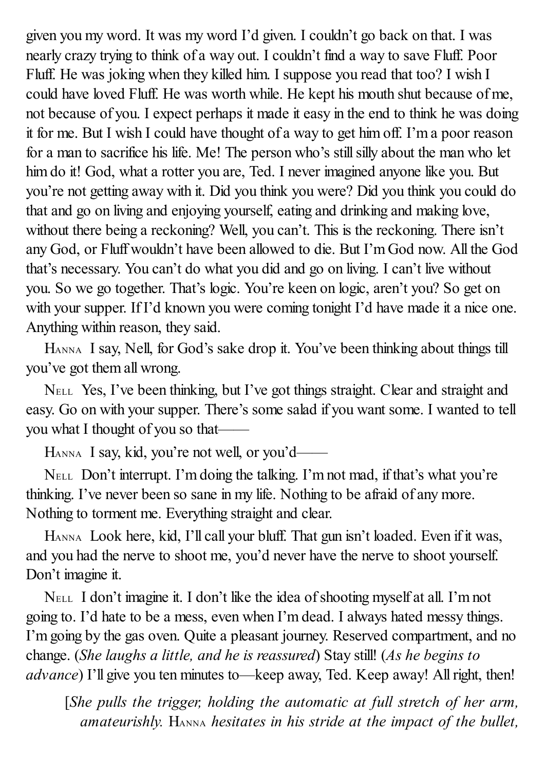given you my word. It was my word I'd given. I couldn't go back on that. I was nearly crazy trying to think of a way out. I couldn't find a way to save Fluff. Poor Fluff. He was joking when they killed him. I suppose you read that too? I wish I could have loved Fluff. He was worth while. He kept his mouth shut because of me, not because of you. I expect perhaps it made it easy in the end to think he was doing it for me. But I wish I could have thought of a way to get him off. I'm a poor reason for a man to sacrifice his life. Me! The person who's still silly about the man who let him do it! God, what a rotter you are, Ted. I never imagined anyone like you. But you're not getting away with it. Did you think you were? Did you think you could do that and go on living and enjoying yourself, eating and drinking and making love, without there being a reckoning? Well, you can't. This is the reckoning. There isn't any God, or Fluff wouldn't have been allowed to die. But I'm God now. All the God that's necessary. You can't do what you did and go on living. I can't live without you. So we go together. That's logic. You're keen on logic, aren't you? So get on with your supper. If I'd known you were coming tonight I'd have made it a nice one. Anything within reason, they said.

Hanna I say, Nell, for God's sake drop it. You've been thinking about things till you've got them all wrong.

Nell Yes, I've been thinking, but I've got things straight. Clear and straight and easy. Go on with your supper. There's some salad if you want some. I wanted to tell you what I thought of you so that——

Hanna I say, kid, you're not well, or you'd——

Nell Don't interrupt. I'm doing the talking. I'm not mad, if that's what you're thinking. I've never been so sane in my life. Nothing to be afraid of any more. Nothing to torment me. Everything straight and clear.

Hanna Look here, kid, I'll call your bluff. That gun isn't loaded. Even if it was, and you had the nerve to shoot me, you'd never have the nerve to shoot yourself. Don't imagine it.

Nell I don't imagine it. I don't like the idea of shooting myself at all. I'm not going to. I'd hate to be a mess, even when I'm dead. I always hated messy things. I'm going by the gas oven. Quite a pleasant journey. Reserved compartment, and no change. (*She laughs a little, and he is reassured*) Stay still! (*As he begins to advance*) I'll give you ten minutes to—keep away, Ted. Keep away! All right, then!

[*She pulls the trigger, holding the automatic at full stretch of her arm, amateurishly.* Hanna *hesitates in his stride at the impact of the bullet,*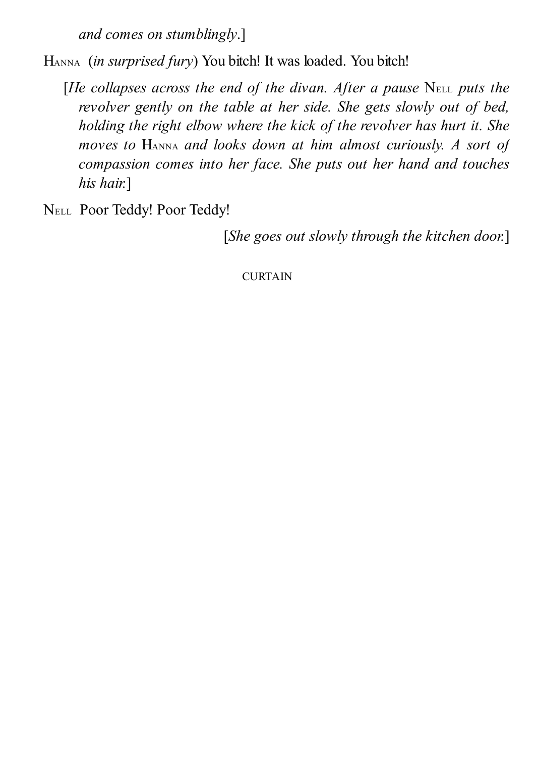*and comes on stumblingly*.]

HANNA (*in surprised fury*) You bitch! It was loaded. You bitch!

[*He collapses across the end of the divan. After a pause* NELL *puts the revolver gently on the table at her side. She gets slowly out of bed, holding the right elbow where the kick of the revolver has hurt it. She moves to* HANNA *and looks down at him almost curiously. A sort of compassion comes into her face. She puts out her hand and touches his hair.*]

NELL Poor Teddy! Poor Teddy!

[*She goes out slowly through the kitchen door.*]

CURTAIN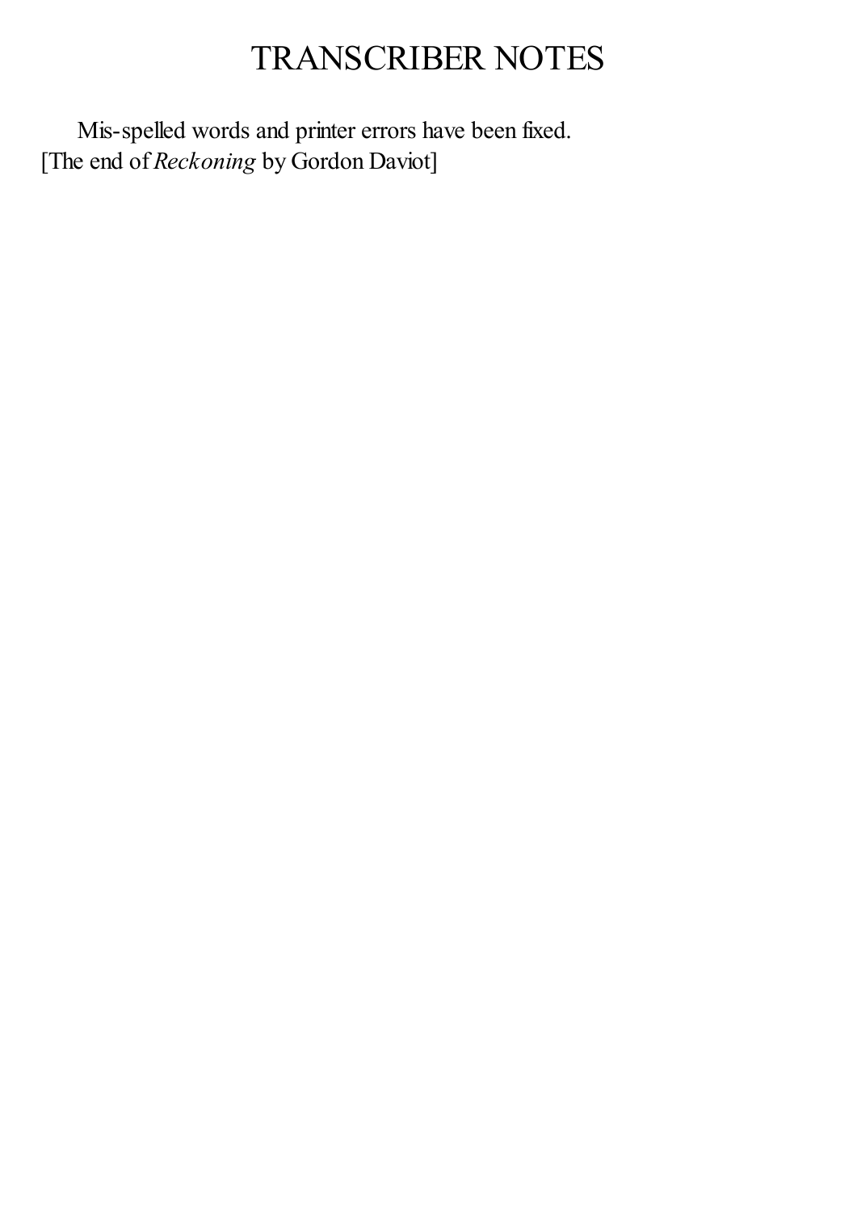# TRANSCRIBER NOTES

Mis-spelled words and printer errors have been fixed.

[The end of *Reckoning* by Gordon Daviot]